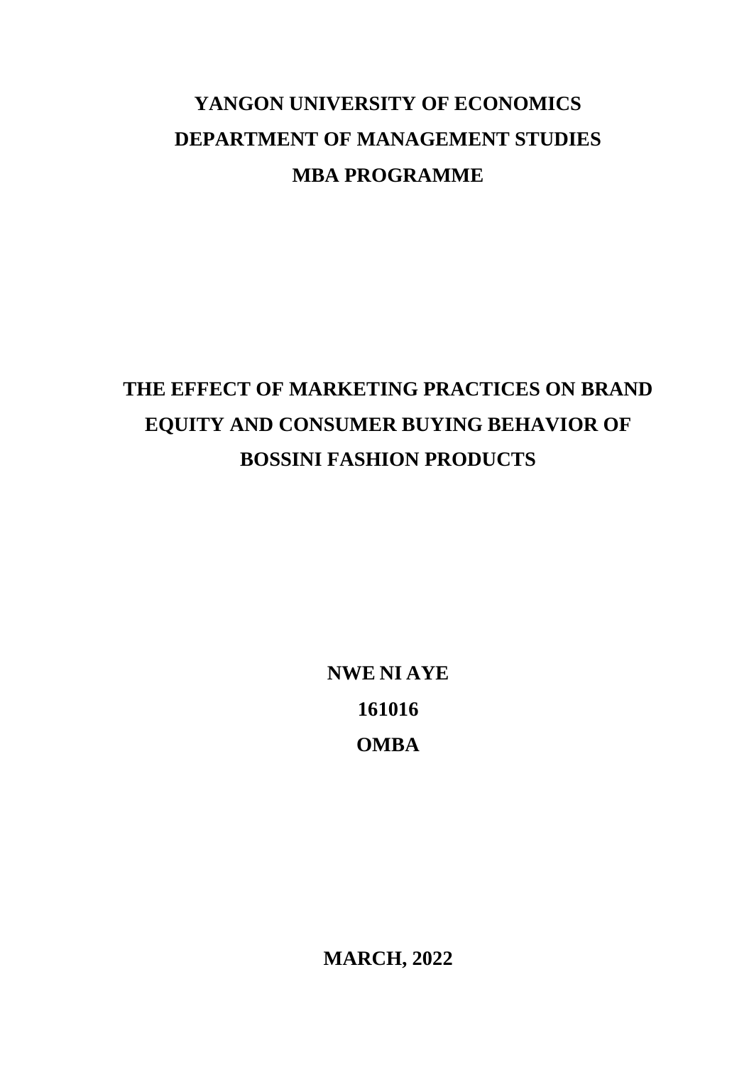**YANGON UNIVERSITY OF ECONOMICS**

**DEPARTMENT OF MANAGEMENT STUDIES**

**MBA PROGRAMME**

# THE EFFECT OF MARKETING PRACTICES ON BRAND EQUITY AND CONSUMER BUYING BEHAVIOR OF BOSSINI FASHION PRODUCTS

**NWE NI AYE**

**161016**

**OMBA**

**MARCH, 2022**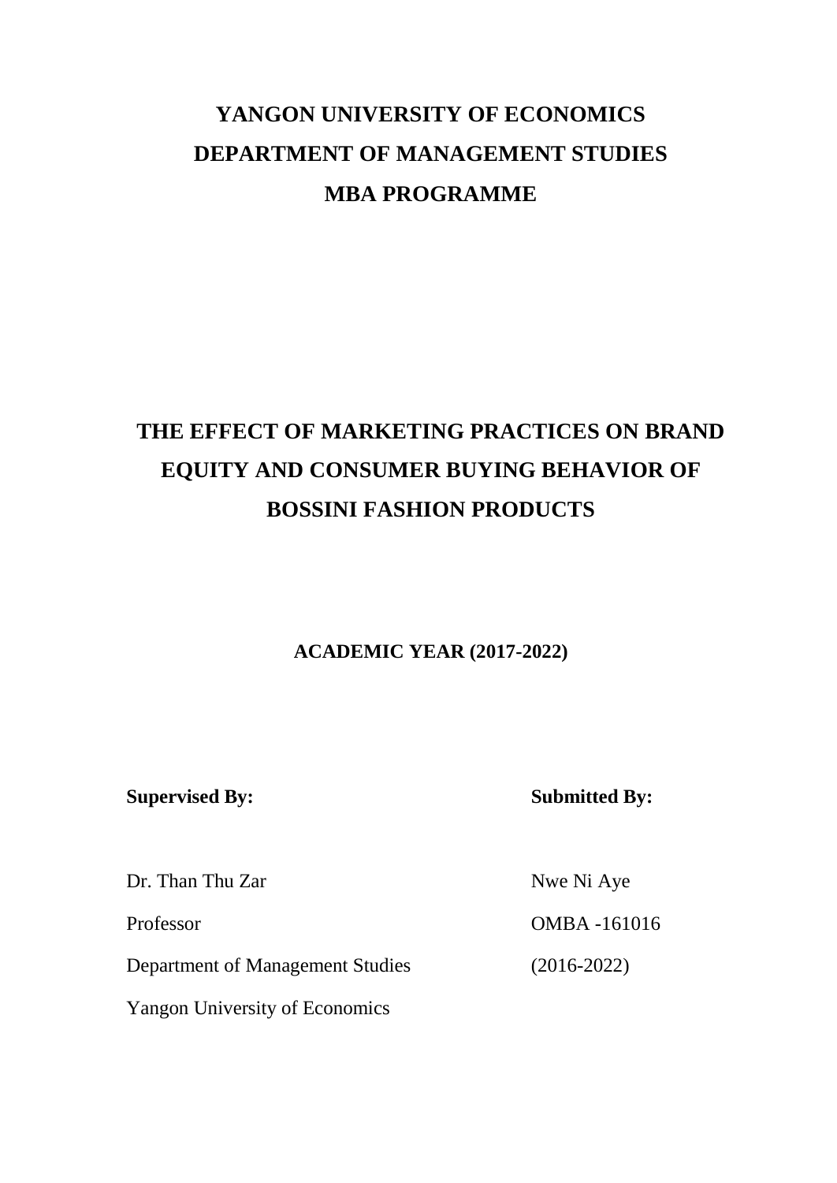**YANGON UNIVERSITY OF ECONOMICS**

**DEPARTMENT OF MANAGEMENT STUDIES**

**MBA PROGRAMME**

# THE EFFECT OF MARKETING PRACTICES ON BRAND EQUITY AND CONSUMER BUYING BEHAVIOR OF BOSSINI FASHION PRODUCTS

**ACADEMIC YEAR (2017-2022)**

**Supervised By:**

Dr. Than Thu Zar

Professor

Department of Management Studies

Yangon University of Economics

**Submitted By:**

Nwe Ni Aye

OMBA -161016

(2016-2022)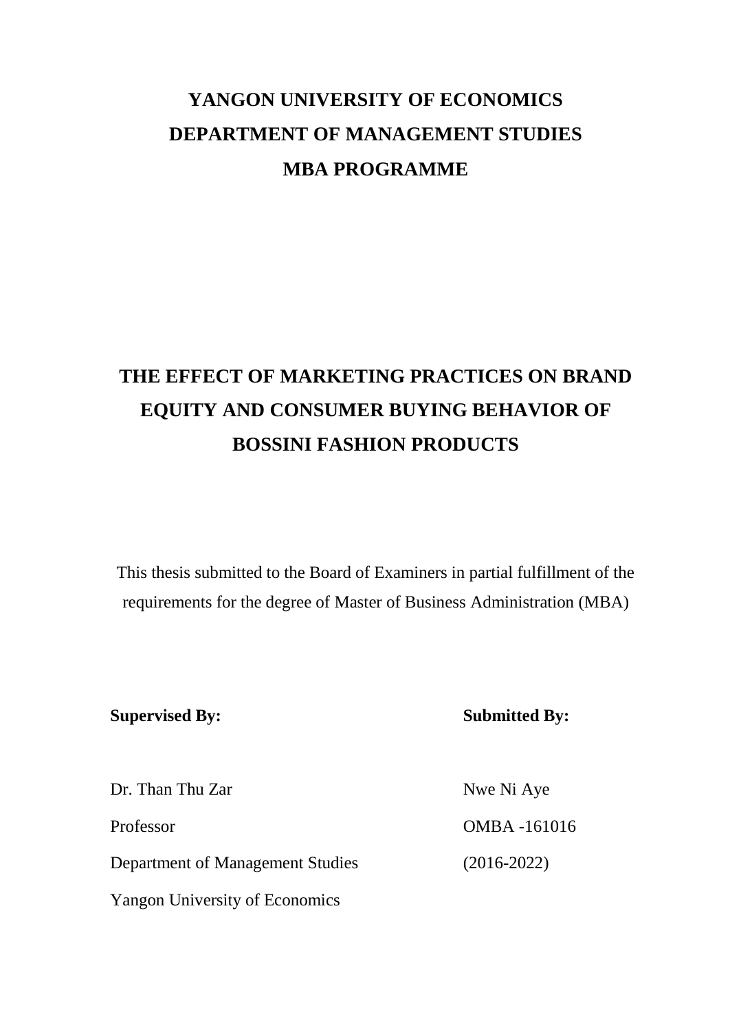# YANGON UNIVERSITY OF ECONOMICS
# DEPARTMENT OF MANAGEMENT STUDIES
# MBA PROGRAMME

# THE EFFECT OF MARKETING PRACTICES ON BRAND EQUITY AND CONSUMER BUYING BEHAVIOR OF BOSSINI FASHION PRODUCTS

This thesis submitted to the Board of Examiners in partial fulfillment of the requirements for the degree of Master of Business Administration (MBA)

| **Supervised By:** | **Submitted By:** |
|---|---|
| Dr. Than Thu Zar | Nwe Ni Aye |
| Professor | OMBA -161016 |
| Department of Management Studies | (2016-2022) |
| Yangon University of Economics | |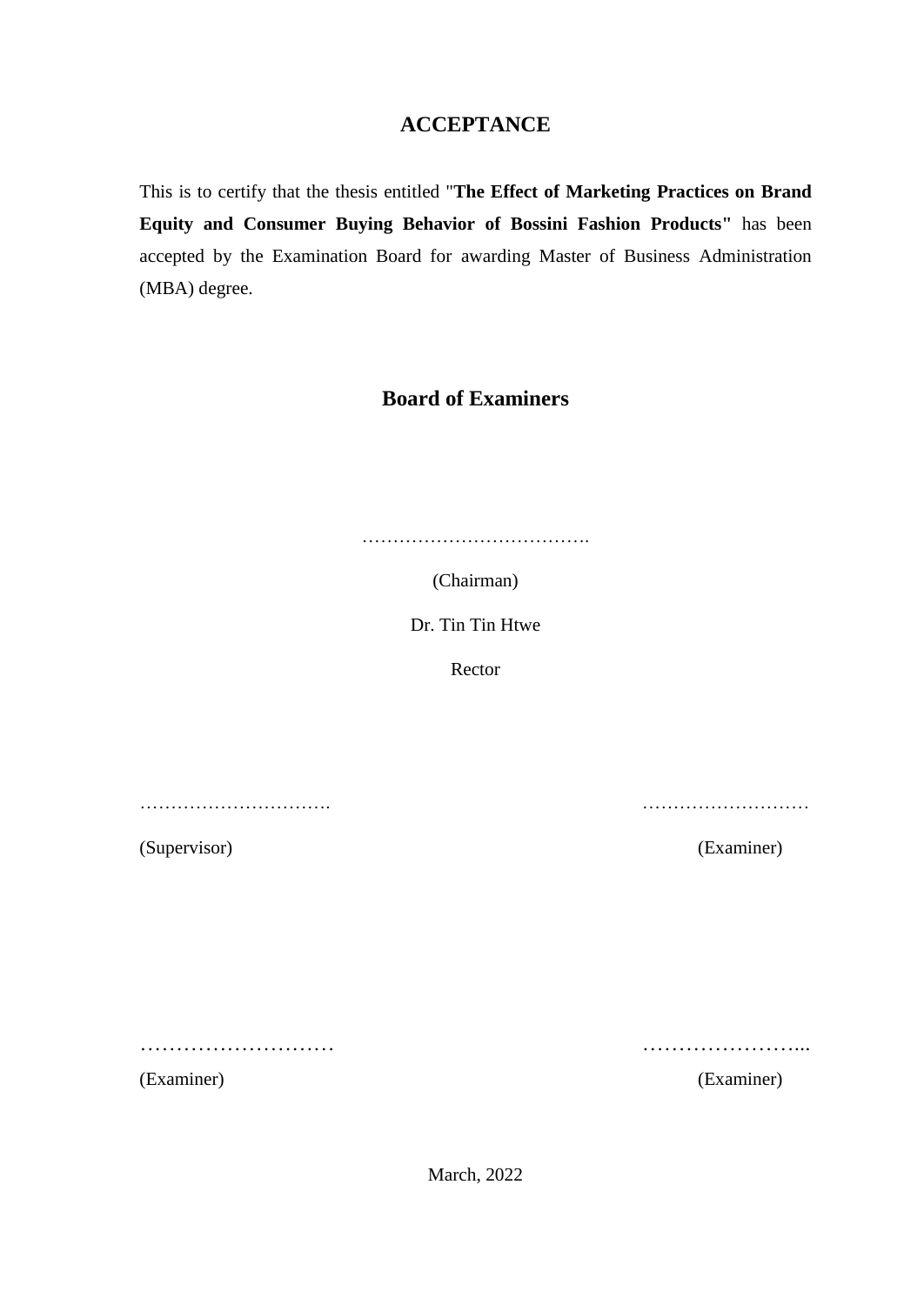# ACCEPTANCE

This is to certify that the thesis entitled "**The Effect of Marketing Practices on Brand Equity and Consumer Buying Behavior of Bossini Fashion Products"** has been accepted by the Examination Board for awarding Master of Business Administration (MBA) degree.

## Board of Examiners

……………………………….

(Chairman)

Dr. Tin Tin Htwe

Rector

…………………………. ………………………

(Supervisor) (Examiner)

……………………… …………………...

(Examiner) (Examiner)

March, 2022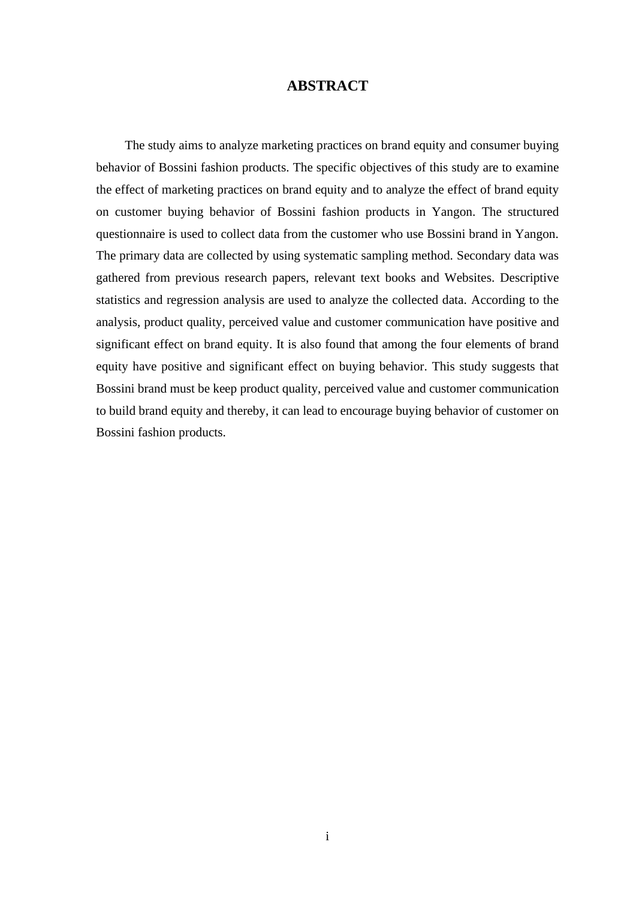# ABSTRACT

The study aims to analyze marketing practices on brand equity and consumer buying behavior of Bossini fashion products. The specific objectives of this study are to examine the effect of marketing practices on brand equity and to analyze the effect of brand equity on customer buying behavior of Bossini fashion products in Yangon. The structured questionnaire is used to collect data from the customer who use Bossini brand in Yangon. The primary data are collected by using systematic sampling method. Secondary data was gathered from previous research papers, relevant text books and Websites. Descriptive statistics and regression analysis are used to analyze the collected data. According to the analysis, product quality, perceived value and customer communication have positive and significant effect on brand equity. It is also found that among the four elements of brand equity have positive and significant effect on buying behavior. This study suggests that Bossini brand must be keep product quality, perceived value and customer communication to build brand equity and thereby, it can lead to encourage buying behavior of customer on Bossini fashion products.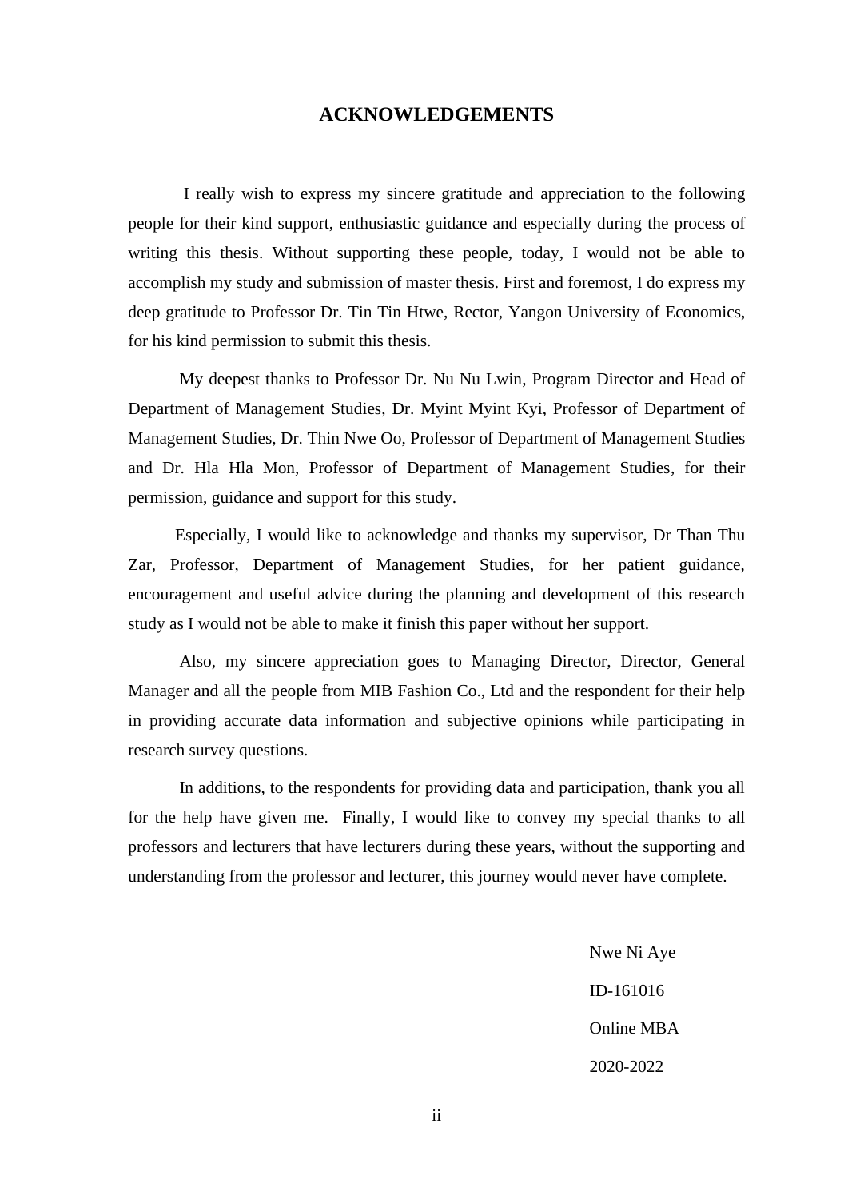# ACKNOWLEDGEMENTS

I really wish to express my sincere gratitude and appreciation to the following people for their kind support, enthusiastic guidance and especially during the process of writing this thesis. Without supporting these people, today, I would not be able to accomplish my study and submission of master thesis. First and foremost, I do express my deep gratitude to Professor Dr. Tin Tin Htwe, Rector, Yangon University of Economics, for his kind permission to submit this thesis.

My deepest thanks to Professor Dr. Nu Nu Lwin, Program Director and Head of Department of Management Studies, Dr. Myint Myint Kyi, Professor of Department of Management Studies, Dr. Thin Nwe Oo, Professor of Department of Management Studies and Dr. Hla Hla Mon, Professor of Department of Management Studies, for their permission, guidance and support for this study.

Especially, I would like to acknowledge and thanks my supervisor, Dr Than Thu Zar, Professor, Department of Management Studies, for her patient guidance, encouragement and useful advice during the planning and development of this research study as I would not be able to make it finish this paper without her support.

Also, my sincere appreciation goes to Managing Director, Director, General Manager and all the people from MIB Fashion Co., Ltd and the respondent for their help in providing accurate data information and subjective opinions while participating in research survey questions.

In additions, to the respondents for providing data and participation, thank you all for the help have given me. Finally, I would like to convey my special thanks to all professors and lecturers that have lecturers during these years, without the supporting and understanding from the professor and lecturer, this journey would never have complete.

Nwe Ni Aye

ID-161016

Online MBA

2020-2022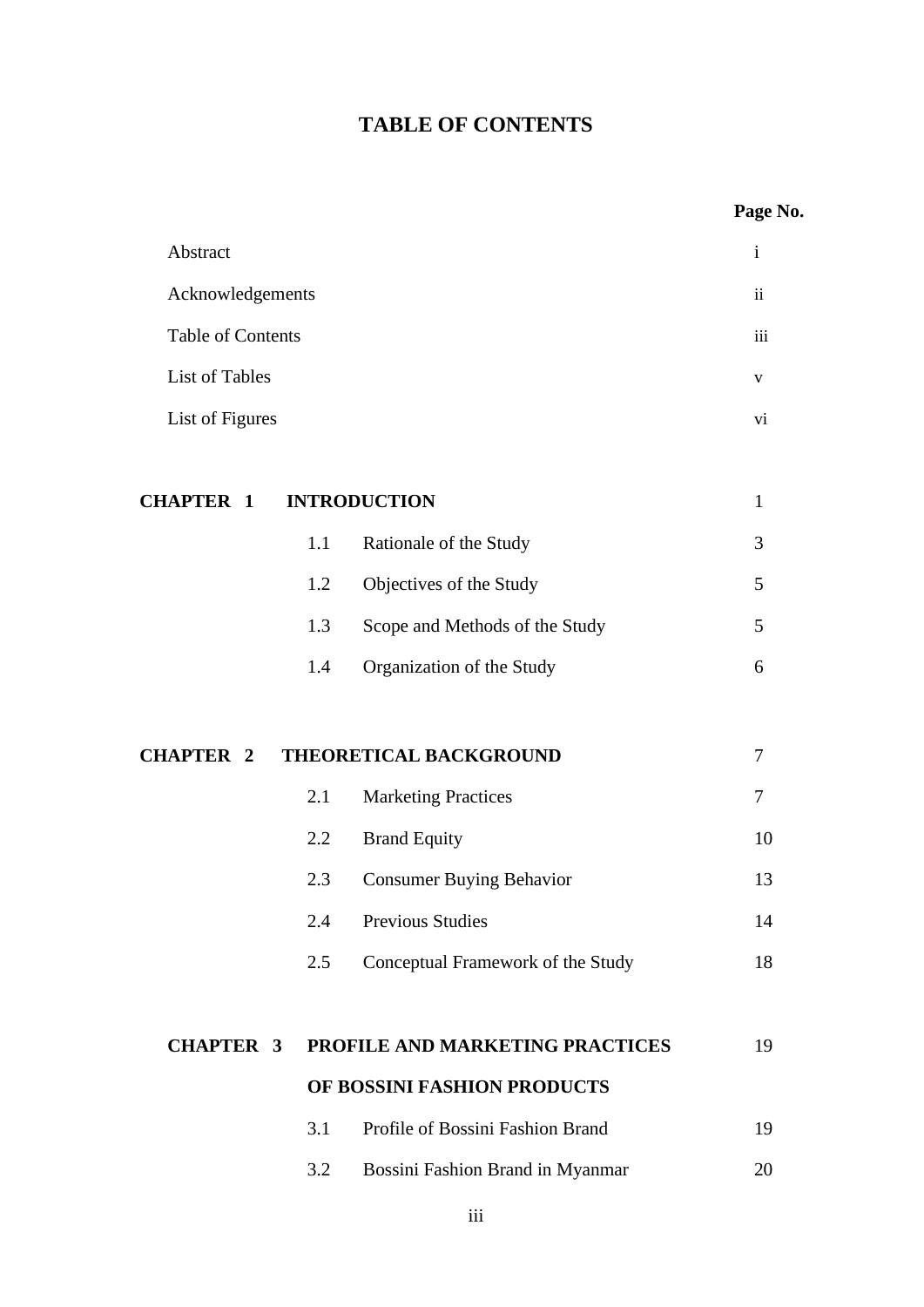# TABLE OF CONTENTS

| | | | Page No. |
|---|---|---|---|
| Abstract | | | i |
| Acknowledgements | | | ii |
| Table of Contents | | | iii |
| List of Tables | | | v |
| List of Figures | | | vi |
| **CHAPTER 1** | **INTRODUCTION** | | 1 |
| | 1.1 | Rationale of the Study | 3 |
| | 1.2 | Objectives of the Study | 5 |
| | 1.3 | Scope and Methods of the Study | 5 |
| | 1.4 | Organization of the Study | 6 |
| **CHAPTER 2** | **THEORETICAL BACKGROUND** | | 7 |
| | 2.1 | Marketing Practices | 7 |
| | 2.2 | Brand Equity | 10 |
| | 2.3 | Consumer Buying Behavior | 13 |
| | 2.4 | Previous Studies | 14 |
| | 2.5 | Conceptual Framework of the Study | 18 |
| **CHAPTER 3** | **PROFILE AND MARKETING PRACTICES OF BOSSINI FASHION PRODUCTS** | | 19 |
| | 3.1 | Profile of Bossini Fashion Brand | 19 |
| | 3.2 | Bossini Fashion Brand in Myanmar | 20 |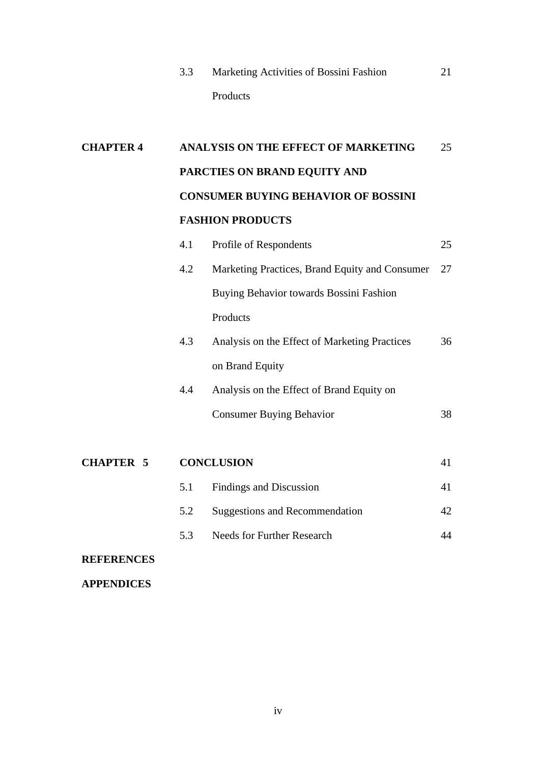| | | | |
|---|---|---|---|
| | 3.3 | Marketing Activities of Bossini Fashion Products | 21 |
| **CHAPTER 4** | **ANALYSIS ON THE EFFECT OF MARKETING PARCTIES ON BRAND EQUITY AND CONSUMER BUYING BEHAVIOR OF BOSSINI FASHION PRODUCTS** | | 25 |
| | 4.1 | Profile of Respondents | 25 |
| | 4.2 | Marketing Practices, Brand Equity and Consumer Buying Behavior towards Bossini Fashion Products | 27 |
| | 4.3 | Analysis on the Effect of Marketing Practices on Brand Equity | 36 |
| | 4.4 | Analysis on the Effect of Brand Equity on Consumer Buying Behavior | 38 |
| **CHAPTER 5** | **CONCLUSION** | | 41 |
| | 5.1 | Findings and Discussion | 41 |
| | 5.2 | Suggestions and Recommendation | 42 |
| | 5.3 | Needs for Further Research | 44 |
| **REFERENCES** | | | |
| **APPENDICES** | | | |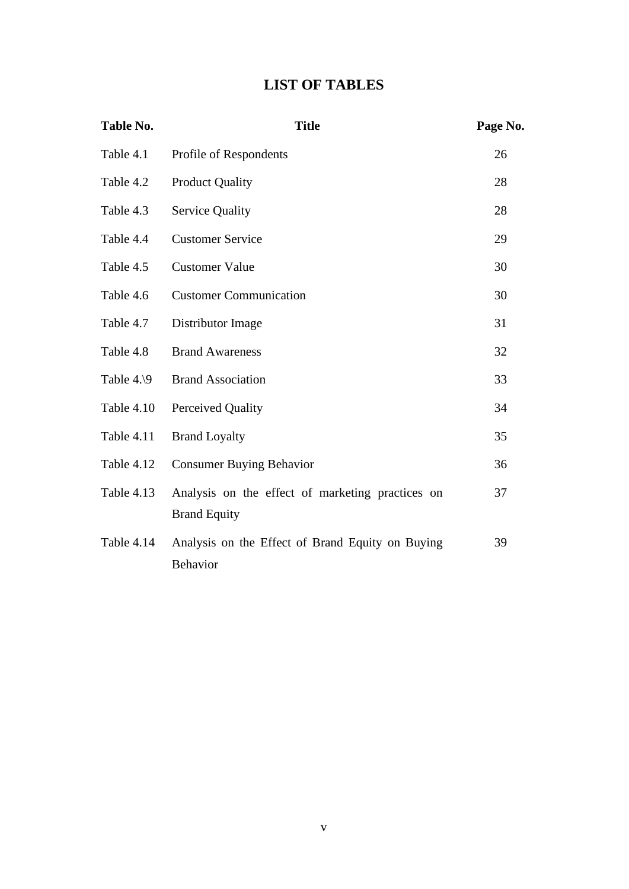# LIST OF TABLES

| Table No. | Title | Page No. |
|---|---|---|
| Table 4.1 | Profile of Respondents | 26 |
| Table 4.2 | Product Quality | 28 |
| Table 4.3 | Service Quality | 28 |
| Table 4.4 | Customer Service | 29 |
| Table 4.5 | Customer Value | 30 |
| Table 4.6 | Customer Communication | 30 |
| Table 4.7 | Distributor Image | 31 |
| Table 4.8 | Brand Awareness | 32 |
| Table 4.\9 | Brand Association | 33 |
| Table 4.10 | Perceived Quality | 34 |
| Table 4.11 | Brand Loyalty | 35 |
| Table 4.12 | Consumer Buying Behavior | 36 |
| Table 4.13 | Analysis on the effect of marketing practices on Brand Equity | 37 |
| Table 4.14 | Analysis on the Effect of Brand Equity on Buying Behavior | 39 |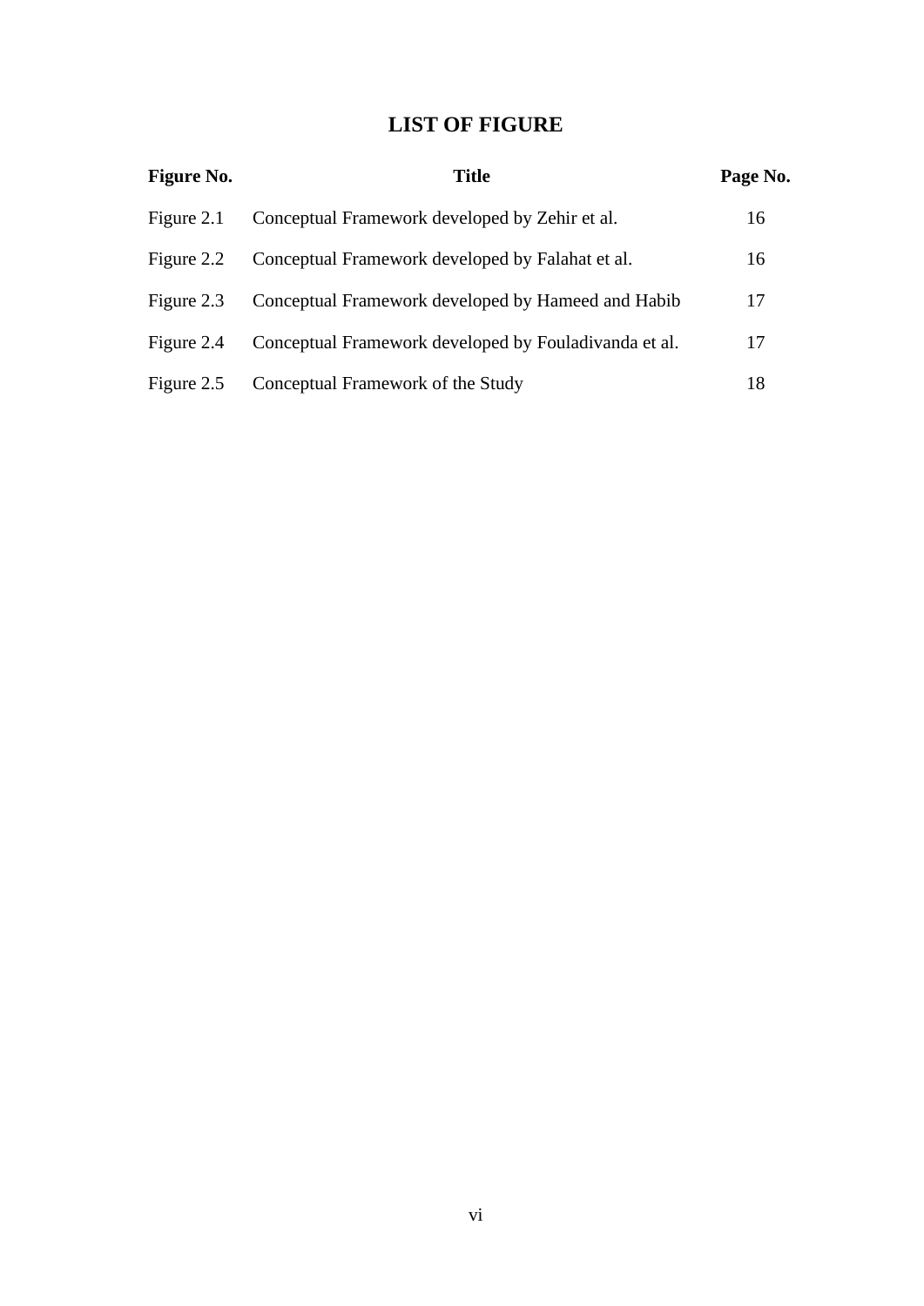# LIST OF FIGURE

| Figure No. | Title | Page No. |
| --- | --- | --- |
| Figure 2.1 | Conceptual Framework developed by Zehir et al. | 16 |
| Figure 2.2 | Conceptual Framework developed by Falahat et al. | 16 |
| Figure 2.3 | Conceptual Framework developed by Hameed and Habib | 17 |
| Figure 2.4 | Conceptual Framework developed by Fouladivanda et al. | 17 |
| Figure 2.5 | Conceptual Framework of the Study | 18 |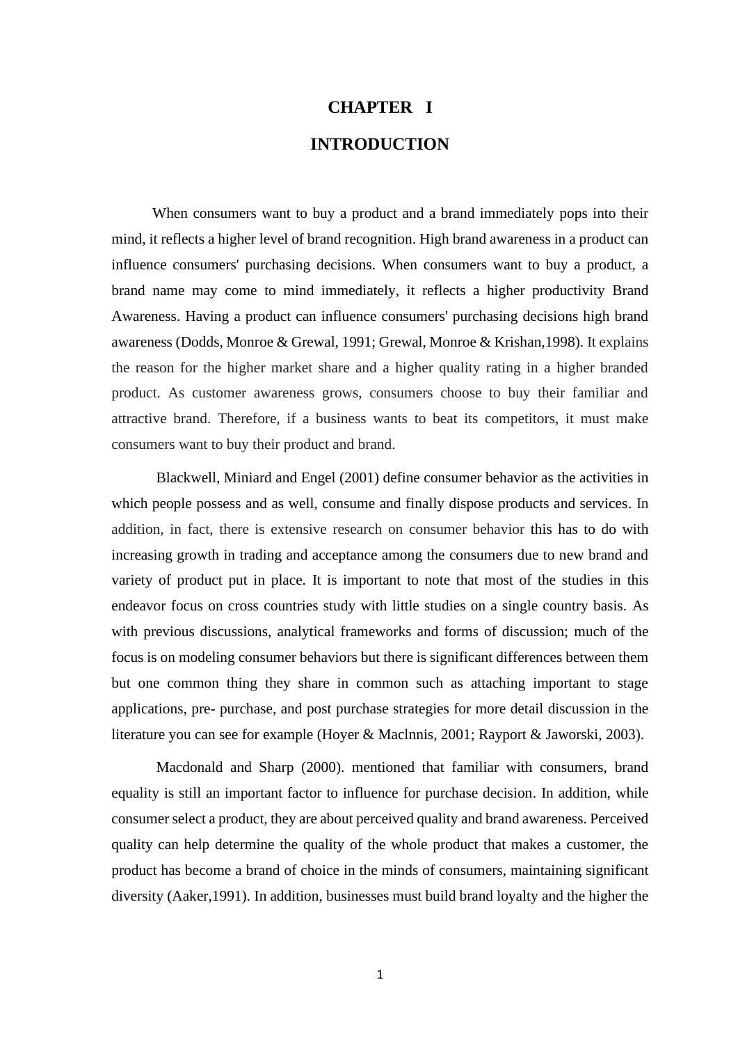# CHAPTER I

# INTRODUCTION

When consumers want to buy a product and a brand immediately pops into their mind, it reflects a higher level of brand recognition. High brand awareness in a product can influence consumers' purchasing decisions. When consumers want to buy a product, a brand name may come to mind immediately, it reflects a higher productivity Brand Awareness. Having a product can influence consumers' purchasing decisions high brand awareness (Dodds, Monroe & Grewal, 1991; Grewal, Monroe & Krishan,1998). It explains the reason for the higher market share and a higher quality rating in a higher branded product. As customer awareness grows, consumers choose to buy their familiar and attractive brand. Therefore, if a business wants to beat its competitors, it must make consumers want to buy their product and brand.

Blackwell, Miniard and Engel (2001) define consumer behavior as the activities in which people possess and as well, consume and finally dispose products and services. In addition, in fact, there is extensive research on consumer behavior this has to do with increasing growth in trading and acceptance among the consumers due to new brand and variety of product put in place. It is important to note that most of the studies in this endeavor focus on cross countries study with little studies on a single country basis. As with previous discussions, analytical frameworks and forms of discussion; much of the focus is on modeling consumer behaviors but there is significant differences between them but one common thing they share in common such as attaching important to stage applications, pre- purchase, and post purchase strategies for more detail discussion in the literature you can see for example (Hoyer & Maclnnis, 2001; Rayport & Jaworski, 2003).

Macdonald and Sharp (2000). mentioned that familiar with consumers, brand equality is still an important factor to influence for purchase decision. In addition, while consumer select a product, they are about perceived quality and brand awareness. Perceived quality can help determine the quality of the whole product that makes a customer, the product has become a brand of choice in the minds of consumers, maintaining significant diversity (Aaker,1991). In addition, businesses must build brand loyalty and the higher the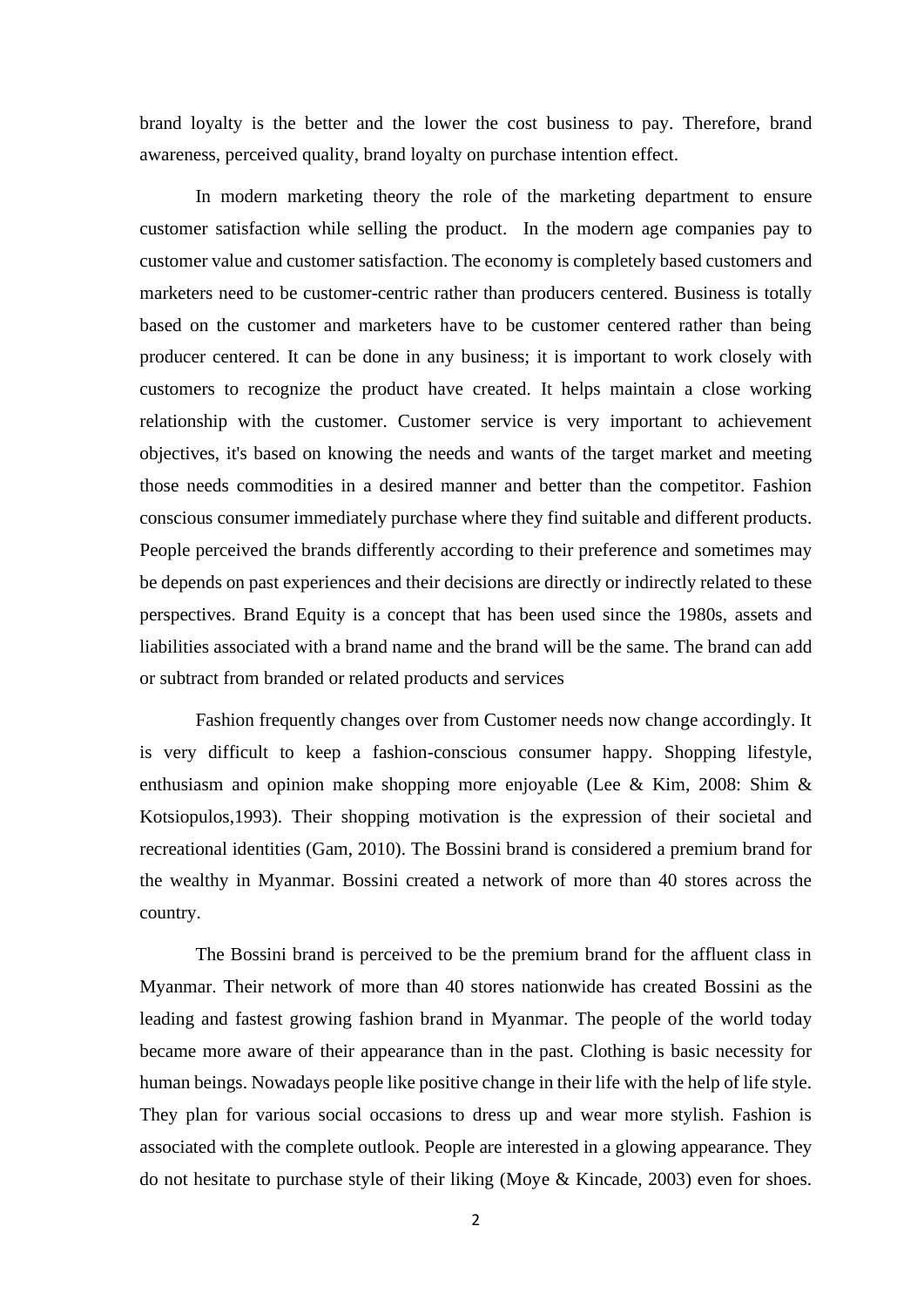brand loyalty is the better and the lower the cost business to pay. Therefore, brand awareness, perceived quality, brand loyalty on purchase intention effect.

In modern marketing theory the role of the marketing department to ensure customer satisfaction while selling the product. In the modern age companies pay to customer value and customer satisfaction. The economy is completely based customers and marketers need to be customer-centric rather than producers centered. Business is totally based on the customer and marketers have to be customer centered rather than being producer centered. It can be done in any business; it is important to work closely with customers to recognize the product have created. It helps maintain a close working relationship with the customer. Customer service is very important to achievement objectives, it's based on knowing the needs and wants of the target market and meeting those needs commodities in a desired manner and better than the competitor. Fashion conscious consumer immediately purchase where they find suitable and different products. People perceived the brands differently according to their preference and sometimes may be depends on past experiences and their decisions are directly or indirectly related to these perspectives. Brand Equity is a concept that has been used since the 1980s, assets and liabilities associated with a brand name and the brand will be the same. The brand can add or subtract from branded or related products and services

Fashion frequently changes over from Customer needs now change accordingly. It is very difficult to keep a fashion-conscious consumer happy. Shopping lifestyle, enthusiasm and opinion make shopping more enjoyable (Lee & Kim, 2008: Shim & Kotsiopulos,1993). Their shopping motivation is the expression of their societal and recreational identities (Gam, 2010). The Bossini brand is considered a premium brand for the wealthy in Myanmar. Bossini created a network of more than 40 stores across the country.

The Bossini brand is perceived to be the premium brand for the affluent class in Myanmar. Their network of more than 40 stores nationwide has created Bossini as the leading and fastest growing fashion brand in Myanmar. The people of the world today became more aware of their appearance than in the past. Clothing is basic necessity for human beings. Nowadays people like positive change in their life with the help of life style. They plan for various social occasions to dress up and wear more stylish. Fashion is associated with the complete outlook. People are interested in a glowing appearance. They do not hesitate to purchase style of their liking (Moye & Kincade, 2003) even for shoes.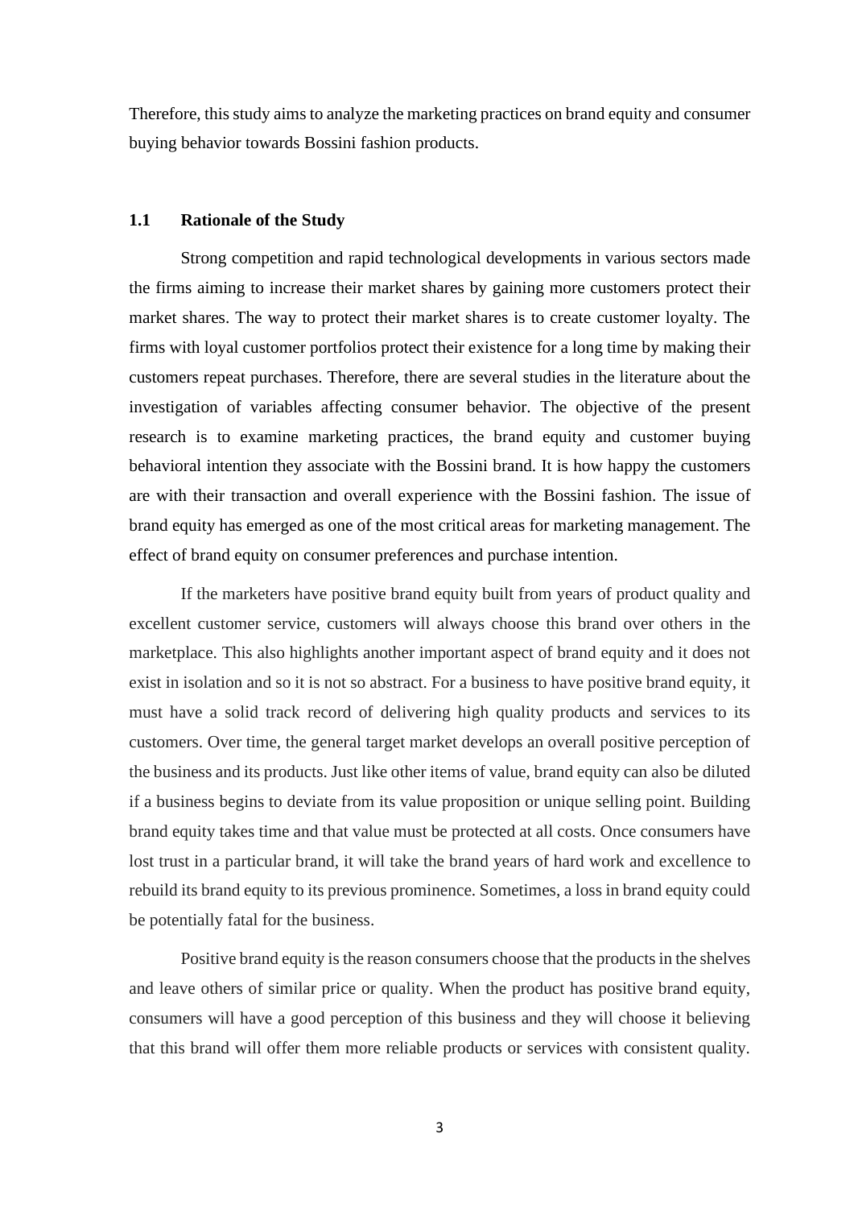Therefore, this study aims to analyze the marketing practices on brand equity and consumer buying behavior towards Bossini fashion products.

## 1.1 Rationale of the Study

Strong competition and rapid technological developments in various sectors made the firms aiming to increase their market shares by gaining more customers protect their market shares. The way to protect their market shares is to create customer loyalty. The firms with loyal customer portfolios protect their existence for a long time by making their customers repeat purchases. Therefore, there are several studies in the literature about the investigation of variables affecting consumer behavior. The objective of the present research is to examine marketing practices, the brand equity and customer buying behavioral intention they associate with the Bossini brand. It is how happy the customers are with their transaction and overall experience with the Bossini fashion. The issue of brand equity has emerged as one of the most critical areas for marketing management. The effect of brand equity on consumer preferences and purchase intention.

If the marketers have positive brand equity built from years of product quality and excellent customer service, customers will always choose this brand over others in the marketplace. This also highlights another important aspect of brand equity and it does not exist in isolation and so it is not so abstract. For a business to have positive brand equity, it must have a solid track record of delivering high quality products and services to its customers. Over time, the general target market develops an overall positive perception of the business and its products. Just like other items of value, brand equity can also be diluted if a business begins to deviate from its value proposition or unique selling point. Building brand equity takes time and that value must be protected at all costs. Once consumers have lost trust in a particular brand, it will take the brand years of hard work and excellence to rebuild its brand equity to its previous prominence. Sometimes, a loss in brand equity could be potentially fatal for the business.

Positive brand equity is the reason consumers choose that the products in the shelves and leave others of similar price or quality. When the product has positive brand equity, consumers will have a good perception of this business and they will choose it believing that this brand will offer them more reliable products or services with consistent quality.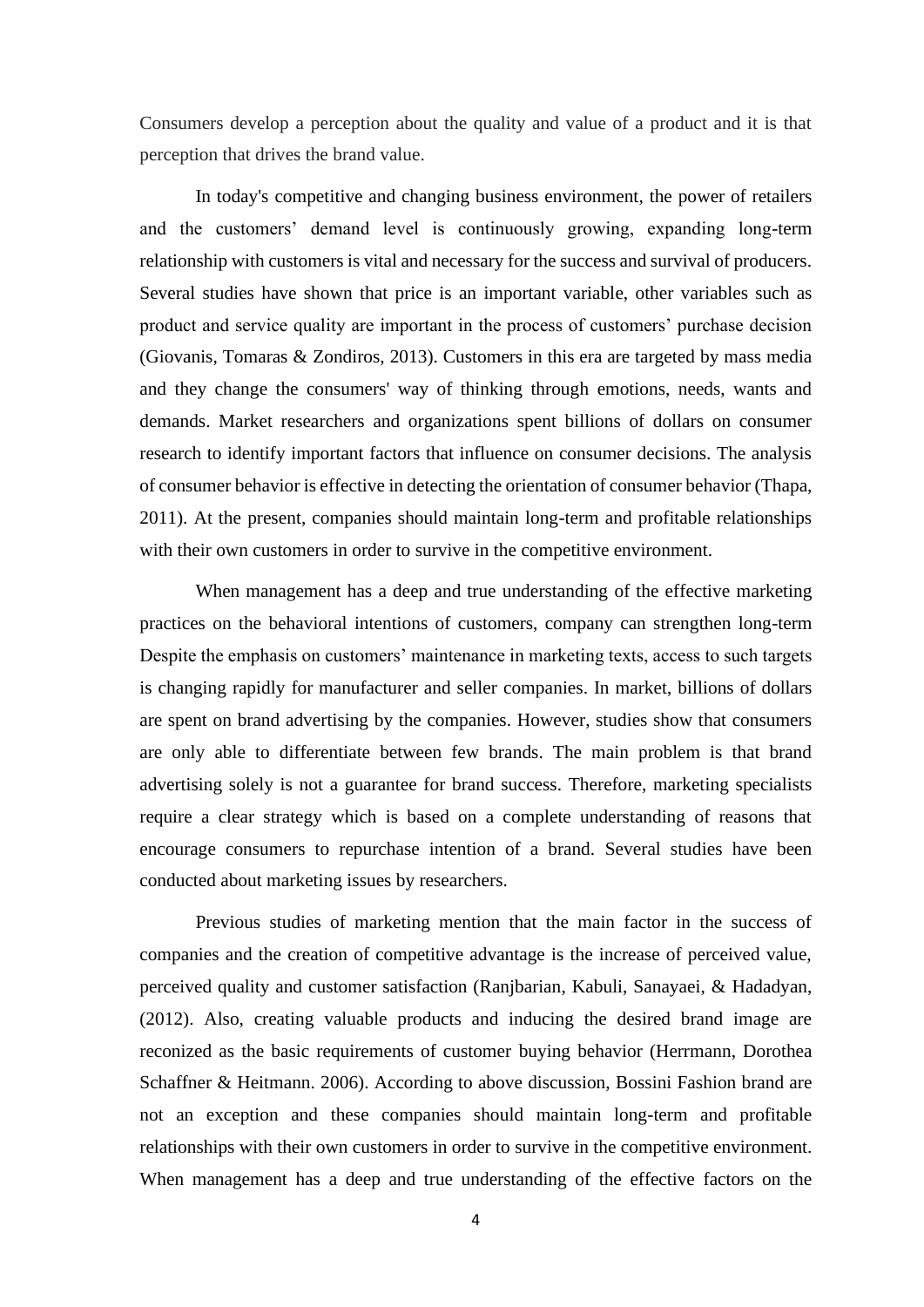Consumers develop a perception about the quality and value of a product and it is that perception that drives the brand value.

In today's competitive and changing business environment, the power of retailers and the customers' demand level is continuously growing, expanding long-term relationship with customers is vital and necessary for the success and survival of producers. Several studies have shown that price is an important variable, other variables such as product and service quality are important in the process of customers' purchase decision (Giovanis, Tomaras & Zondiros, 2013). Customers in this era are targeted by mass media and they change the consumers' way of thinking through emotions, needs, wants and demands. Market researchers and organizations spent billions of dollars on consumer research to identify important factors that influence on consumer decisions. The analysis of consumer behavior is effective in detecting the orientation of consumer behavior (Thapa, 2011). At the present, companies should maintain long-term and profitable relationships with their own customers in order to survive in the competitive environment.

When management has a deep and true understanding of the effective marketing practices on the behavioral intentions of customers, company can strengthen long-term Despite the emphasis on customers' maintenance in marketing texts, access to such targets is changing rapidly for manufacturer and seller companies. In market, billions of dollars are spent on brand advertising by the companies. However, studies show that consumers are only able to differentiate between few brands. The main problem is that brand advertising solely is not a guarantee for brand success. Therefore, marketing specialists require a clear strategy which is based on a complete understanding of reasons that encourage consumers to repurchase intention of a brand. Several studies have been conducted about marketing issues by researchers.

Previous studies of marketing mention that the main factor in the success of companies and the creation of competitive advantage is the increase of perceived value, perceived quality and customer satisfaction (Ranjbarian, Kabuli, Sanayaei, & Hadadyan, (2012). Also, creating valuable products and inducing the desired brand image are reconized as the basic requirements of customer buying behavior (Herrmann, Dorothea Schaffner & Heitmann. 2006). According to above discussion, Bossini Fashion brand are not an exception and these companies should maintain long-term and profitable relationships with their own customers in order to survive in the competitive environment. When management has a deep and true understanding of the effective factors on the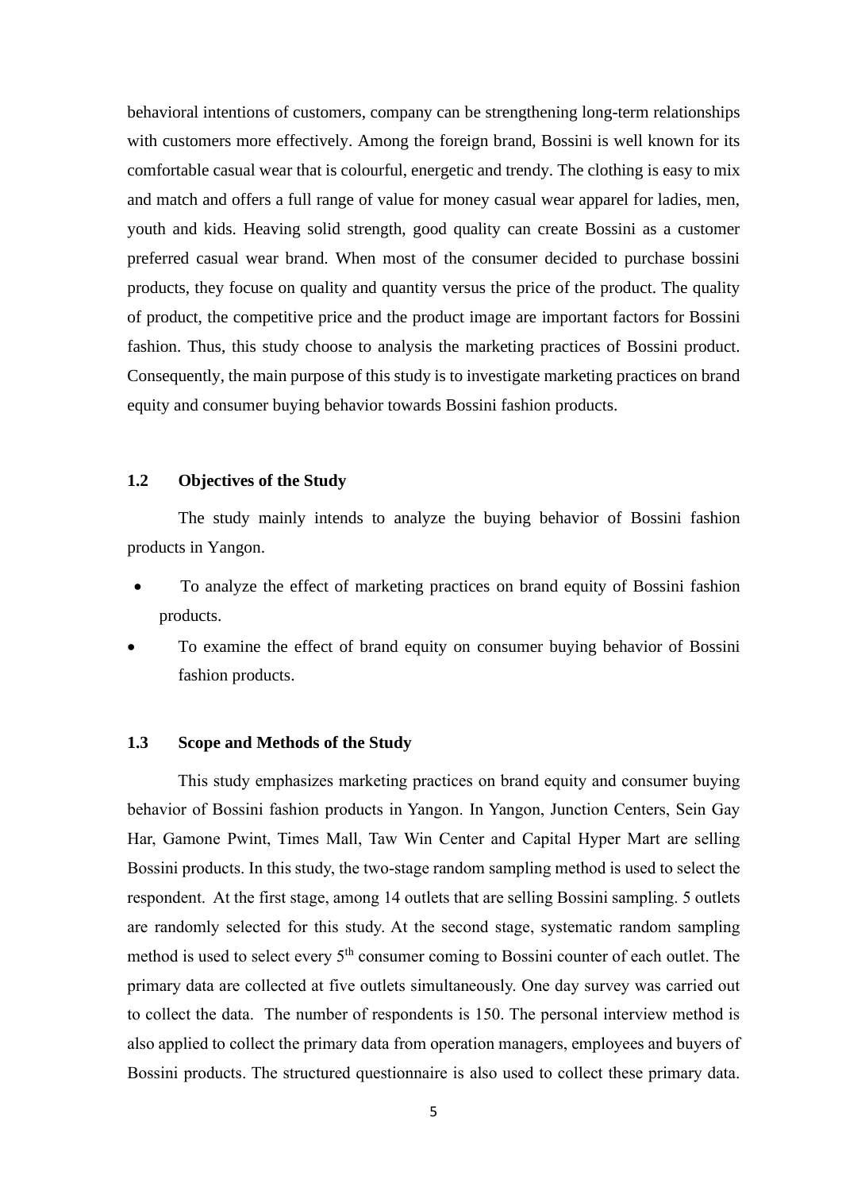behavioral intentions of customers, company can be strengthening long-term relationships with customers more effectively. Among the foreign brand, Bossini is well known for its comfortable casual wear that is colourful, energetic and trendy. The clothing is easy to mix and match and offers a full range of value for money casual wear apparel for ladies, men, youth and kids. Heaving solid strength, good quality can create Bossini as a customer preferred casual wear brand. When most of the consumer decided to purchase bossini products, they focus on quality and quantity versus the price of the product. The quality of product, the competitive price and the product image are important factors for Bossini fashion. Thus, this study choose to analysis the marketing practices of Bossini product. Consequently, the main purpose of this study is to investigate marketing practices on brand equity and consumer buying behavior towards Bossini fashion products.

## 1.2 Objectives of the Study

The study mainly intends to analyze the buying behavior of Bossini fashion products in Yangon.

- To analyze the effect of marketing practices on brand equity of Bossini fashion products.
- To examine the effect of brand equity on consumer buying behavior of Bossini fashion products.

## 1.3 Scope and Methods of the Study

This study emphasizes marketing practices on brand equity and consumer buying behavior of Bossini fashion products in Yangon. In Yangon, Junction Centers, Sein Gay Har, Gamone Pwint, Times Mall, Taw Win Center and Capital Hyper Mart are selling Bossini products. In this study, the two-stage random sampling method is used to select the respondent. At the first stage, among 14 outlets that are selling Bossini sampling. 5 outlets are randomly selected for this study. At the second stage, systematic random sampling method is used to select every 5th consumer coming to Bossini counter of each outlet. The primary data are collected at five outlets simultaneously. One day survey was carried out to collect the data. The number of respondents is 150. The personal interview method is also applied to collect the primary data from operation managers, employees and buyers of Bossini products. The structured questionnaire is also used to collect these primary data.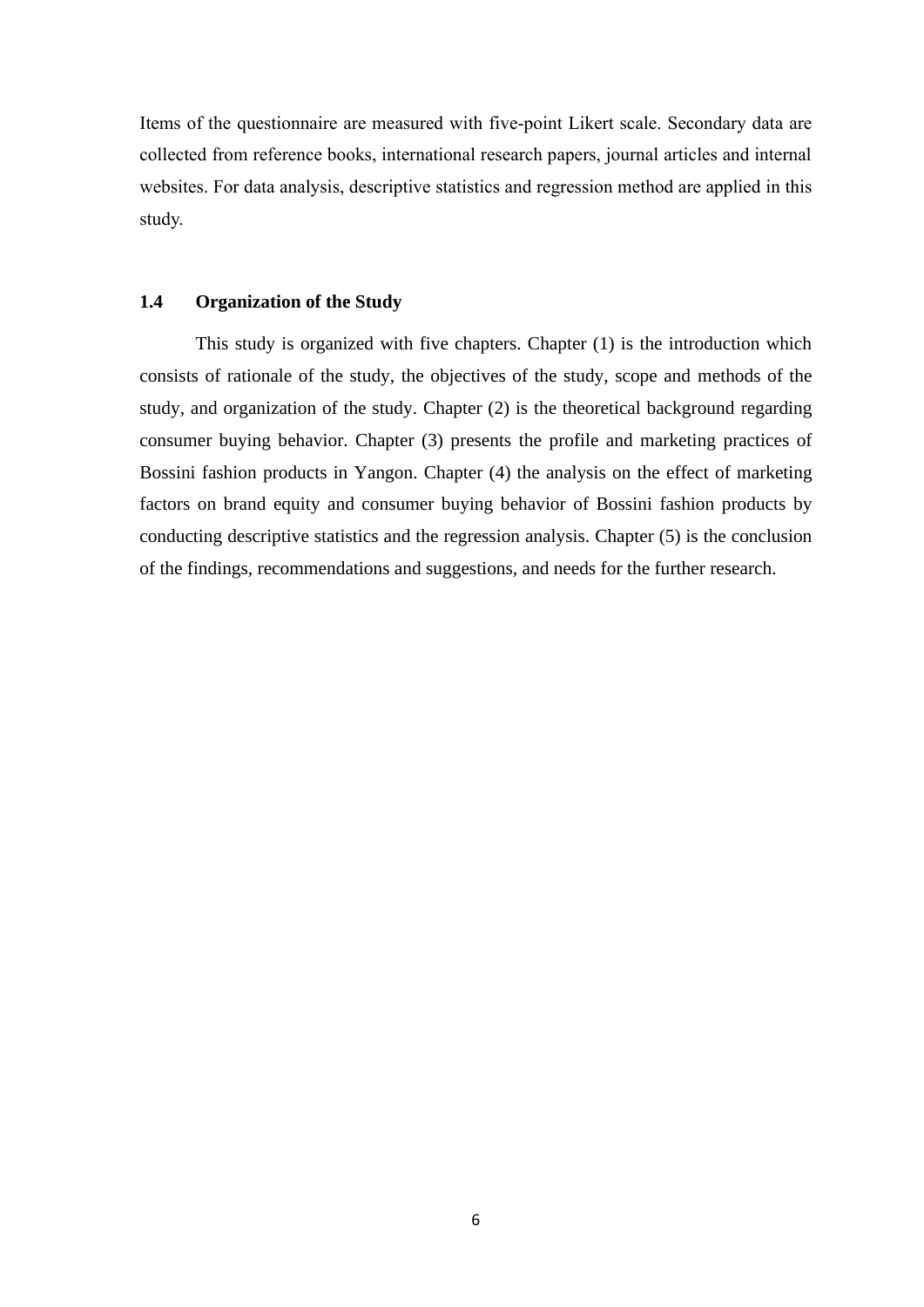Items of the questionnaire are measured with five-point Likert scale. Secondary data are collected from reference books, international research papers, journal articles and internal websites. For data analysis, descriptive statistics and regression method are applied in this study.

### 1.4 Organization of the Study

This study is organized with five chapters. Chapter (1) is the introduction which consists of rationale of the study, the objectives of the study, scope and methods of the study, and organization of the study. Chapter (2) is the theoretical background regarding consumer buying behavior. Chapter (3) presents the profile and marketing practices of Bossini fashion products in Yangon. Chapter (4) the analysis on the effect of marketing factors on brand equity and consumer buying behavior of Bossini fashion products by conducting descriptive statistics and the regression analysis. Chapter (5) is the conclusion of the findings, recommendations and suggestions, and needs for the further research.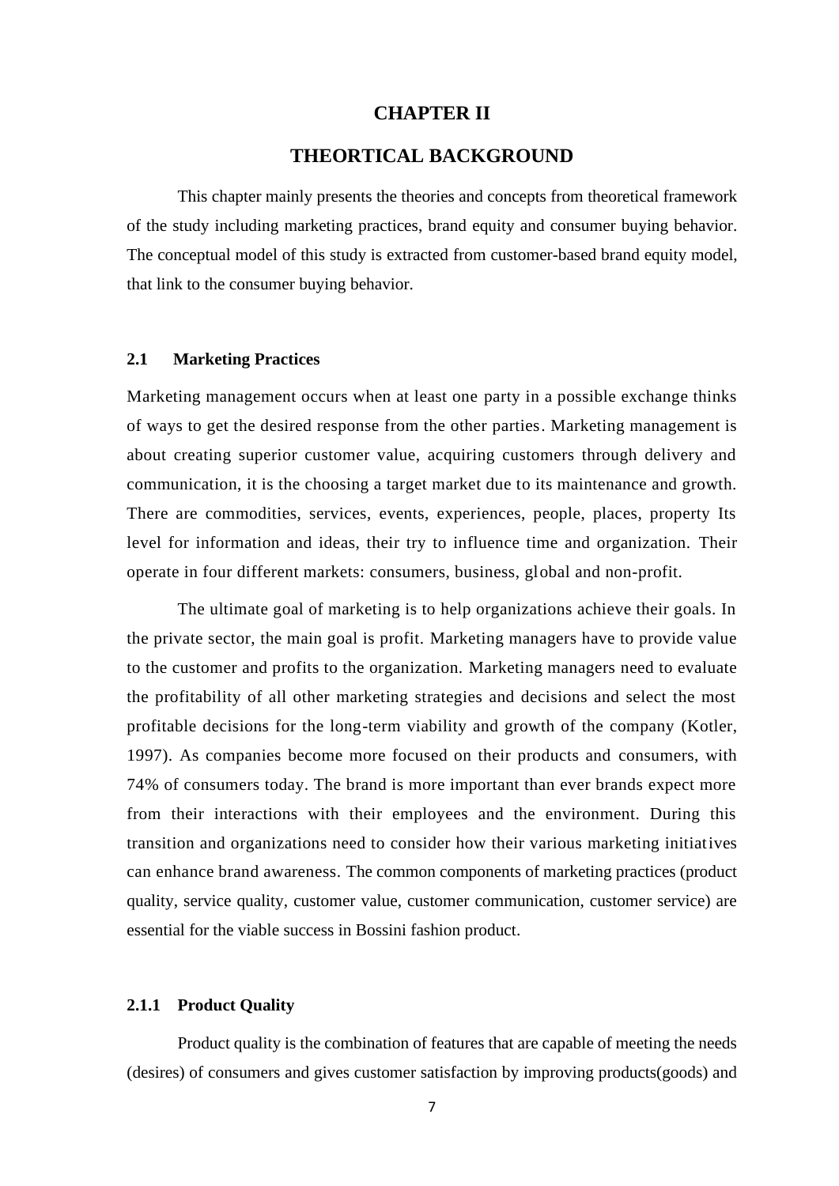# CHAPTER II

# THEORTICAL BACKGROUND

This chapter mainly presents the theories and concepts from theoretical framework of the study including marketing practices, brand equity and consumer buying behavior. The conceptual model of this study is extracted from customer-based brand equity model, that link to the consumer buying behavior.

## 2.1 Marketing Practices

Marketing management occurs when at least one party in a possible exchange thinks of ways to get the desired response from the other parties. Marketing management is about creating superior customer value, acquiring customers through delivery and communication, it is the choosing a target market due to its maintenance and growth. There are commodities, services, events, experiences, people, places, property Its level for information and ideas, their try to influence time and organization. Their operate in four different markets: consumers, business, global and non-profit.

The ultimate goal of marketing is to help organizations achieve their goals. In the private sector, the main goal is profit. Marketing managers have to provide value to the customer and profits to the organization. Marketing managers need to evaluate the profitability of all other marketing strategies and decisions and select the most profitable decisions for the long-term viability and growth of the company (Kotler, 1997). As companies become more focused on their products and consumers, with 74% of consumers today. The brand is more important than ever brands expect more from their interactions with their employees and the environment. During this transition and organizations need to consider how their various marketing initiatives can enhance brand awareness. The common components of marketing practices (product quality, service quality, customer value, customer communication, customer service) are essential for the viable success in Bossini fashion product.

### 2.1.1 Product Quality

Product quality is the combination of features that are capable of meeting the needs (desires) of consumers and gives customer satisfaction by improving products(goods) and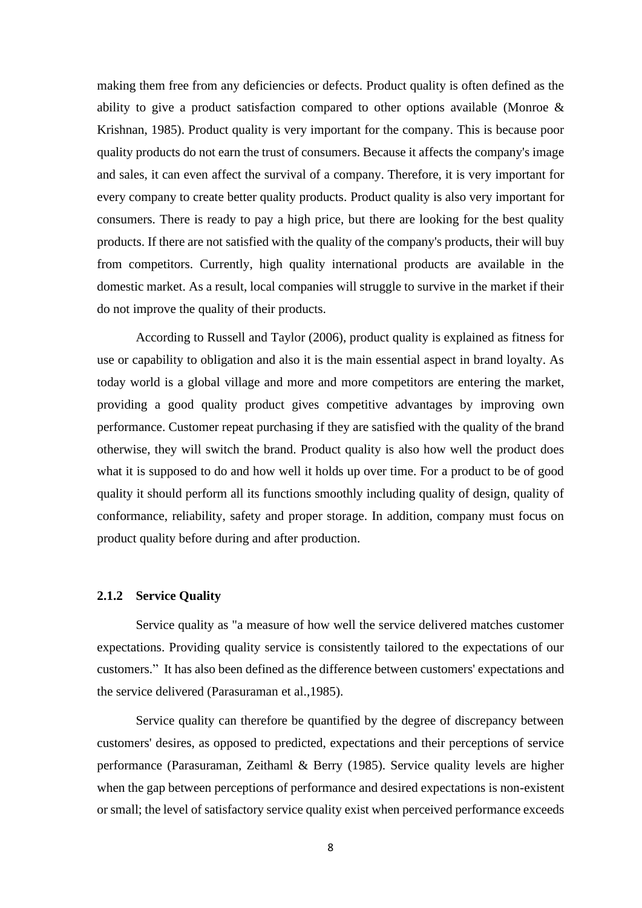making them free from any deficiencies or defects. Product quality is often defined as the ability to give a product satisfaction compared to other options available (Monroe & Krishnan, 1985). Product quality is very important for the company. This is because poor quality products do not earn the trust of consumers. Because it affects the company's image and sales, it can even affect the survival of a company. Therefore, it is very important for every company to create better quality products. Product quality is also very important for consumers. There is ready to pay a high price, but there are looking for the best quality products. If there are not satisfied with the quality of the company's products, their will buy from competitors. Currently, high quality international products are available in the domestic market. As a result, local companies will struggle to survive in the market if their do not improve the quality of their products.

According to Russell and Taylor (2006), product quality is explained as fitness for use or capability to obligation and also it is the main essential aspect in brand loyalty. As today world is a global village and more and more competitors are entering the market, providing a good quality product gives competitive advantages by improving own performance. Customer repeat purchasing if they are satisfied with the quality of the brand otherwise, they will switch the brand. Product quality is also how well the product does what it is supposed to do and how well it holds up over time. For a product to be of good quality it should perform all its functions smoothly including quality of design, quality of conformance, reliability, safety and proper storage. In addition, company must focus on product quality before during and after production.

### 2.1.2 Service Quality

Service quality as "a measure of how well the service delivered matches customer expectations. Providing quality service is consistently tailored to the expectations of our customers." It has also been defined as the difference between customers' expectations and the service delivered (Parasuraman et al.,1985).

Service quality can therefore be quantified by the degree of discrepancy between customers' desires, as opposed to predicted, expectations and their perceptions of service performance (Parasuraman, Zeithaml & Berry (1985). Service quality levels are higher when the gap between perceptions of performance and desired expectations is non-existent or small; the level of satisfactory service quality exist when perceived performance exceeds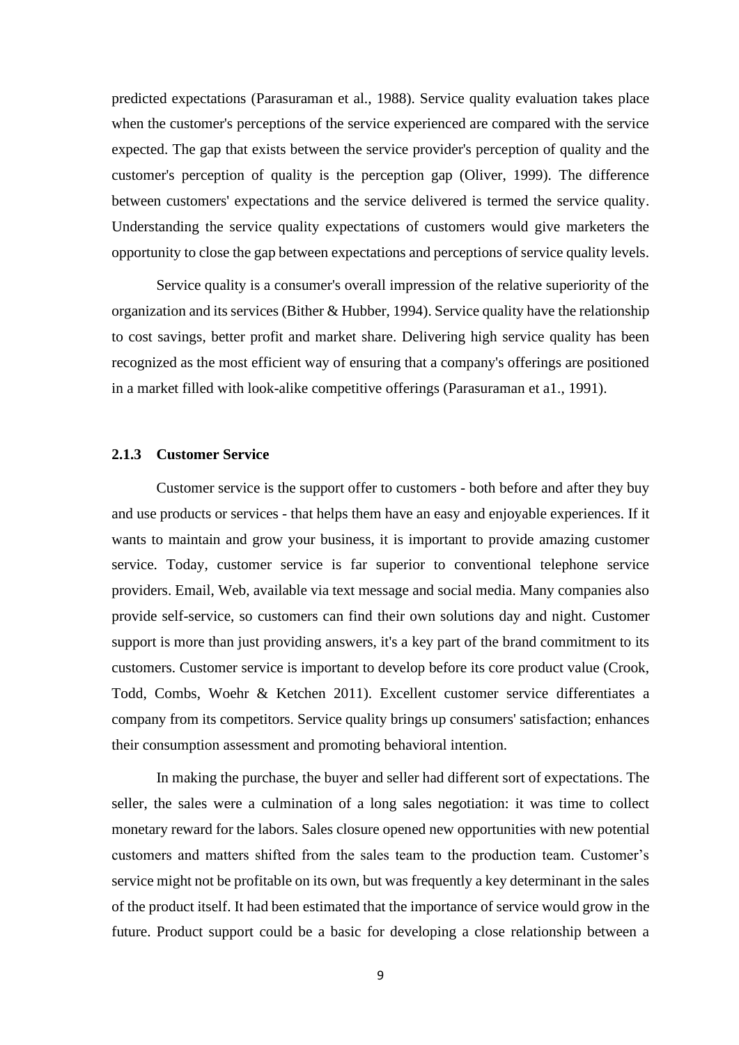predicted expectations (Parasuraman et al., 1988). Service quality evaluation takes place when the customer's perceptions of the service experienced are compared with the service expected. The gap that exists between the service provider's perception of quality and the customer's perception of quality is the perception gap (Oliver, 1999). The difference between customers' expectations and the service delivered is termed the service quality. Understanding the service quality expectations of customers would give marketers the opportunity to close the gap between expectations and perceptions of service quality levels.

Service quality is a consumer's overall impression of the relative superiority of the organization and its services (Bither & Hubber, 1994). Service quality have the relationship to cost savings, better profit and market share. Delivering high service quality has been recognized as the most efficient way of ensuring that a company's offerings are positioned in a market filled with look-alike competitive offerings (Parasuraman et a1., 1991).

### 2.1.3 Customer Service

Customer service is the support offer to customers - both before and after they buy and use products or services - that helps them have an easy and enjoyable experiences. If it wants to maintain and grow your business, it is important to provide amazing customer service. Today, customer service is far superior to conventional telephone service providers. Email, Web, available via text message and social media. Many companies also provide self-service, so customers can find their own solutions day and night. Customer support is more than just providing answers, it's a key part of the brand commitment to its customers. Customer service is important to develop before its core product value (Crook, Todd, Combs, Woehr & Ketchen 2011). Excellent customer service differentiates a company from its competitors. Service quality brings up consumers' satisfaction; enhances their consumption assessment and promoting behavioral intention.

In making the purchase, the buyer and seller had different sort of expectations. The seller, the sales were a culmination of a long sales negotiation: it was time to collect monetary reward for the labors. Sales closure opened new opportunities with new potential customers and matters shifted from the sales team to the production team. Customer's service might not be profitable on its own, but was frequently a key determinant in the sales of the product itself. It had been estimated that the importance of service would grow in the future. Product support could be a basic for developing a close relationship between a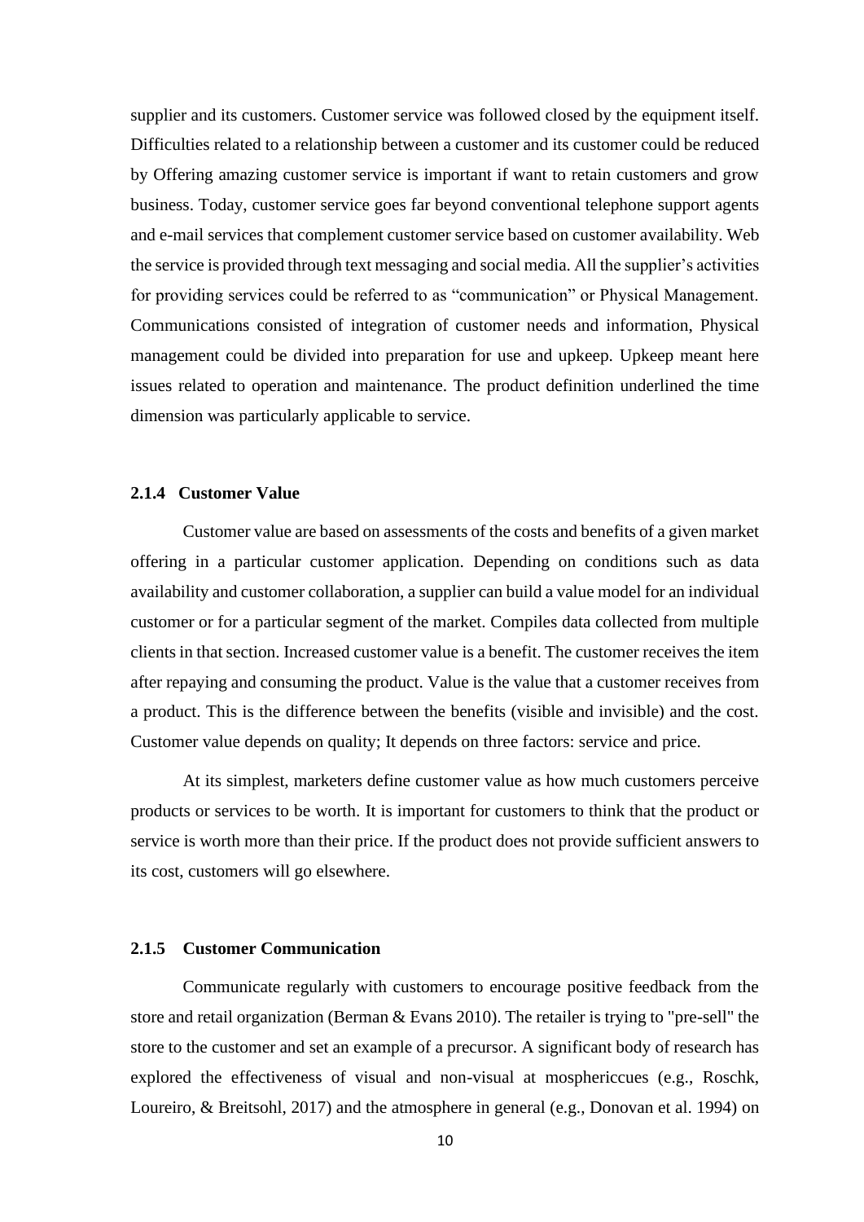supplier and its customers. Customer service was followed closed by the equipment itself. Difficulties related to a relationship between a customer and its customer could be reduced by Offering amazing customer service is important if want to retain customers and grow business. Today, customer service goes far beyond conventional telephone support agents and e-mail services that complement customer service based on customer availability. Web the service is provided through text messaging and social media. All the supplier's activities for providing services could be referred to as "communication" or Physical Management. Communications consisted of integration of customer needs and information, Physical management could be divided into preparation for use and upkeep. Upkeep meant here issues related to operation and maintenance. The product definition underlined the time dimension was particularly applicable to service.

### 2.1.4 Customer Value

Customer value are based on assessments of the costs and benefits of a given market offering in a particular customer application. Depending on conditions such as data availability and customer collaboration, a supplier can build a value model for an individual customer or for a particular segment of the market. Compiles data collected from multiple clients in that section. Increased customer value is a benefit. The customer receives the item after repaying and consuming the product. Value is the value that a customer receives from a product. This is the difference between the benefits (visible and invisible) and the cost. Customer value depends on quality; It depends on three factors: service and price.

At its simplest, marketers define customer value as how much customers perceive products or services to be worth. It is important for customers to think that the product or service is worth more than their price. If the product does not provide sufficient answers to its cost, customers will go elsewhere.

### 2.1.5 Customer Communication

Communicate regularly with customers to encourage positive feedback from the store and retail organization (Berman & Evans 2010). The retailer is trying to "pre-sell" the store to the customer and set an example of a precursor. A significant body of research has explored the effectiveness of visual and non-visual at mosphericcues (e.g., Roschk, Loureiro, & Breitsohl, 2017) and the atmosphere in general (e.g., Donovan et al. 1994) on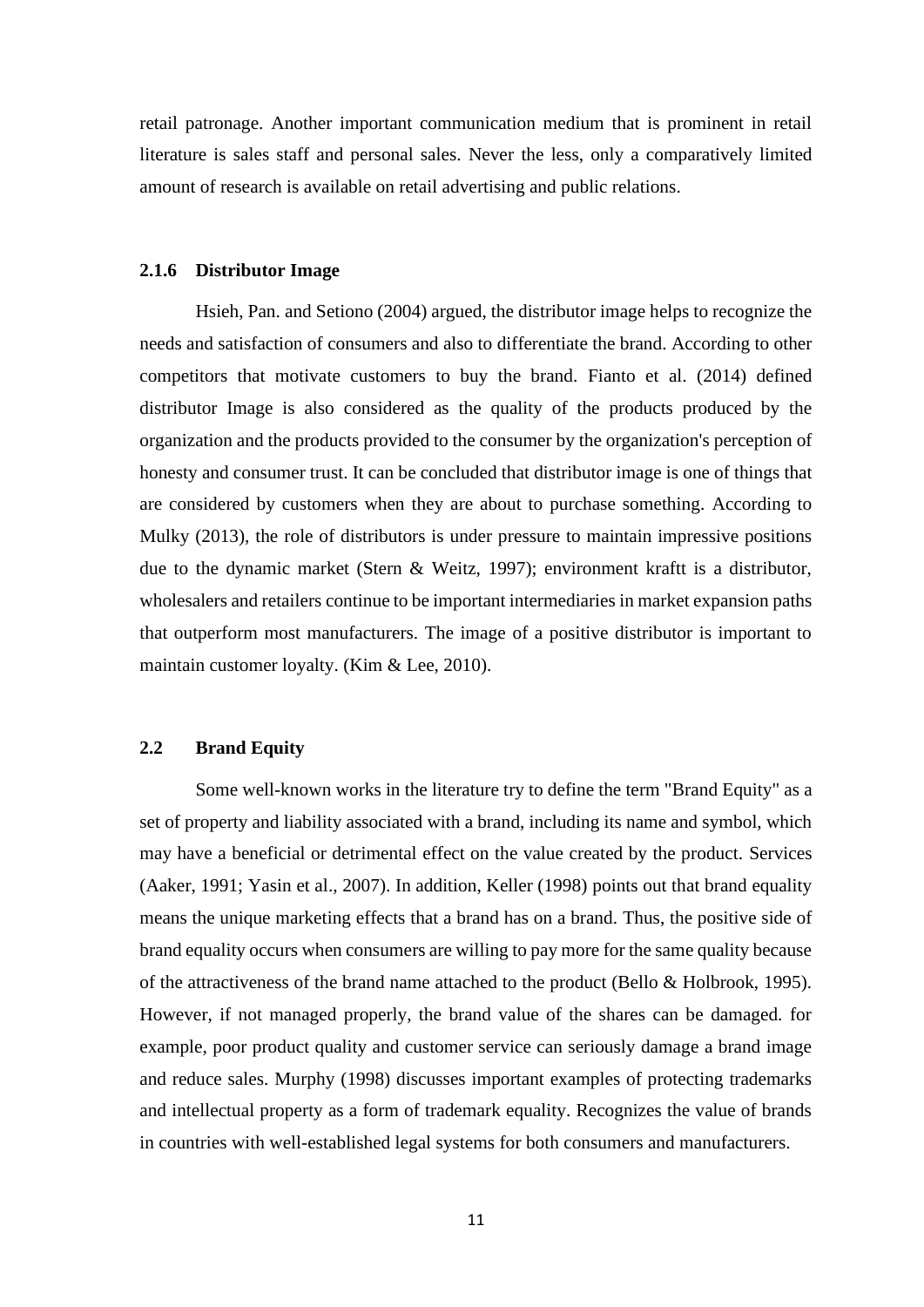retail patronage. Another important communication medium that is prominent in retail literature is sales staff and personal sales. Never the less, only a comparatively limited amount of research is available on retail advertising and public relations.

### 2.1.6 Distributor Image

Hsieh, Pan. and Setiono (2004) argued, the distributor image helps to recognize the needs and satisfaction of consumers and also to differentiate the brand. According to other competitors that motivate customers to buy the brand. Fianto et al. (2014) defined distributor Image is also considered as the quality of the products produced by the organization and the products provided to the consumer by the organization's perception of honesty and consumer trust. It can be concluded that distributor image is one of things that are considered by customers when they are about to purchase something. According to Mulky (2013), the role of distributors is under pressure to maintain impressive positions due to the dynamic market (Stern & Weitz, 1997); environment kraftt is a distributor, wholesalers and retailers continue to be important intermediaries in market expansion paths that outperform most manufacturers. The image of a positive distributor is important to maintain customer loyalty. (Kim & Lee, 2010).

## 2.2 Brand Equity

Some well-known works in the literature try to define the term "Brand Equity" as a set of property and liability associated with a brand, including its name and symbol, which may have a beneficial or detrimental effect on the value created by the product. Services (Aaker, 1991; Yasin et al., 2007). In addition, Keller (1998) points out that brand equality means the unique marketing effects that a brand has on a brand. Thus, the positive side of brand equality occurs when consumers are willing to pay more for the same quality because of the attractiveness of the brand name attached to the product (Bello & Holbrook, 1995). However, if not managed properly, the brand value of the shares can be damaged. for example, poor product quality and customer service can seriously damage a brand image and reduce sales. Murphy (1998) discusses important examples of protecting trademarks and intellectual property as a form of trademark equality. Recognizes the value of brands in countries with well-established legal systems for both consumers and manufacturers.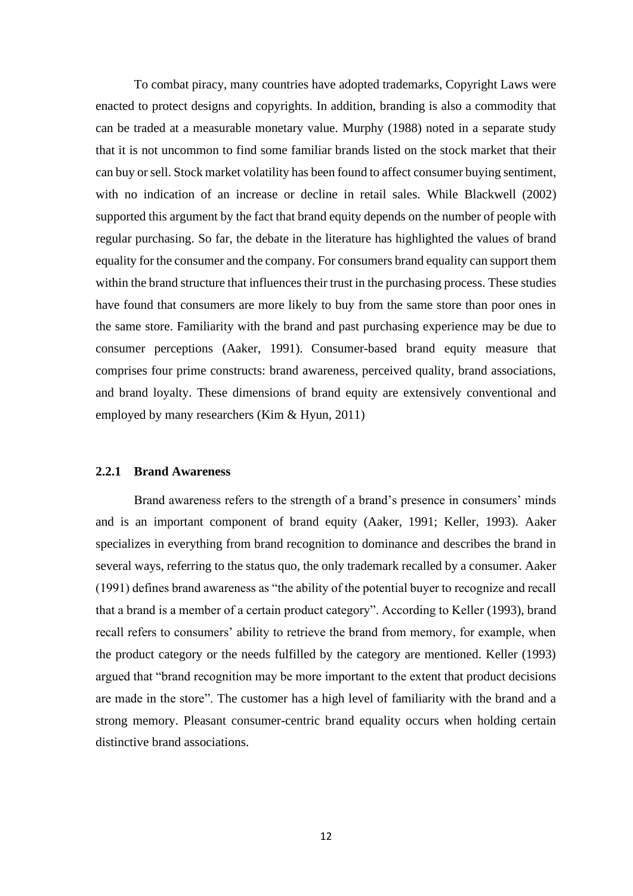To combat piracy, many countries have adopted trademarks, Copyright Laws were enacted to protect designs and copyrights. In addition, branding is also a commodity that can be traded at a measurable monetary value. Murphy (1988) noted in a separate study that it is not uncommon to find some familiar brands listed on the stock market that their can buy or sell. Stock market volatility has been found to affect consumer buying sentiment, with no indication of an increase or decline in retail sales. While Blackwell (2002) supported this argument by the fact that brand equity depends on the number of people with regular purchasing. So far, the debate in the literature has highlighted the values of brand equality for the consumer and the company. For consumers brand equality can support them within the brand structure that influences their trust in the purchasing process. These studies have found that consumers are more likely to buy from the same store than poor ones in the same store. Familiarity with the brand and past purchasing experience may be due to consumer perceptions (Aaker, 1991). Consumer-based brand equity measure that comprises four prime constructs: brand awareness, perceived quality, brand associations, and brand loyalty. These dimensions of brand equity are extensively conventional and employed by many researchers (Kim & Hyun, 2011)

### 2.2.1 Brand Awareness

Brand awareness refers to the strength of a brand's presence in consumers' minds and is an important component of brand equity (Aaker, 1991; Keller, 1993). Aaker specializes in everything from brand recognition to dominance and describes the brand in several ways, referring to the status quo, the only trademark recalled by a consumer. Aaker (1991) defines brand awareness as "the ability of the potential buyer to recognize and recall that a brand is a member of a certain product category". According to Keller (1993), brand recall refers to consumers' ability to retrieve the brand from memory, for example, when the product category or the needs fulfilled by the category are mentioned. Keller (1993) argued that "brand recognition may be more important to the extent that product decisions are made in the store". The customer has a high level of familiarity with the brand and a strong memory. Pleasant consumer-centric brand equality occurs when holding certain distinctive brand associations.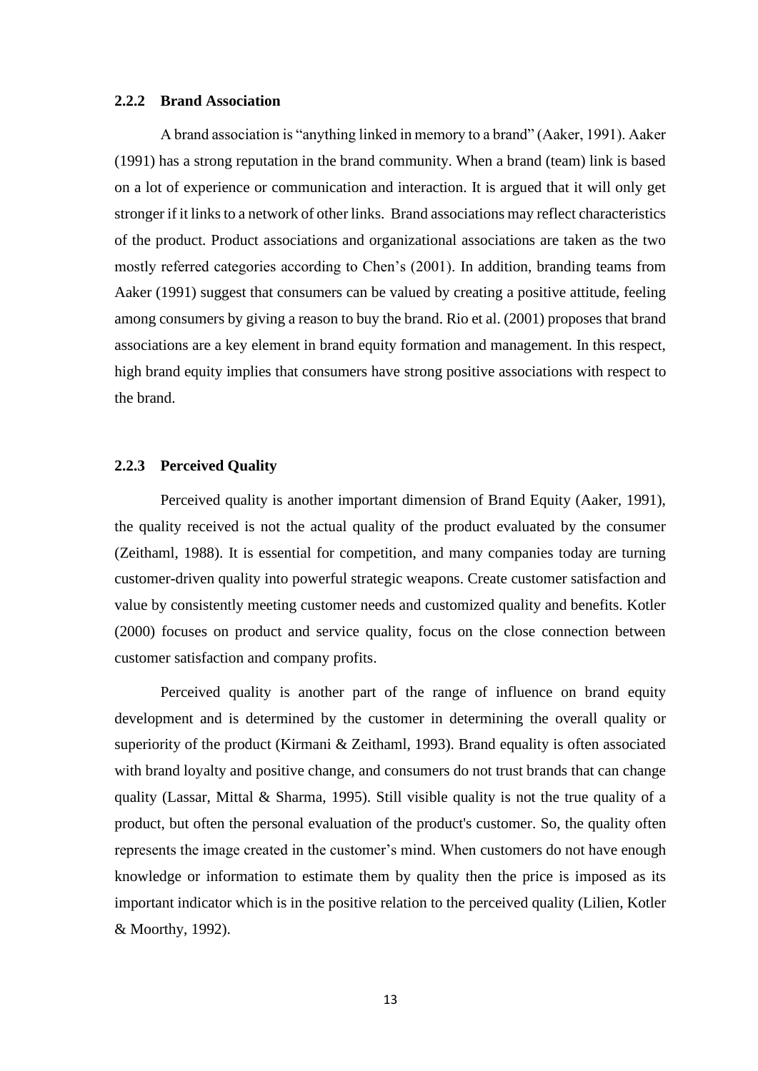### 2.2.2 Brand Association

A brand association is "anything linked in memory to a brand" (Aaker, 1991). Aaker (1991) has a strong reputation in the brand community. When a brand (team) link is based on a lot of experience or communication and interaction. It is argued that it will only get stronger if it links to a network of other links. Brand associations may reflect characteristics of the product. Product associations and organizational associations are taken as the two mostly referred categories according to Chen's (2001). In addition, branding teams from Aaker (1991) suggest that consumers can be valued by creating a positive attitude, feeling among consumers by giving a reason to buy the brand. Rio et al. (2001) proposes that brand associations are a key element in brand equity formation and management. In this respect, high brand equity implies that consumers have strong positive associations with respect to the brand.

### 2.2.3 Perceived Quality

Perceived quality is another important dimension of Brand Equity (Aaker, 1991), the quality received is not the actual quality of the product evaluated by the consumer (Zeithaml, 1988). It is essential for competition, and many companies today are turning customer-driven quality into powerful strategic weapons. Create customer satisfaction and value by consistently meeting customer needs and customized quality and benefits. Kotler (2000) focuses on product and service quality, focus on the close connection between customer satisfaction and company profits.

Perceived quality is another part of the range of influence on brand equity development and is determined by the customer in determining the overall quality or superiority of the product (Kirmani & Zeithaml, 1993). Brand equality is often associated with brand loyalty and positive change, and consumers do not trust brands that can change quality (Lassar, Mittal & Sharma, 1995). Still visible quality is not the true quality of a product, but often the personal evaluation of the product's customer. So, the quality often represents the image created in the customer's mind. When customers do not have enough knowledge or information to estimate them by quality then the price is imposed as its important indicator which is in the positive relation to the perceived quality (Lilien, Kotler & Moorthy, 1992).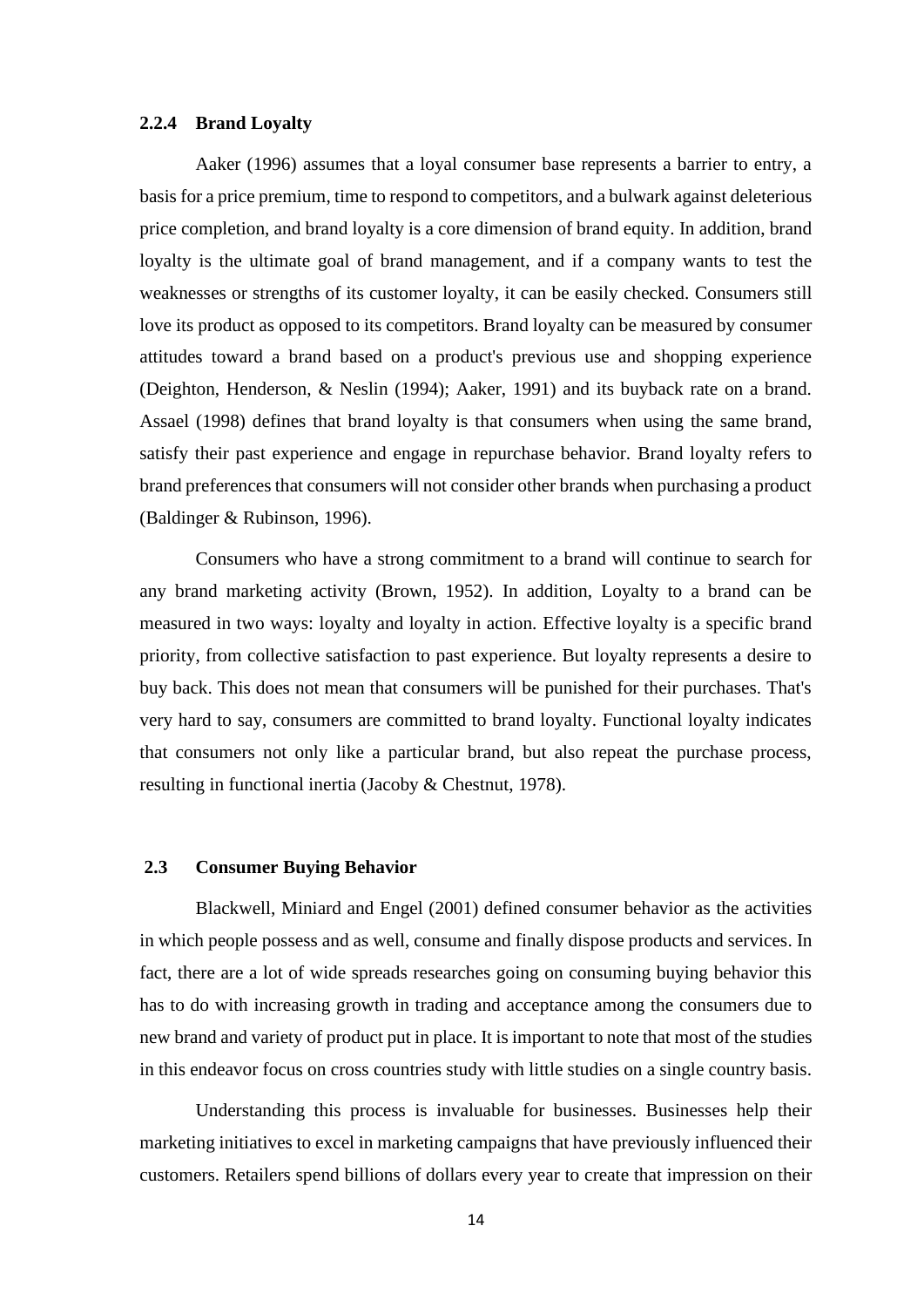### 2.2.4 Brand Loyalty

Aaker (1996) assumes that a loyal consumer base represents a barrier to entry, a basis for a price premium, time to respond to competitors, and a bulwark against deleterious price completion, and brand loyalty is a core dimension of brand equity. In addition, brand loyalty is the ultimate goal of brand management, and if a company wants to test the weaknesses or strengths of its customer loyalty, it can be easily checked. Consumers still love its product as opposed to its competitors. Brand loyalty can be measured by consumer attitudes toward a brand based on a product's previous use and shopping experience (Deighton, Henderson, & Neslin (1994); Aaker, 1991) and its buyback rate on a brand. Assael (1998) defines that brand loyalty is that consumers when using the same brand, satisfy their past experience and engage in repurchase behavior. Brand loyalty refers to brand preferences that consumers will not consider other brands when purchasing a product (Baldinger & Rubinson, 1996).

Consumers who have a strong commitment to a brand will continue to search for any brand marketing activity (Brown, 1952). In addition, Loyalty to a brand can be measured in two ways: loyalty and loyalty in action. Effective loyalty is a specific brand priority, from collective satisfaction to past experience. But loyalty represents a desire to buy back. This does not mean that consumers will be punished for their purchases. That's very hard to say, consumers are committed to brand loyalty. Functional loyalty indicates that consumers not only like a particular brand, but also repeat the purchase process, resulting in functional inertia (Jacoby & Chestnut, 1978).

## 2.3 Consumer Buying Behavior

Blackwell, Miniard and Engel (2001) defined consumer behavior as the activities in which people possess and as well, consume and finally dispose products and services. In fact, there are a lot of wide spreads researches going on consuming buying behavior this has to do with increasing growth in trading and acceptance among the consumers due to new brand and variety of product put in place. It is important to note that most of the studies in this endeavor focus on cross countries study with little studies on a single country basis.

Understanding this process is invaluable for businesses. Businesses help their marketing initiatives to excel in marketing campaigns that have previously influenced their customers. Retailers spend billions of dollars every year to create that impression on their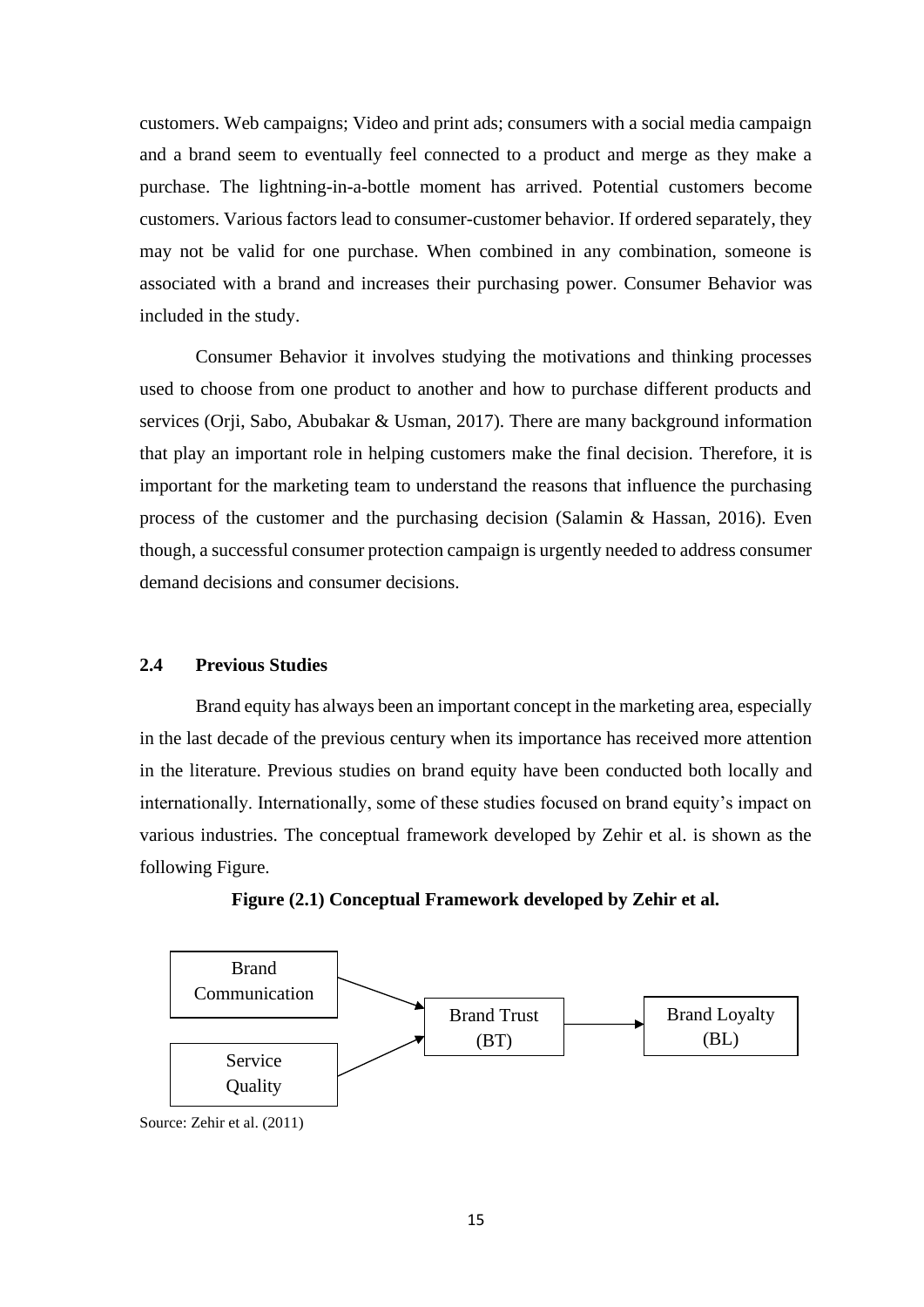customers. Web campaigns; Video and print ads; consumers with a social media campaign and a brand seem to eventually feel connected to a product and merge as they make a purchase. The lightning-in-a-bottle moment has arrived. Potential customers become customers. Various factors lead to consumer-customer behavior. If ordered separately, they may not be valid for one purchase. When combined in any combination, someone is associated with a brand and increases their purchasing power. Consumer Behavior was included in the study.

Consumer Behavior it involves studying the motivations and thinking processes used to choose from one product to another and how to purchase different products and services (Orji, Sabo, Abubakar & Usman, 2017). There are many background information that play an important role in helping customers make the final decision. Therefore, it is important for the marketing team to understand the reasons that influence the purchasing process of the customer and the purchasing decision (Salamin & Hassan, 2016). Even though, a successful consumer protection campaign is urgently needed to address consumer demand decisions and consumer decisions.

## 2.4 Previous Studies

Brand equity has always been an important concept in the marketing area, especially in the last decade of the previous century when its importance has received more attention in the literature. Previous studies on brand equity have been conducted both locally and internationally. Internationally, some of these studies focused on brand equity's impact on various industries. The conceptual framework developed by Zehir et al. is shown as the following Figure.

**Figure (2.1) Conceptual Framework developed by Zehir et al.**

```
Brand Communication ──┐
                      ├──► Brand Trust (BT) ──► Brand Loyalty (BL)
Service Quality ──────┘
```

Source: Zehir et al. (2011)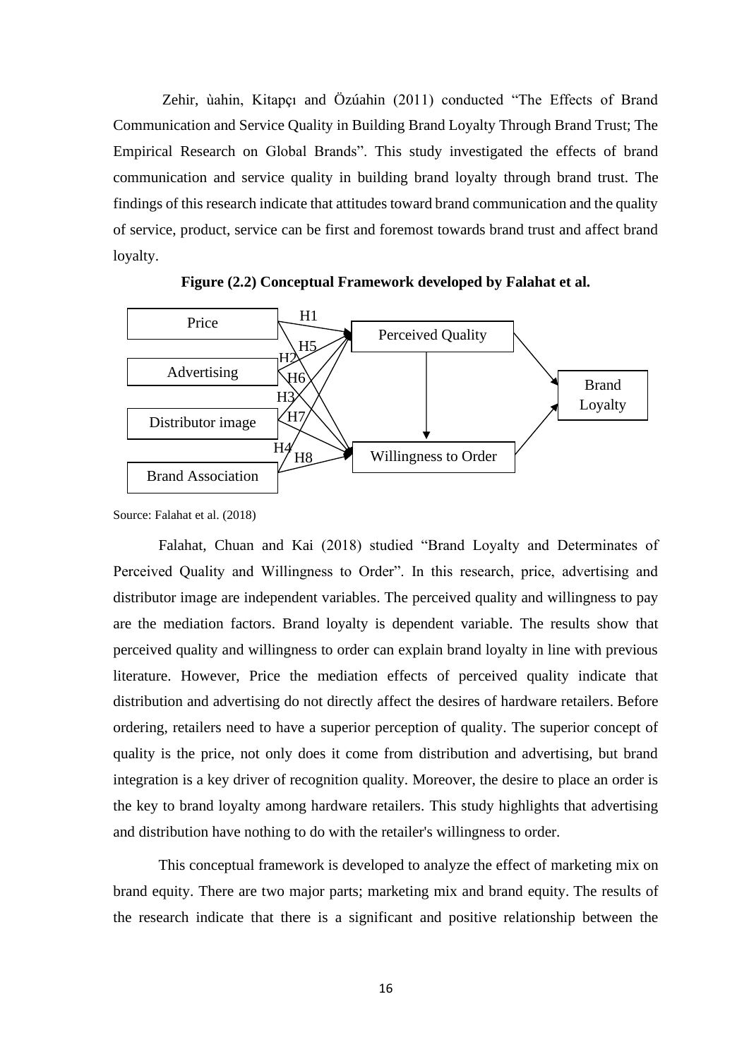Zehir, ùahin, Kitapçı and Özúahin (2011) conducted "The Effects of Brand Communication and Service Quality in Building Brand Loyalty Through Brand Trust; The Empirical Research on Global Brands". This study investigated the effects of brand communication and service quality in building brand loyalty through brand trust. The findings of this research indicate that attitudes toward brand communication and the quality of service, product, service can be first and foremost towards brand trust and affect brand loyalty.

**Figure (2.2) Conceptual Framework developed by Falahat et al.**

Source: Falahat et al. (2018)

Falahat, Chuan and Kai (2018) studied "Brand Loyalty and Determinates of Perceived Quality and Willingness to Order". In this research, price, advertising and distributor image are independent variables. The perceived quality and willingness to pay are the mediation factors. Brand loyalty is dependent variable. The results show that perceived quality and willingness to order can explain brand loyalty in line with previous literature. However, Price the mediation effects of perceived quality indicate that distribution and advertising do not directly affect the desires of hardware retailers. Before ordering, retailers need to have a superior perception of quality. The superior concept of quality is the price, not only does it come from distribution and advertising, but brand integration is a key driver of recognition quality. Moreover, the desire to place an order is the key to brand loyalty among hardware retailers. This study highlights that advertising and distribution have nothing to do with the retailer's willingness to order.

This conceptual framework is developed to analyze the effect of marketing mix on brand equity. There are two major parts; marketing mix and brand equity. The results of the research indicate that there is a significant and positive relationship between the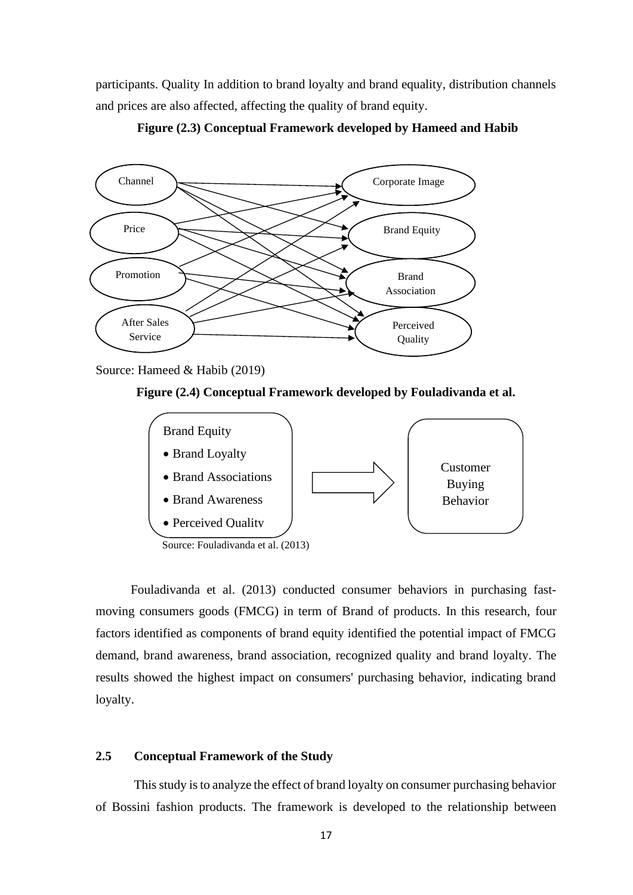participants. Quality In addition to brand loyalty and brand equality, distribution channels and prices are also affected, affecting the quality of brand equity.

**Figure (2.3) Conceptual Framework developed by Hameed and Habib**

Channel, Price, Promotion, After Sales Service → Corporate Image, Brand Equity, Brand Association, Perceived Quality

Source: Hameed & Habib (2019)

**Figure (2.4) Conceptual Framework developed by Fouladivanda et al.**

Brand Equity
- Brand Loyalty
- Brand Associations
- Brand Awareness
- Perceived Quality

→ Customer Buying Behavior

Source: Fouladivanda et al. (2013)

Fouladivanda et al. (2013) conducted consumer behaviors in purchasing fast-moving consumers goods (FMCG) in term of Brand of products. In this research, four factors identified as components of brand equity identified the potential impact of FMCG demand, brand awareness, brand association, recognized quality and brand loyalty. The results showed the highest impact on consumers' purchasing behavior, indicating brand loyalty.

## 2.5 Conceptual Framework of the Study

This study is to analyze the effect of brand loyalty on consumer purchasing behavior of Bossini fashion products. The framework is developed to the relationship between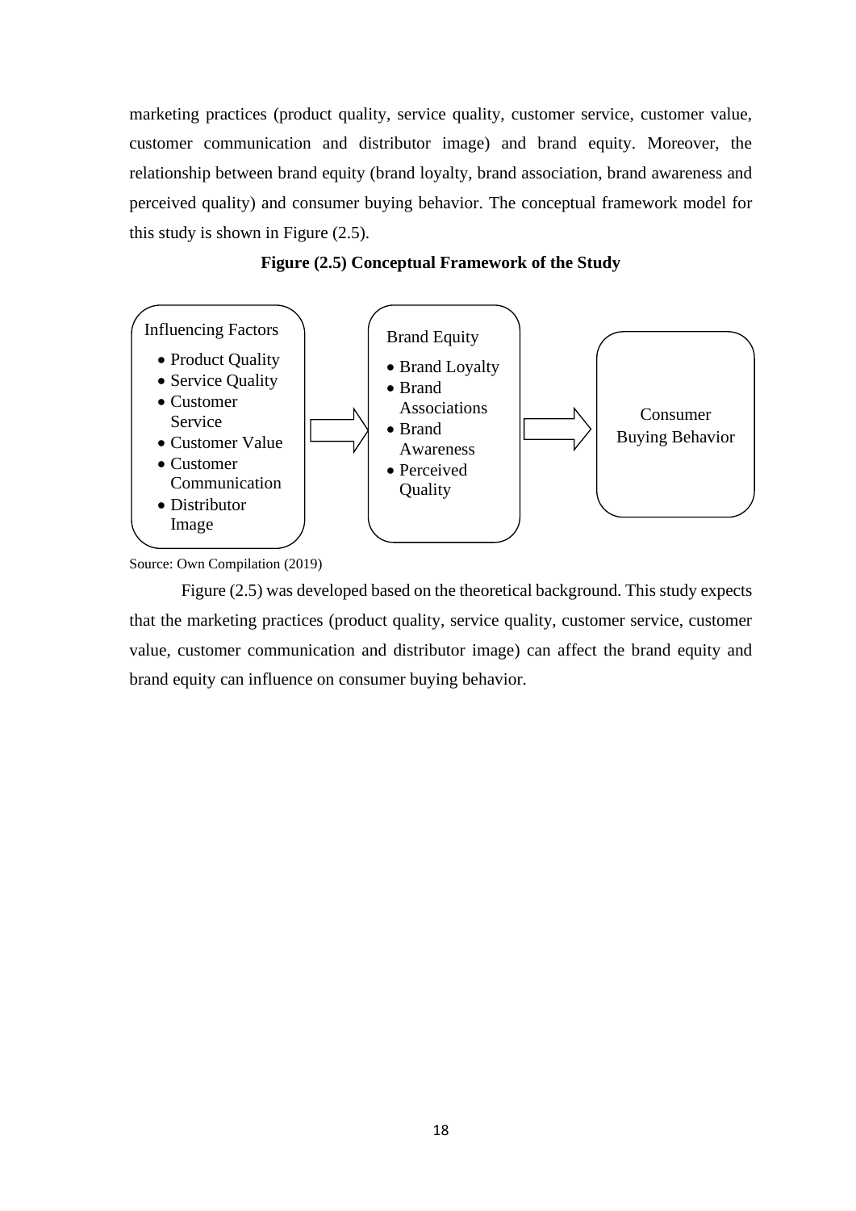marketing practices (product quality, service quality, customer service, customer value, customer communication and distributor image) and brand equity. Moreover, the relationship between brand equity (brand loyalty, brand association, brand awareness and perceived quality) and consumer buying behavior. The conceptual framework model for this study is shown in Figure (2.5).

**Figure (2.5) Conceptual Framework of the Study**

Influencing Factors

- Product Quality
- Service Quality
- Customer Service
- Customer Value
- Customer Communication
- Distributor Image

Brand Equity

- Brand Loyalty
- Brand Associations
- Brand Awareness
- Perceived Quality

Consumer Buying Behavior

Source: Own Compilation (2019)

Figure (2.5) was developed based on the theoretical background. This study expects that the marketing practices (product quality, service quality, customer service, customer value, customer communication and distributor image) can affect the brand equity and brand equity can influence on consumer buying behavior.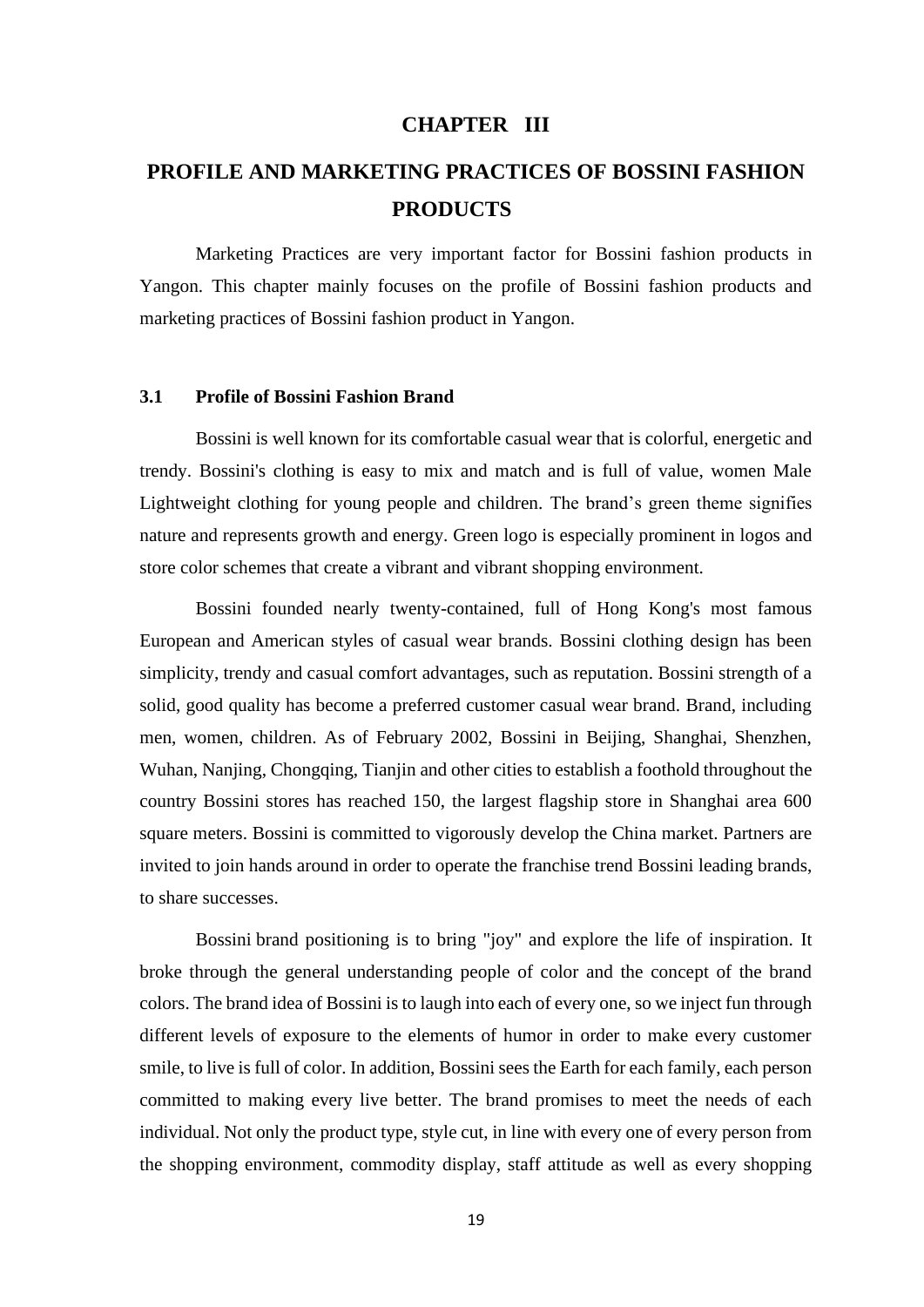# CHAPTER III

# PROFILE AND MARKETING PRACTICES OF BOSSINI FASHION PRODUCTS

Marketing Practices are very important factor for Bossini fashion products in Yangon. This chapter mainly focuses on the profile of Bossini fashion products and marketing practices of Bossini fashion product in Yangon.

## 3.1 Profile of Bossini Fashion Brand

Bossini is well known for its comfortable casual wear that is colorful, energetic and trendy. Bossini's clothing is easy to mix and match and is full of value, women Male Lightweight clothing for young people and children. The brand's green theme signifies nature and represents growth and energy. Green logo is especially prominent in logos and store color schemes that create a vibrant and vibrant shopping environment.

Bossini founded nearly twenty-contained, full of Hong Kong's most famous European and American styles of casual wear brands. Bossini clothing design has been simplicity, trendy and casual comfort advantages, such as reputation. Bossini strength of a solid, good quality has become a preferred customer casual wear brand. Brand, including men, women, children. As of February 2002, Bossini in Beijing, Shanghai, Shenzhen, Wuhan, Nanjing, Chongqing, Tianjin and other cities to establish a foothold throughout the country Bossini stores has reached 150, the largest flagship store in Shanghai area 600 square meters. Bossini is committed to vigorously develop the China market. Partners are invited to join hands around in order to operate the franchise trend Bossini leading brands, to share successes.

Bossini brand positioning is to bring "joy" and explore the life of inspiration. It broke through the general understanding people of color and the concept of the brand colors. The brand idea of Bossini is to laugh into each of every one, so we inject fun through different levels of exposure to the elements of humor in order to make every customer smile, to live is full of color. In addition, Bossini sees the Earth for each family, each person committed to making every live better. The brand promises to meet the needs of each individual. Not only the product type, style cut, in line with every one of every person from the shopping environment, commodity display, staff attitude as well as every shopping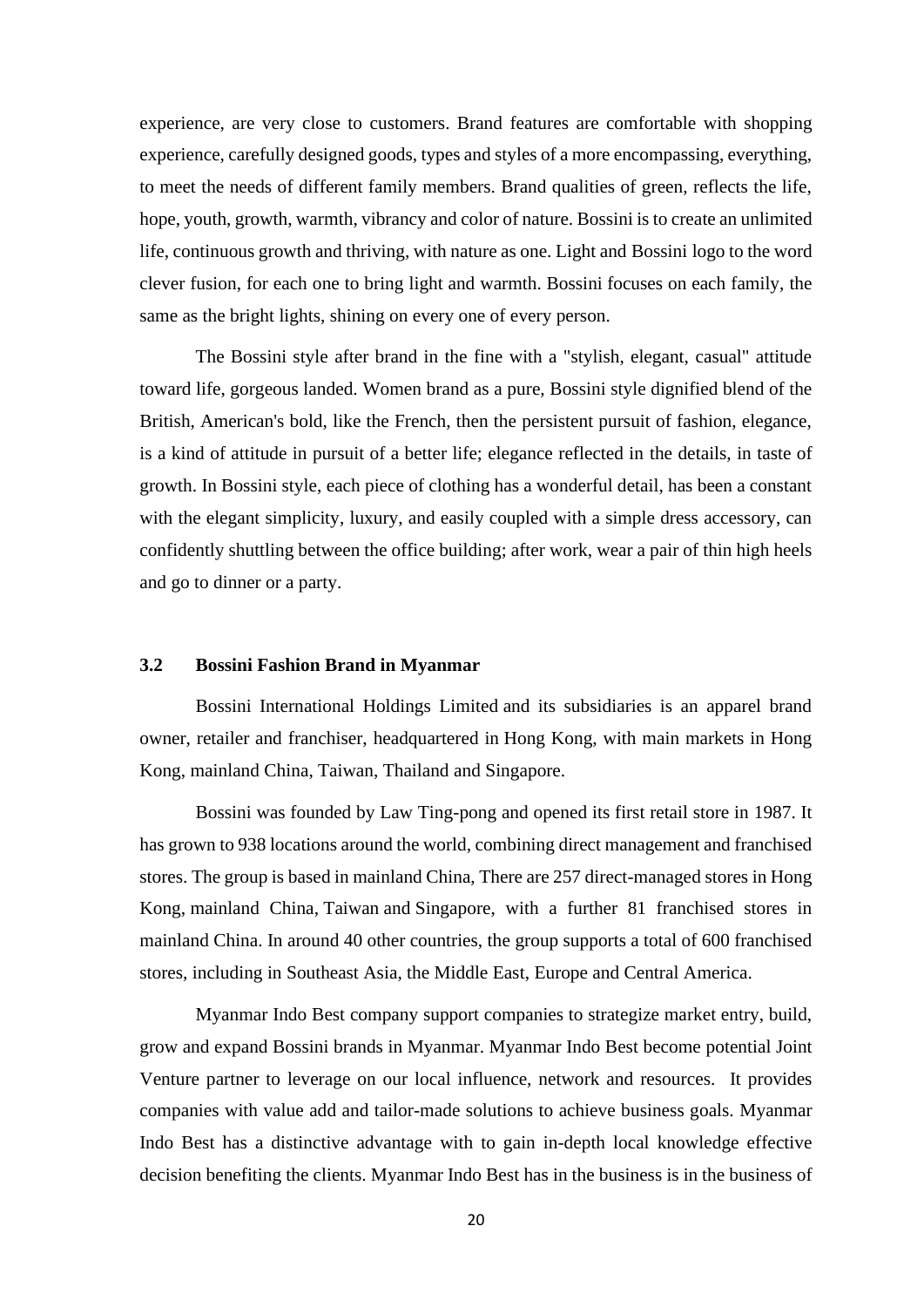experience, are very close to customers. Brand features are comfortable with shopping experience, carefully designed goods, types and styles of a more encompassing, everything, to meet the needs of different family members. Brand qualities of green, reflects the life, hope, youth, growth, warmth, vibrancy and color of nature. Bossini is to create an unlimited life, continuous growth and thriving, with nature as one. Light and Bossini logo to the word clever fusion, for each one to bring light and warmth. Bossini focuses on each family, the same as the bright lights, shining on every one of every person.

The Bossini style after brand in the fine with a "stylish, elegant, casual" attitude toward life, gorgeous landed. Women brand as a pure, Bossini style dignified blend of the British, American's bold, like the French, then the persistent pursuit of fashion, elegance, is a kind of attitude in pursuit of a better life; elegance reflected in the details, in taste of growth. In Bossini style, each piece of clothing has a wonderful detail, has been a constant with the elegant simplicity, luxury, and easily coupled with a simple dress accessory, can confidently shuttling between the office building; after work, wear a pair of thin high heels and go to dinner or a party.

### 3.2 Bossini Fashion Brand in Myanmar

Bossini International Holdings Limited and its subsidiaries is an apparel brand owner, retailer and franchiser, headquartered in Hong Kong, with main markets in Hong Kong, mainland China, Taiwan, Thailand and Singapore.

Bossini was founded by Law Ting-pong and opened its first retail store in 1987. It has grown to 938 locations around the world, combining direct management and franchised stores. The group is based in mainland China, There are 257 direct-managed stores in Hong Kong, mainland China, Taiwan and Singapore, with a further 81 franchised stores in mainland China. In around 40 other countries, the group supports a total of 600 franchised stores, including in Southeast Asia, the Middle East, Europe and Central America.

Myanmar Indo Best company support companies to strategize market entry, build, grow and expand Bossini brands in Myanmar. Myanmar Indo Best become potential Joint Venture partner to leverage on our local influence, network and resources. It provides companies with value add and tailor-made solutions to achieve business goals. Myanmar Indo Best has a distinctive advantage with to gain in-depth local knowledge effective decision benefiting the clients. Myanmar Indo Best has in the business is in the business of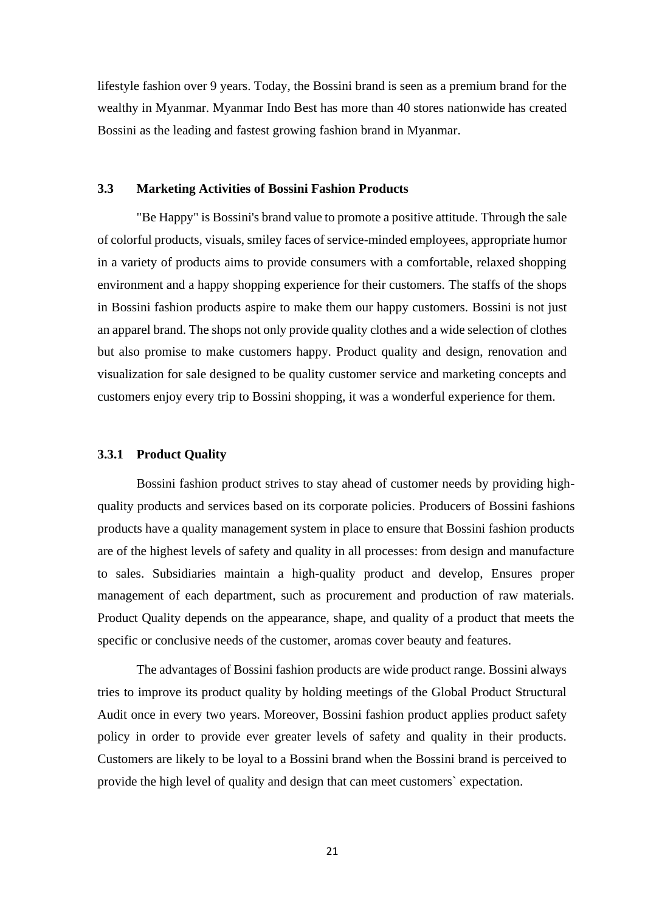lifestyle fashion over 9 years. Today, the Bossini brand is seen as a premium brand for the wealthy in Myanmar. Myanmar Indo Best has more than 40 stores nationwide has created Bossini as the leading and fastest growing fashion brand in Myanmar.

### 3.3 Marketing Activities of Bossini Fashion Products

"Be Happy" is Bossini's brand value to promote a positive attitude. Through the sale of colorful products, visuals, smiley faces of service-minded employees, appropriate humor in a variety of products aims to provide consumers with a comfortable, relaxed shopping environment and a happy shopping experience for their customers. The staffs of the shops in Bossini fashion products aspire to make them our happy customers. Bossini is not just an apparel brand. The shops not only provide quality clothes and a wide selection of clothes but also promise to make customers happy. Product quality and design, renovation and visualization for sale designed to be quality customer service and marketing concepts and customers enjoy every trip to Bossini shopping, it was a wonderful experience for them.

#### 3.3.1 Product Quality

Bossini fashion product strives to stay ahead of customer needs by providing high-quality products and services based on its corporate policies. Producers of Bossini fashions products have a quality management system in place to ensure that Bossini fashion products are of the highest levels of safety and quality in all processes: from design and manufacture to sales. Subsidiaries maintain a high-quality product and develop, Ensures proper management of each department, such as procurement and production of raw materials. Product Quality depends on the appearance, shape, and quality of a product that meets the specific or conclusive needs of the customer, aromas cover beauty and features.

The advantages of Bossini fashion products are wide product range. Bossini always tries to improve its product quality by holding meetings of the Global Product Structural Audit once in every two years. Moreover, Bossini fashion product applies product safety policy in order to provide ever greater levels of safety and quality in their products. Customers are likely to be loyal to a Bossini brand when the Bossini brand is perceived to provide the high level of quality and design that can meet customers` expectation.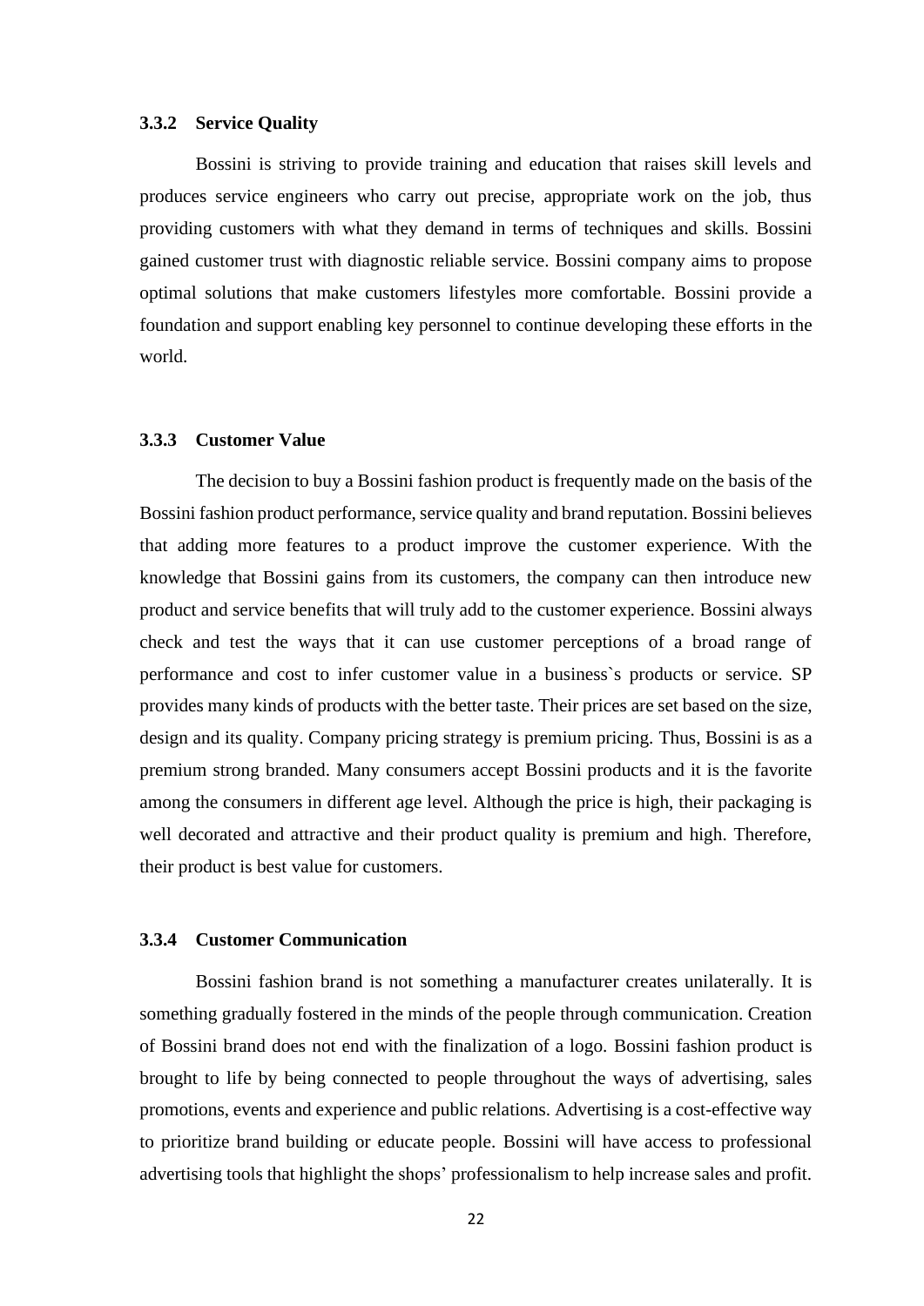### 3.3.2 Service Quality

Bossini is striving to provide training and education that raises skill levels and produces service engineers who carry out precise, appropriate work on the job, thus providing customers with what they demand in terms of techniques and skills. Bossini gained customer trust with diagnostic reliable service. Bossini company aims to propose optimal solutions that make customers lifestyles more comfortable. Bossini provide a foundation and support enabling key personnel to continue developing these efforts in the world.

### 3.3.3 Customer Value

The decision to buy a Bossini fashion product is frequently made on the basis of the Bossini fashion product performance, service quality and brand reputation. Bossini believes that adding more features to a product improve the customer experience. With the knowledge that Bossini gains from its customers, the company can then introduce new product and service benefits that will truly add to the customer experience. Bossini always check and test the ways that it can use customer perceptions of a broad range of performance and cost to infer customer value in a business`s products or service. SP provides many kinds of products with the better taste. Their prices are set based on the size, design and its quality. Company pricing strategy is premium pricing. Thus, Bossini is as a premium strong branded. Many consumers accept Bossini products and it is the favorite among the consumers in different age level. Although the price is high, their packaging is well decorated and attractive and their product quality is premium and high. Therefore, their product is best value for customers.

### 3.3.4 Customer Communication

Bossini fashion brand is not something a manufacturer creates unilaterally. It is something gradually fostered in the minds of the people through communication. Creation of Bossini brand does not end with the finalization of a logo. Bossini fashion product is brought to life by being connected to people throughout the ways of advertising, sales promotions, events and experience and public relations. Advertising is a cost-effective way to prioritize brand building or educate people. Bossini will have access to professional advertising tools that highlight the shops' professionalism to help increase sales and profit.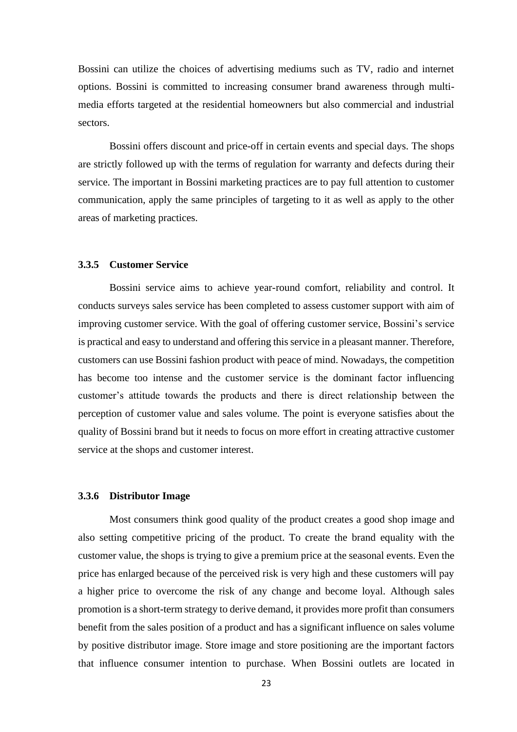Bossini can utilize the choices of advertising mediums such as TV, radio and internet options. Bossini is committed to increasing consumer brand awareness through multi-media efforts targeted at the residential homeowners but also commercial and industrial sectors.

Bossini offers discount and price-off in certain events and special days. The shops are strictly followed up with the terms of regulation for warranty and defects during their service. The important in Bossini marketing practices are to pay full attention to customer communication, apply the same principles of targeting to it as well as apply to the other areas of marketing practices.

### 3.3.5 Customer Service

Bossini service aims to achieve year-round comfort, reliability and control. It conducts surveys sales service has been completed to assess customer support with aim of improving customer service. With the goal of offering customer service, Bossini's service is practical and easy to understand and offering this service in a pleasant manner. Therefore, customers can use Bossini fashion product with peace of mind. Nowadays, the competition has become too intense and the customer service is the dominant factor influencing customer's attitude towards the products and there is direct relationship between the perception of customer value and sales volume. The point is everyone satisfies about the quality of Bossini brand but it needs to focus on more effort in creating attractive customer service at the shops and customer interest.

### 3.3.6 Distributor Image

Most consumers think good quality of the product creates a good shop image and also setting competitive pricing of the product. To create the brand equality with the customer value, the shops is trying to give a premium price at the seasonal events. Even the price has enlarged because of the perceived risk is very high and these customers will pay a higher price to overcome the risk of any change and become loyal. Although sales promotion is a short-term strategy to derive demand, it provides more profit than consumers benefit from the sales position of a product and has a significant influence on sales volume by positive distributor image. Store image and store positioning are the important factors that influence consumer intention to purchase. When Bossini outlets are located in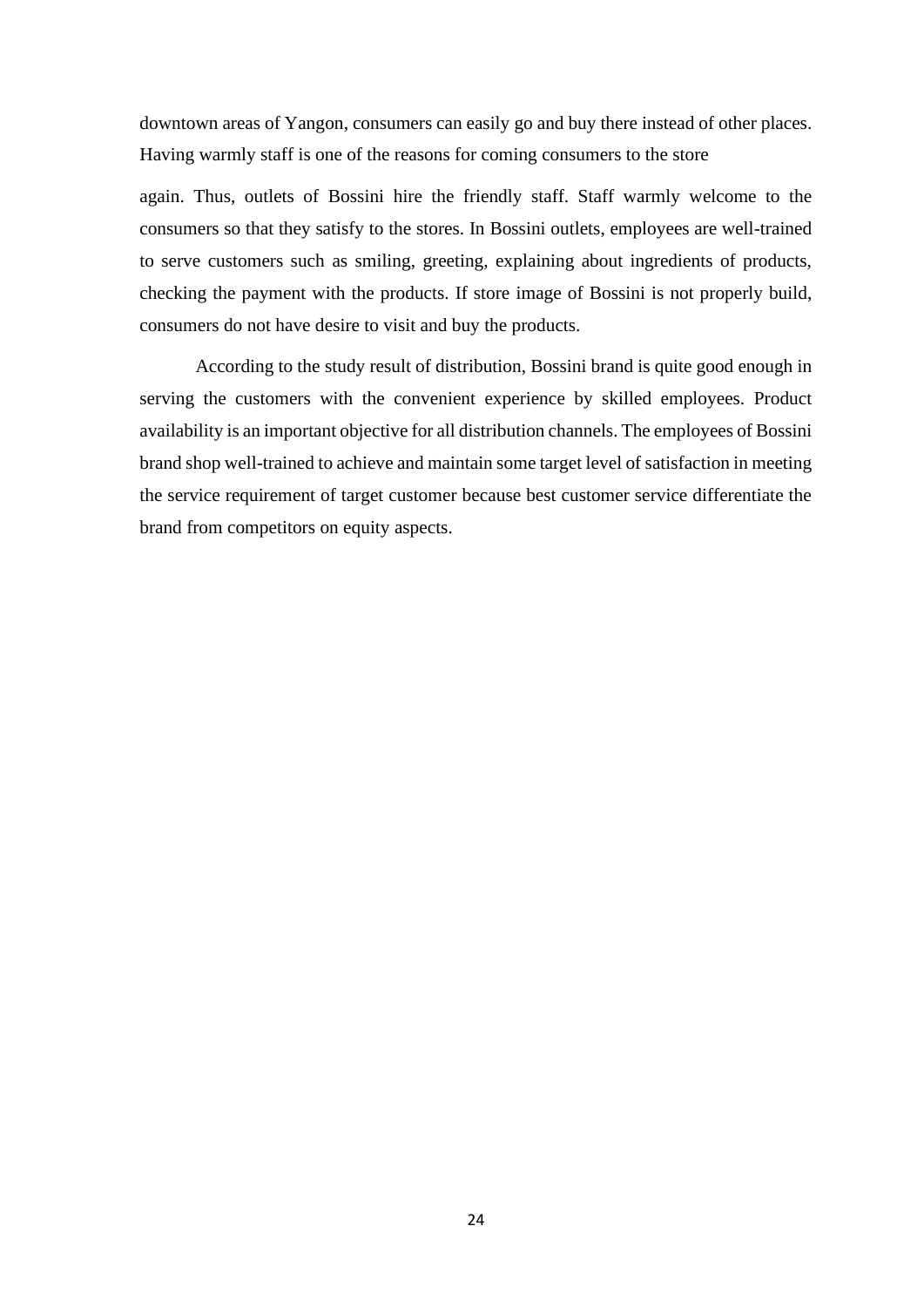downtown areas of Yangon, consumers can easily go and buy there instead of other places. Having warmly staff is one of the reasons for coming consumers to the store again. Thus, outlets of Bossini hire the friendly staff. Staff warmly welcome to the consumers so that they satisfy to the stores. In Bossini outlets, employees are well-trained to serve customers such as smiling, greeting, explaining about ingredients of products, checking the payment with the products. If store image of Bossini is not properly build, consumers do not have desire to visit and buy the products.

According to the study result of distribution, Bossini brand is quite good enough in serving the customers with the convenient experience by skilled employees. Product availability is an important objective for all distribution channels. The employees of Bossini brand shop well-trained to achieve and maintain some target level of satisfaction in meeting the service requirement of target customer because best customer service differentiate the brand from competitors on equity aspects.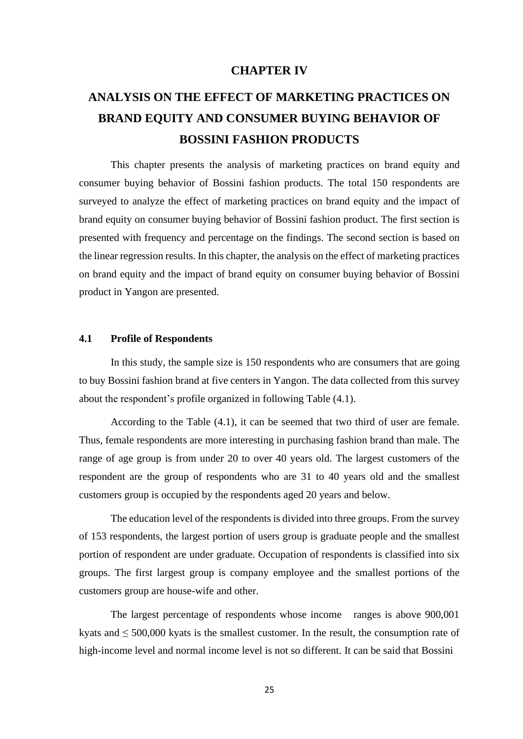# CHAPTER IV

# ANALYSIS ON THE EFFECT OF MARKETING PRACTICES ON BRAND EQUITY AND CONSUMER BUYING BEHAVIOR OF BOSSINI FASHION PRODUCTS

This chapter presents the analysis of marketing practices on brand equity and consumer buying behavior of Bossini fashion products. The total 150 respondents are surveyed to analyze the effect of marketing practices on brand equity and the impact of brand equity on consumer buying behavior of Bossini fashion product. The first section is presented with frequency and percentage on the findings. The second section is based on the linear regression results. In this chapter, the analysis on the effect of marketing practices on brand equity and the impact of brand equity on consumer buying behavior of Bossini product in Yangon are presented.

## 4.1 Profile of Respondents

In this study, the sample size is 150 respondents who are consumers that are going to buy Bossini fashion brand at five centers in Yangon. The data collected from this survey about the respondent's profile organized in following Table (4.1).

According to the Table (4.1), it can be seemed that two third of user are female. Thus, female respondents are more interesting in purchasing fashion brand than male. The range of age group is from under 20 to over 40 years old. The largest customers of the respondent are the group of respondents who are 31 to 40 years old and the smallest customers group is occupied by the respondents aged 20 years and below.

The education level of the respondents is divided into three groups. From the survey of 153 respondents, the largest portion of users group is graduate people and the smallest portion of respondent are under graduate. Occupation of respondents is classified into six groups. The first largest group is company employee and the smallest portions of the customers group are house-wife and other.

The largest percentage of respondents whose income ranges is above 900,001 kyats and ≤ 500,000 kyats is the smallest customer. In the result, the consumption rate of high-income level and normal income level is not so different. It can be said that Bossini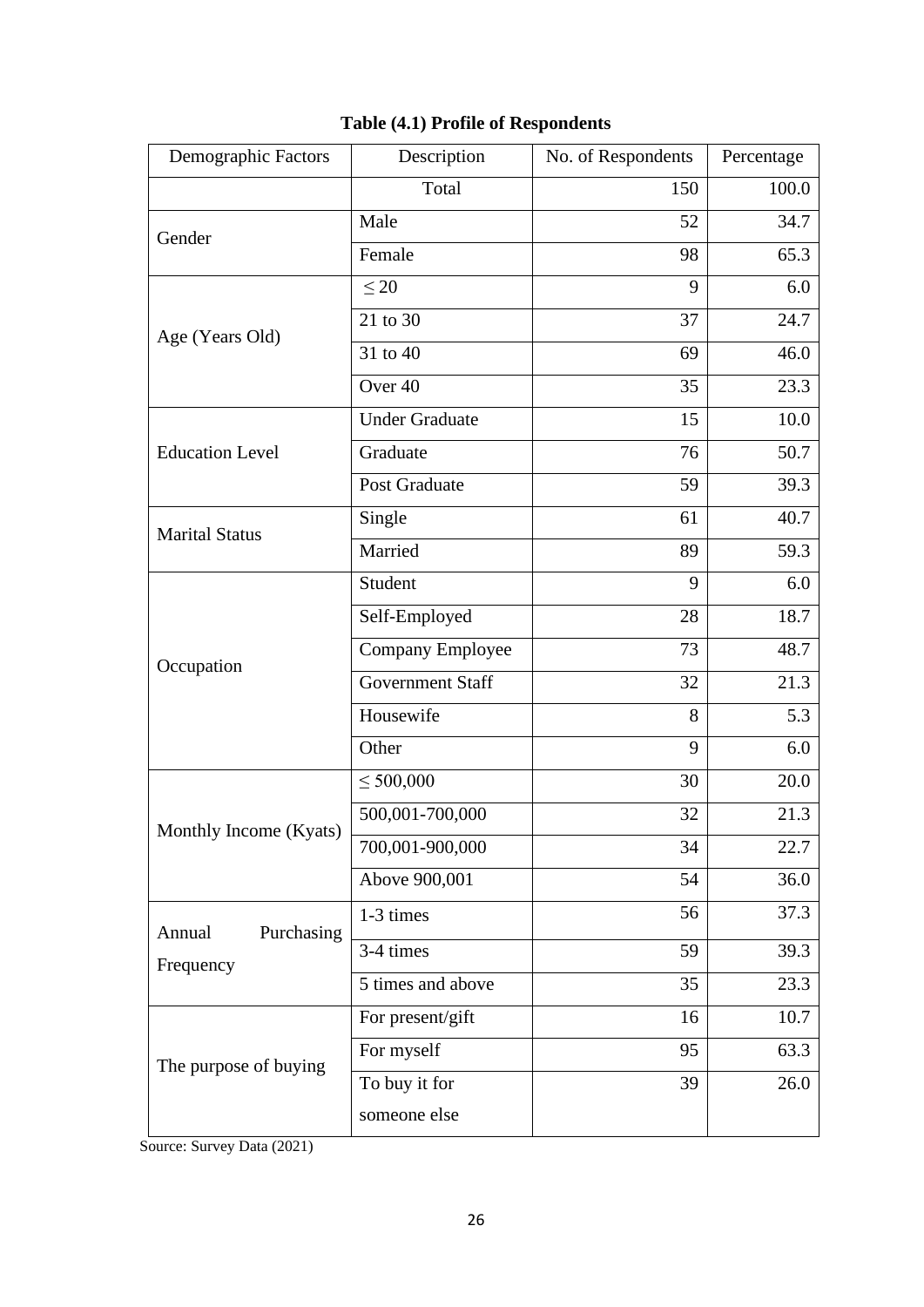**Table (4.1) Profile of Respondents**

| Demographic Factors | Description | No. of Respondents | Percentage |
|---|---|---|---|
| | Total | 150 | 100.0 |
| Gender | Male | 52 | 34.7 |
| | Female | 98 | 65.3 |
| Age (Years Old) | $\leq 20$ | 9 | 6.0 |
| | 21 to 30 | 37 | 24.7 |
| | 31 to 40 | 69 | 46.0 |
| | Over 40 | 35 | 23.3 |
| Education Level | Under Graduate | 15 | 10.0 |
| | Graduate | 76 | 50.7 |
| | Post Graduate | 59 | 39.3 |
| Marital Status | Single | 61 | 40.7 |
| | Married | 89 | 59.3 |
| Occupation | Student | 9 | 6.0 |
| | Self-Employed | 28 | 18.7 |
| | Company Employee | 73 | 48.7 |
| | Government Staff | 32 | 21.3 |
| | Housewife | 8 | 5.3 |
| | Other | 9 | 6.0 |
| Monthly Income (Kyats) | $\leq$ 500,000 | 30 | 20.0 |
| | 500,001-700,000 | 32 | 21.3 |
| | 700,001-900,000 | 34 | 22.7 |
| | Above 900,001 | 54 | 36.0 |
| Annual Purchasing Frequency | 1-3 times | 56 | 37.3 |
| | 3-4 times | 59 | 39.3 |
| | 5 times and above | 35 | 23.3 |
| The purpose of buying | For present/gift | 16 | 10.7 |
| | For myself | 95 | 63.3 |
| | To buy it for someone else | 39 | 26.0 |

Source: Survey Data (2021)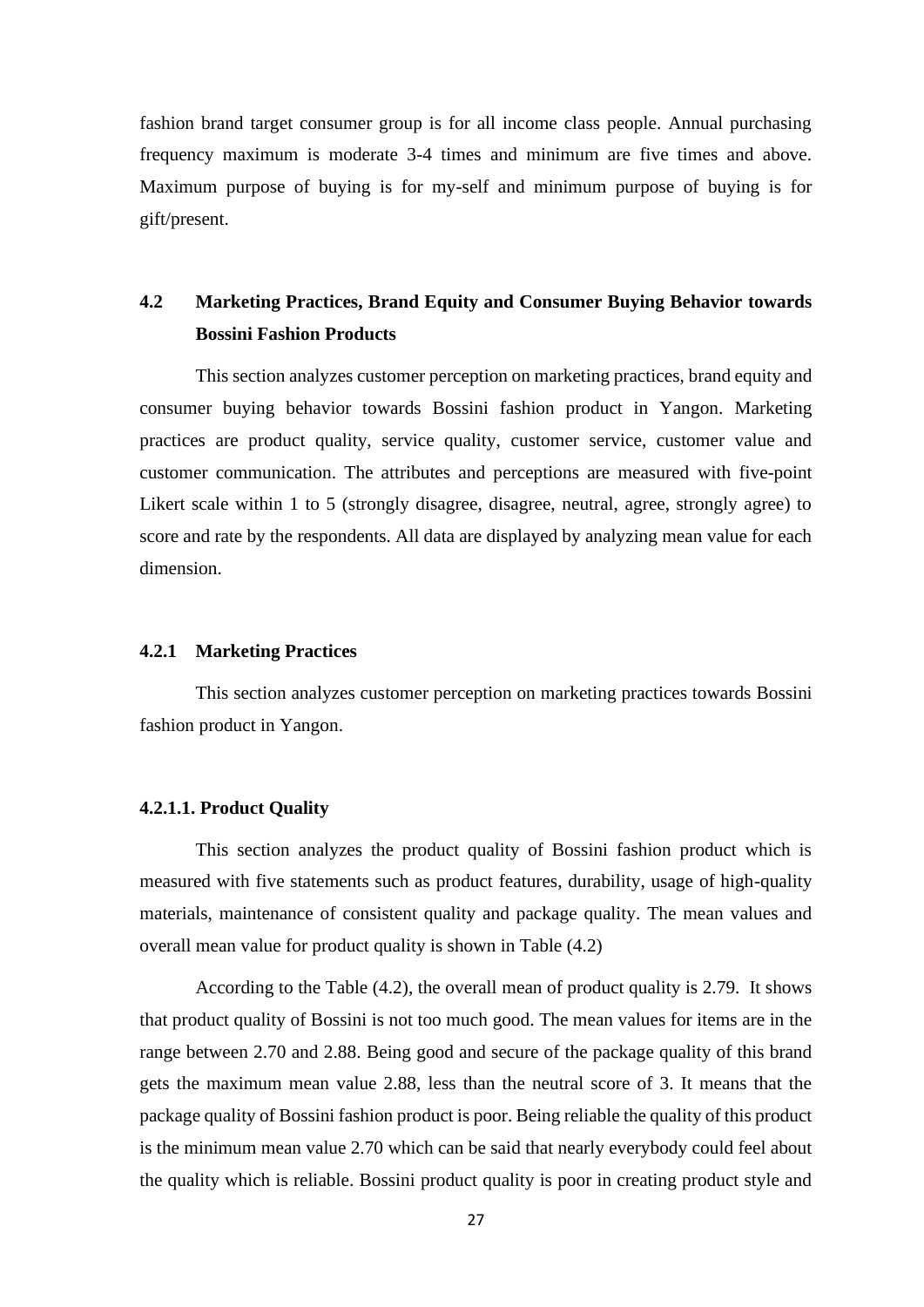fashion brand target consumer group is for all income class people. Annual purchasing frequency maximum is moderate 3-4 times and minimum are five times and above. Maximum purpose of buying is for my-self and minimum purpose of buying is for gift/present.

## 4.2 Marketing Practices, Brand Equity and Consumer Buying Behavior towards Bossini Fashion Products

This section analyzes customer perception on marketing practices, brand equity and consumer buying behavior towards Bossini fashion product in Yangon. Marketing practices are product quality, service quality, customer service, customer value and customer communication. The attributes and perceptions are measured with five-point Likert scale within 1 to 5 (strongly disagree, disagree, neutral, agree, strongly agree) to score and rate by the respondents. All data are displayed by analyzing mean value for each dimension.

### 4.2.1 Marketing Practices

This section analyzes customer perception on marketing practices towards Bossini fashion product in Yangon.

#### 4.2.1.1. Product Quality

This section analyzes the product quality of Bossini fashion product which is measured with five statements such as product features, durability, usage of high-quality materials, maintenance of consistent quality and package quality. The mean values and overall mean value for product quality is shown in Table (4.2)

According to the Table (4.2), the overall mean of product quality is 2.79. It shows that product quality of Bossini is not too much good. The mean values for items are in the range between 2.70 and 2.88. Being good and secure of the package quality of this brand gets the maximum mean value 2.88, less than the neutral score of 3. It means that the package quality of Bossini fashion product is poor. Being reliable the quality of this product is the minimum mean value 2.70 which can be said that nearly everybody could feel about the quality which is reliable. Bossini product quality is poor in creating product style and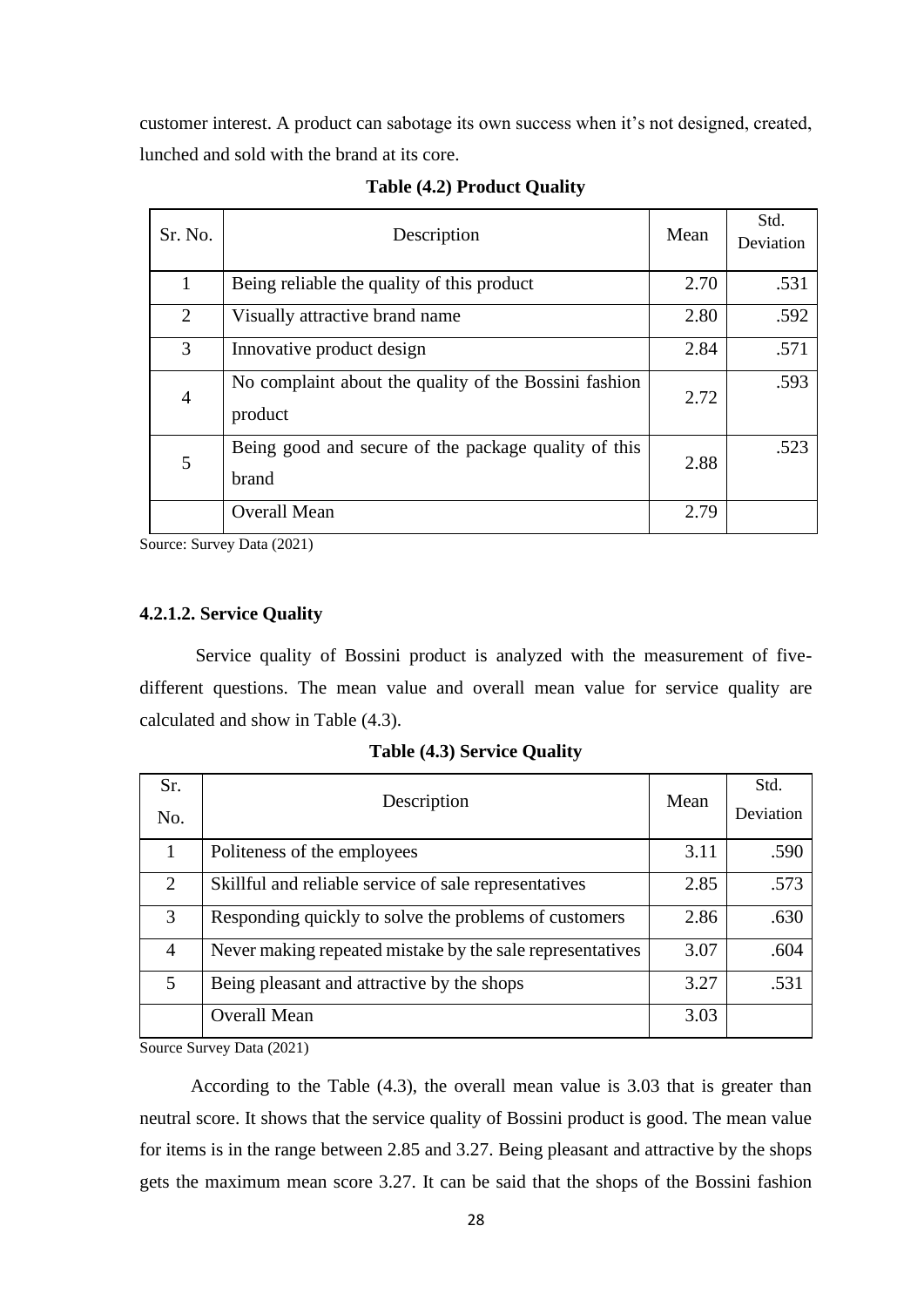customer interest. A product can sabotage its own success when it's not designed, created, lunched and sold with the brand at its core.

**Table (4.2) Product Quality**

| Sr. No. | Description | Mean | Std. Deviation |
|---|---|---|---|
| 1 | Being reliable the quality of this product | 2.70 | .531 |
| 2 | Visually attractive brand name | 2.80 | .592 |
| 3 | Innovative product design | 2.84 | .571 |
| 4 | No complaint about the quality of the Bossini fashion product | 2.72 | .593 |
| 5 | Being good and secure of the package quality of this brand | 2.88 | .523 |
| | Overall Mean | 2.79 | |

Source: Survey Data (2021)

#### 4.2.1.2. Service Quality

Service quality of Bossini product is analyzed with the measurement of five-different questions. The mean value and overall mean value for service quality are calculated and show in Table (4.3).

**Table (4.3) Service Quality**

| Sr. No. | Description | Mean | Std. Deviation |
|---|---|---|---|
| 1 | Politeness of the employees | 3.11 | .590 |
| 2 | Skillful and reliable service of sale representatives | 2.85 | .573 |
| 3 | Responding quickly to solve the problems of customers | 2.86 | .630 |
| 4 | Never making repeated mistake by the sale representatives | 3.07 | .604 |
| 5 | Being pleasant and attractive by the shops | 3.27 | .531 |
| | Overall Mean | 3.03 | |

Source Survey Data (2021)

According to the Table (4.3), the overall mean value is 3.03 that is greater than neutral score. It shows that the service quality of Bossini product is good. The mean value for items is in the range between 2.85 and 3.27. Being pleasant and attractive by the shops gets the maximum mean score 3.27. It can be said that the shops of the Bossini fashion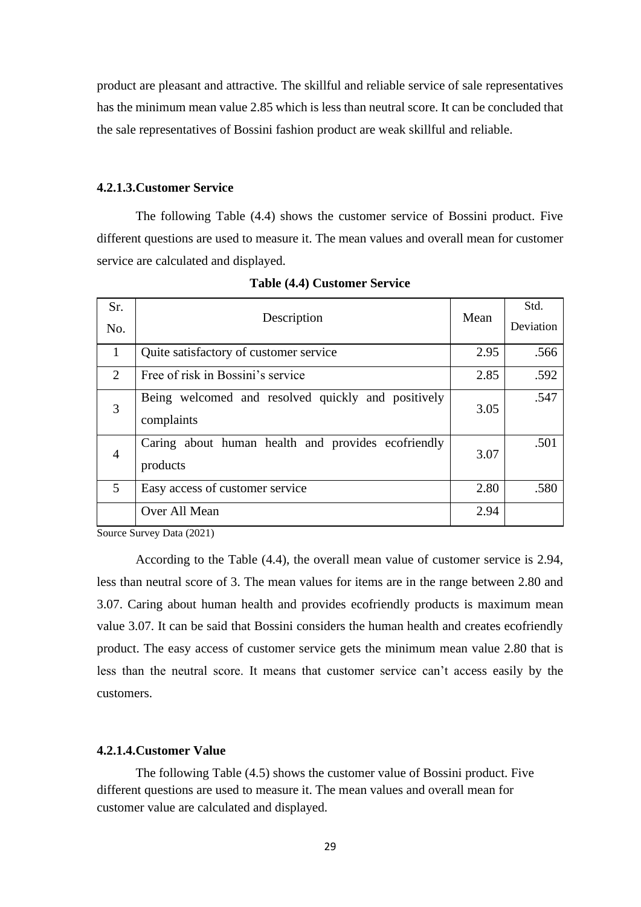product are pleasant and attractive. The skillful and reliable service of sale representatives has the minimum mean value 2.85 which is less than neutral score. It can be concluded that the sale representatives of Bossini fashion product are weak skillful and reliable.

#### 4.2.1.3.Customer Service

The following Table (4.4) shows the customer service of Bossini product. Five different questions are used to measure it. The mean values and overall mean for customer service are calculated and displayed.

**Table (4.4) Customer Service**

| Sr. No. | Description | Mean | Std. Deviation |
|---|---|---|---|
| 1 | Quite satisfactory of customer service | 2.95 | .566 |
| 2 | Free of risk in Bossini's service | 2.85 | .592 |
| 3 | Being welcomed and resolved quickly and positively complaints | 3.05 | .547 |
| 4 | Caring about human health and provides ecofriendly products | 3.07 | .501 |
| 5 | Easy access of customer service | 2.80 | .580 |
| | Over All Mean | 2.94 | |

Source Survey Data (2021)

According to the Table (4.4), the overall mean value of customer service is 2.94, less than neutral score of 3. The mean values for items are in the range between 2.80 and 3.07. Caring about human health and provides ecofriendly products is maximum mean value 3.07. It can be said that Bossini considers the human health and creates ecofriendly product. The easy access of customer service gets the minimum mean value 2.80 that is less than the neutral score. It means that customer service can't access easily by the customers.

#### 4.2.1.4.Customer Value

The following Table (4.5) shows the customer value of Bossini product. Five different questions are used to measure it. The mean values and overall mean for customer value are calculated and displayed.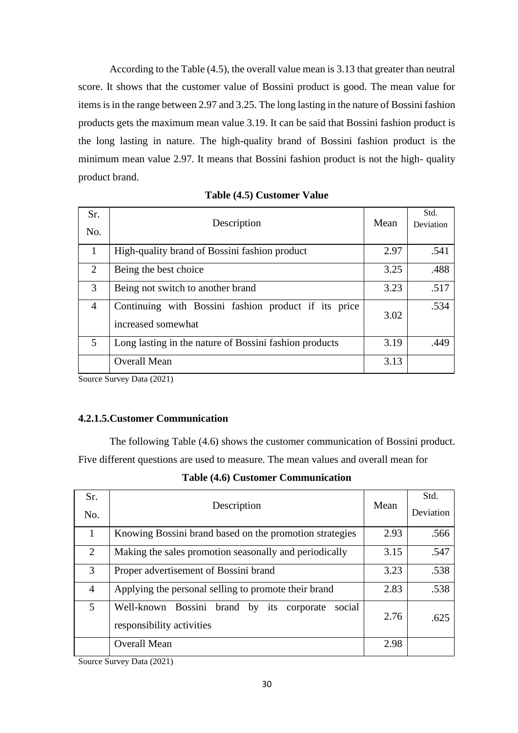According to the Table (4.5), the overall value mean is 3.13 that greater than neutral score. It shows that the customer value of Bossini product is good. The mean value for items is in the range between 2.97 and 3.25. The long lasting in the nature of Bossini fashion products gets the maximum mean value 3.19. It can be said that Bossini fashion product is the long lasting in nature. The high-quality brand of Bossini fashion product is the minimum mean value 2.97. It means that Bossini fashion product is not the high- quality product brand.

**Table (4.5) Customer Value**

| Sr. No. | Description | Mean | Std. Deviation |
|---|---|---|---|
| 1 | High-quality brand of Bossini fashion product | 2.97 | .541 |
| 2 | Being the best choice | 3.25 | .488 |
| 3 | Being not switch to another brand | 3.23 | .517 |
| 4 | Continuing with Bossini fashion product if its price increased somewhat | 3.02 | .534 |
| 5 | Long lasting in the nature of Bossini fashion products | 3.19 | .449 |
| | Overall Mean | 3.13 | |

Source Survey Data (2021)

#### 4.2.1.5.Customer Communication

The following Table (4.6) shows the customer communication of Bossini product. Five different questions are used to measure. The mean values and overall mean for

**Table (4.6) Customer Communication**

| Sr. No. | Description | Mean | Std. Deviation |
|---|---|---|---|
| 1 | Knowing Bossini brand based on the promotion strategies | 2.93 | .566 |
| 2 | Making the sales promotion seasonally and periodically | 3.15 | .547 |
| 3 | Proper advertisement of Bossini brand | 3.23 | .538 |
| 4 | Applying the personal selling to promote their brand | 2.83 | .538 |
| 5 | Well-known Bossini brand by its corporate social responsibility activities | 2.76 | .625 |
| | Overall Mean | 2.98 | |

Source Survey Data (2021)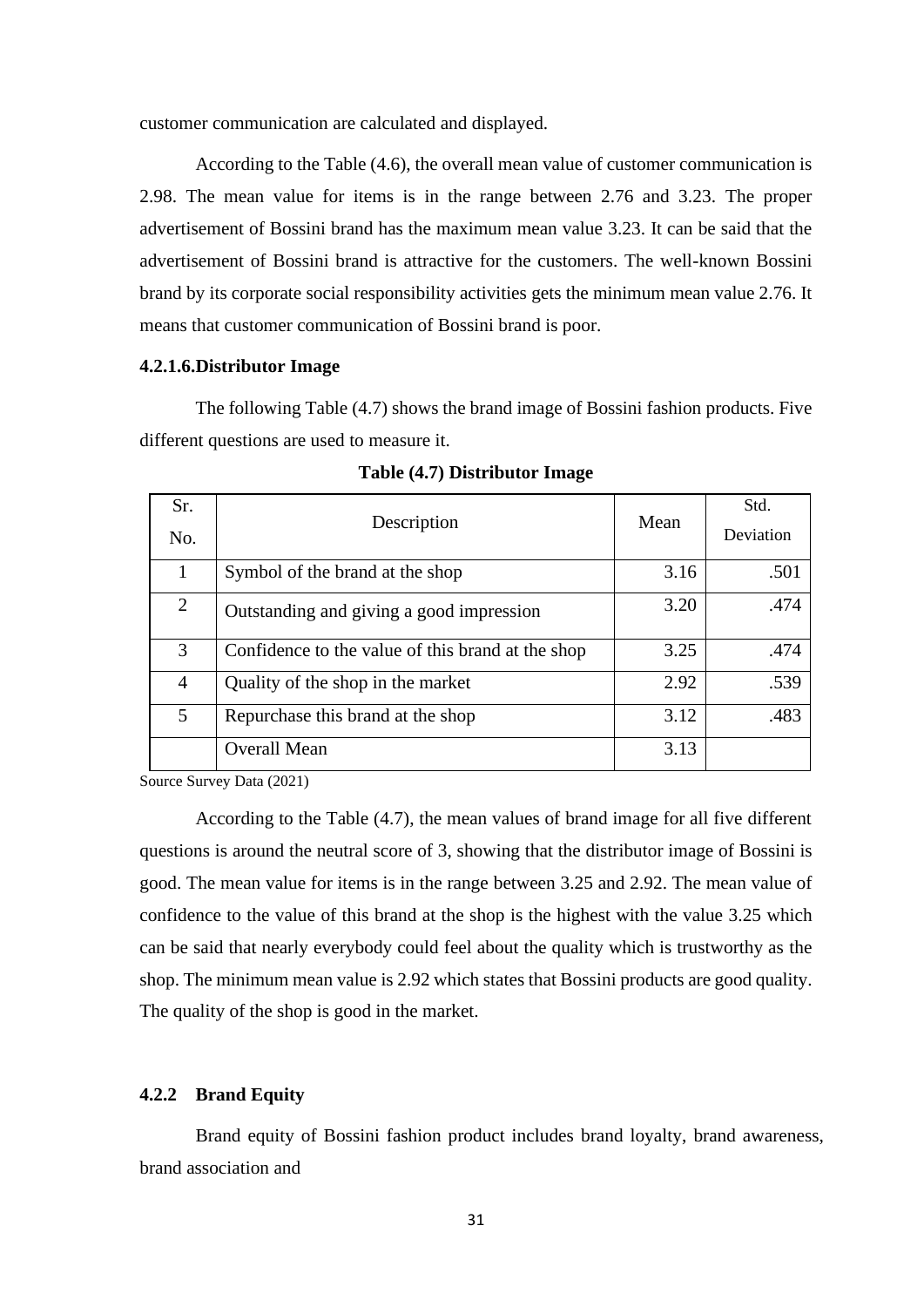customer communication are calculated and displayed.

According to the Table (4.6), the overall mean value of customer communication is 2.98. The mean value for items is in the range between 2.76 and 3.23. The proper advertisement of Bossini brand has the maximum mean value 3.23. It can be said that the advertisement of Bossini brand is attractive for the customers. The well-known Bossini brand by its corporate social responsibility activities gets the minimum mean value 2.76. It means that customer communication of Bossini brand is poor.

#### 4.2.1.6.Distributor Image

The following Table (4.7) shows the brand image of Bossini fashion products. Five different questions are used to measure it.

**Table (4.7) Distributor Image**

| Sr. No. | Description | Mean | Std. Deviation |
|---|---|---|---|
| 1 | Symbol of the brand at the shop | 3.16 | .501 |
| 2 | Outstanding and giving a good impression | 3.20 | .474 |
| 3 | Confidence to the value of this brand at the shop | 3.25 | .474 |
| 4 | Quality of the shop in the market | 2.92 | .539 |
| 5 | Repurchase this brand at the shop | 3.12 | .483 |
| | Overall Mean | 3.13 | |

Source Survey Data (2021)

According to the Table (4.7), the mean values of brand image for all five different questions is around the neutral score of 3, showing that the distributor image of Bossini is good. The mean value for items is in the range between 3.25 and 2.92. The mean value of confidence to the value of this brand at the shop is the highest with the value 3.25 which can be said that nearly everybody could feel about the quality which is trustworthy as the shop. The minimum mean value is 2.92 which states that Bossini products are good quality. The quality of the shop is good in the market.

### 4.2.2 Brand Equity

Brand equity of Bossini fashion product includes brand loyalty, brand awareness, brand association and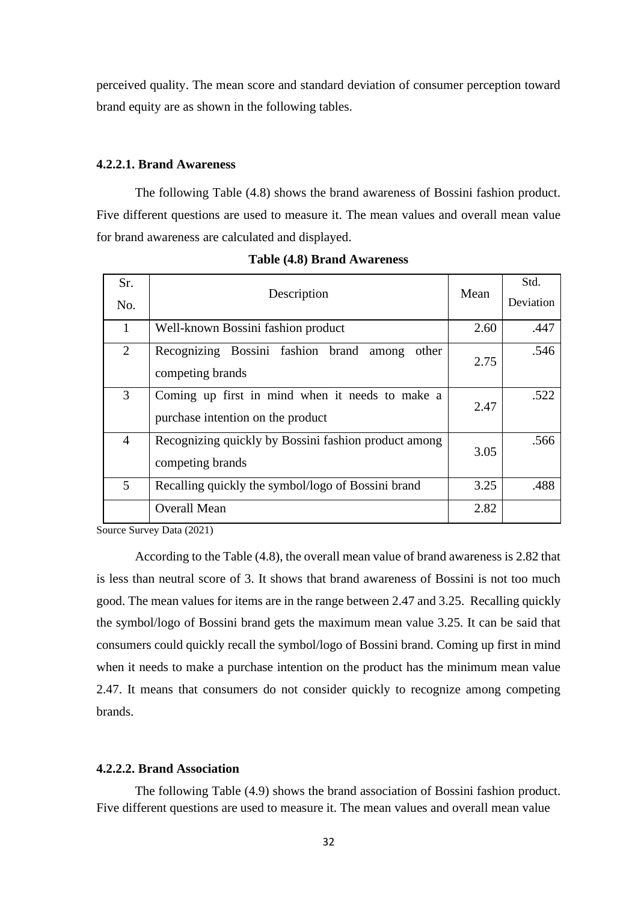perceived quality. The mean score and standard deviation of consumer perception toward brand equity are as shown in the following tables.

#### 4.2.2.1. Brand Awareness

The following Table (4.8) shows the brand awareness of Bossini fashion product. Five different questions are used to measure it. The mean values and overall mean value for brand awareness are calculated and displayed.

**Table (4.8) Brand Awareness**

| Sr. No. | Description | Mean | Std. Deviation |
|---|---|---|---|
| 1 | Well-known Bossini fashion product | 2.60 | .447 |
| 2 | Recognizing Bossini fashion brand among other competing brands | 2.75 | .546 |
| 3 | Coming up first in mind when it needs to make a purchase intention on the product | 2.47 | .522 |
| 4 | Recognizing quickly by Bossini fashion product among competing brands | 3.05 | .566 |
| 5 | Recalling quickly the symbol/logo of Bossini brand | 3.25 | .488 |
| | Overall Mean | 2.82 | |

Source Survey Data (2021)

According to the Table (4.8), the overall mean value of brand awareness is 2.82 that is less than neutral score of 3. It shows that brand awareness of Bossini is not too much good. The mean values for items are in the range between 2.47 and 3.25. Recalling quickly the symbol/logo of Bossini brand gets the maximum mean value 3.25. It can be said that consumers could quickly recall the symbol/logo of Bossini brand. Coming up first in mind when it needs to make a purchase intention on the product has the minimum mean value 2.47. It means that consumers do not consider quickly to recognize among competing brands.

#### 4.2.2.2. Brand Association

The following Table (4.9) shows the brand association of Bossini fashion product. Five different questions are used to measure it. The mean values and overall mean value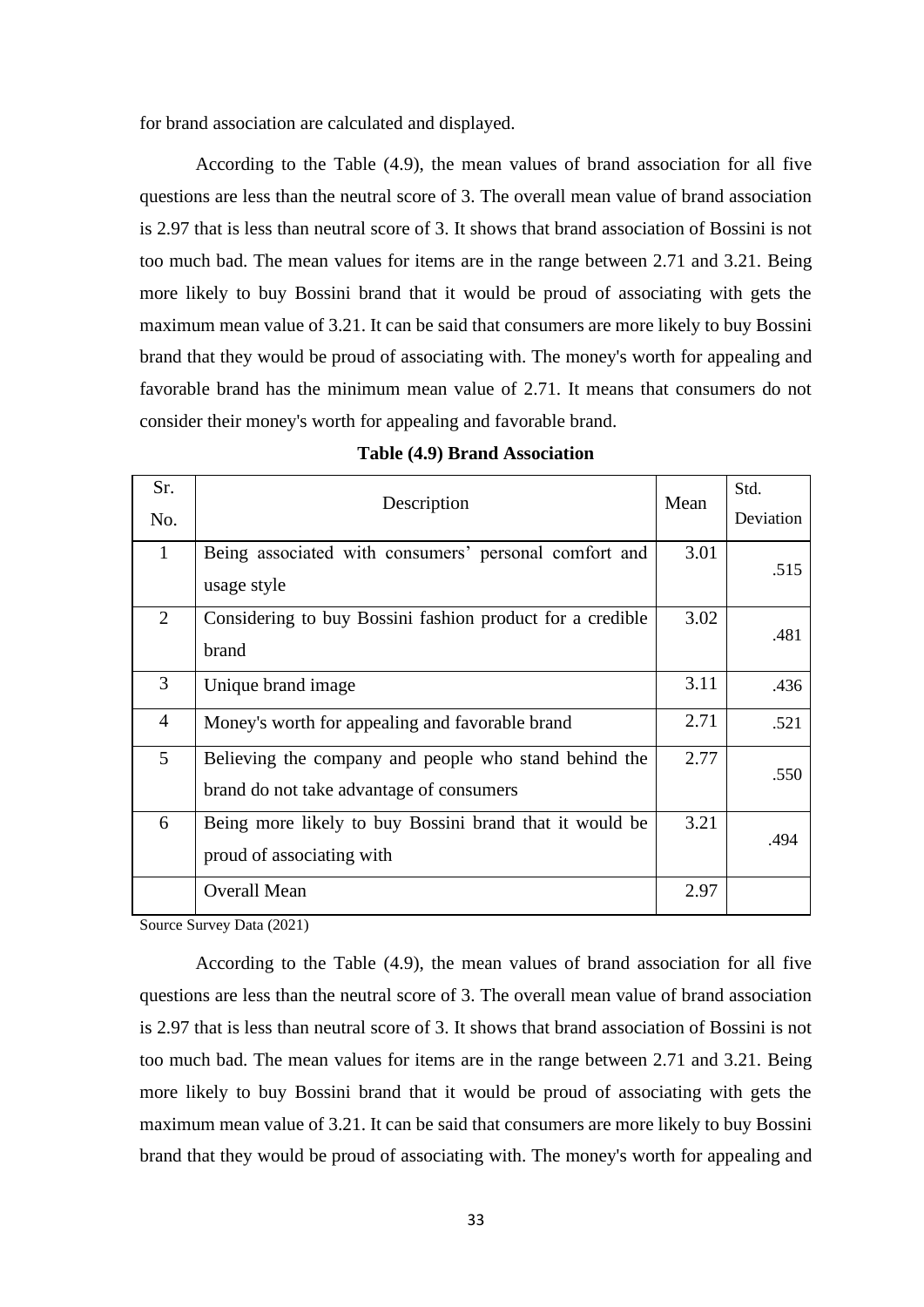for brand association are calculated and displayed.

According to the Table (4.9), the mean values of brand association for all five questions are less than the neutral score of 3. The overall mean value of brand association is 2.97 that is less than neutral score of 3. It shows that brand association of Bossini is not too much bad. The mean values for items are in the range between 2.71 and 3.21. Being more likely to buy Bossini brand that it would be proud of associating with gets the maximum mean value of 3.21. It can be said that consumers are more likely to buy Bossini brand that they would be proud of associating with. The money's worth for appealing and favorable brand has the minimum mean value of 2.71. It means that consumers do not consider their money's worth for appealing and favorable brand.

**Table (4.9) Brand Association**

| Sr. No. | Description | Mean | Std. Deviation |
|---|---|---|---|
| 1 | Being associated with consumers' personal comfort and usage style | 3.01 | .515 |
| 2 | Considering to buy Bossini fashion product for a credible brand | 3.02 | .481 |
| 3 | Unique brand image | 3.11 | .436 |
| 4 | Money's worth for appealing and favorable brand | 2.71 | .521 |
| 5 | Believing the company and people who stand behind the brand do not take advantage of consumers | 2.77 | .550 |
| 6 | Being more likely to buy Bossini brand that it would be proud of associating with | 3.21 | .494 |
| | Overall Mean | 2.97 | |

Source Survey Data (2021)

According to the Table (4.9), the mean values of brand association for all five questions are less than the neutral score of 3. The overall mean value of brand association is 2.97 that is less than neutral score of 3. It shows that brand association of Bossini is not too much bad. The mean values for items are in the range between 2.71 and 3.21. Being more likely to buy Bossini brand that it would be proud of associating with gets the maximum mean value of 3.21. It can be said that consumers are more likely to buy Bossini brand that they would be proud of associating with. The money's worth for appealing and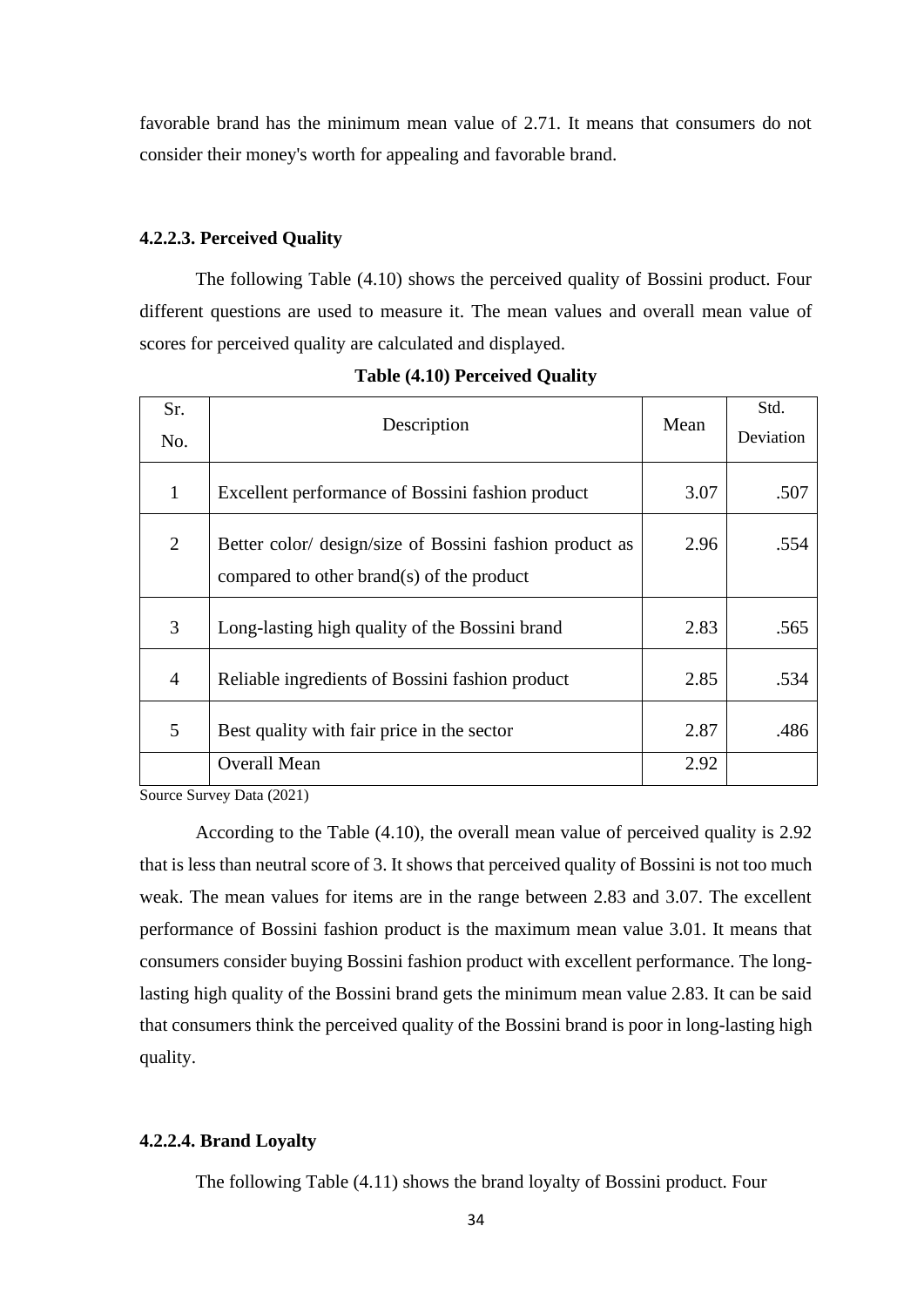favorable brand has the minimum mean value of 2.71. It means that consumers do not consider their money's worth for appealing and favorable brand.

#### 4.2.2.3. Perceived Quality

The following Table (4.10) shows the perceived quality of Bossini product. Four different questions are used to measure it. The mean values and overall mean value of scores for perceived quality are calculated and displayed.

**Table (4.10) Perceived Quality**

| Sr. No. | Description | Mean | Std. Deviation |
|---|---|---|---|
| 1 | Excellent performance of Bossini fashion product | 3.07 | .507 |
| 2 | Better color/ design/size of Bossini fashion product as compared to other brand(s) of the product | 2.96 | .554 |
| 3 | Long-lasting high quality of the Bossini brand | 2.83 | .565 |
| 4 | Reliable ingredients of Bossini fashion product | 2.85 | .534 |
| 5 | Best quality with fair price in the sector | 2.87 | .486 |
| | Overall Mean | 2.92 | |

Source Survey Data (2021)

According to the Table (4.10), the overall mean value of perceived quality is 2.92 that is less than neutral score of 3. It shows that perceived quality of Bossini is not too much weak. The mean values for items are in the range between 2.83 and 3.07. The excellent performance of Bossini fashion product is the maximum mean value 3.01. It means that consumers consider buying Bossini fashion product with excellent performance. The long-lasting high quality of the Bossini brand gets the minimum mean value 2.83. It can be said that consumers think the perceived quality of the Bossini brand is poor in long-lasting high quality.

#### 4.2.2.4. Brand Loyalty

The following Table (4.11) shows the brand loyalty of Bossini product. Four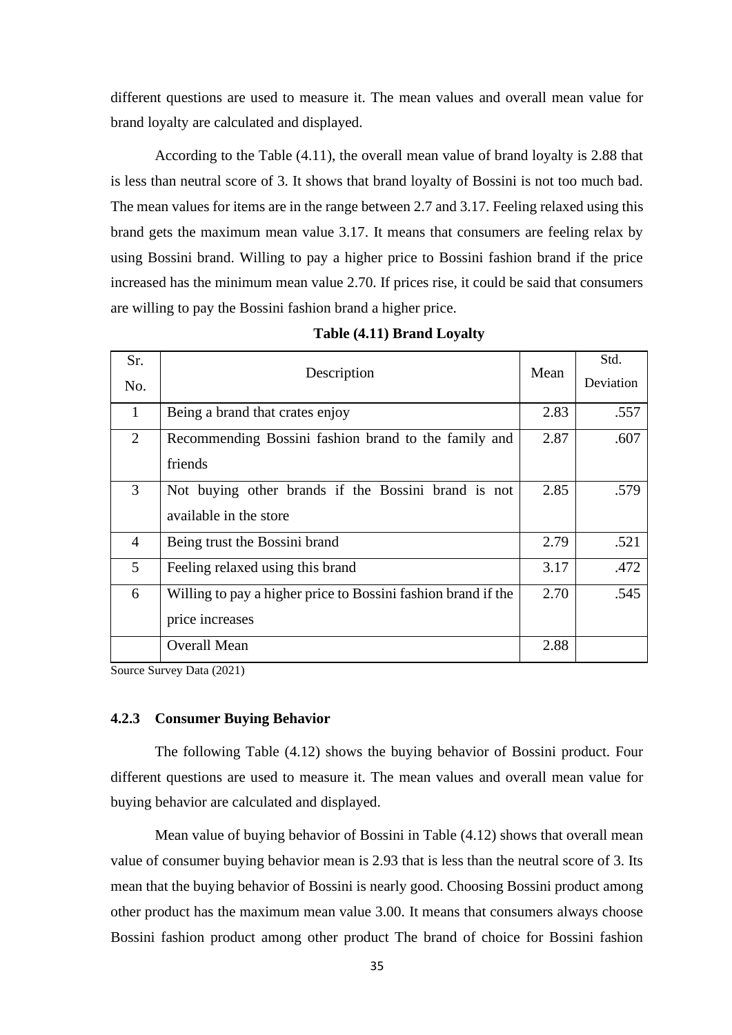different questions are used to measure it. The mean values and overall mean value for brand loyalty are calculated and displayed.

According to the Table (4.11), the overall mean value of brand loyalty is 2.88 that is less than neutral score of 3. It shows that brand loyalty of Bossini is not too much bad. The mean values for items are in the range between 2.7 and 3.17. Feeling relaxed using this brand gets the maximum mean value 3.17. It means that consumers are feeling relax by using Bossini brand. Willing to pay a higher price to Bossini fashion brand if the price increased has the minimum mean value 2.70. If prices rise, it could be said that consumers are willing to pay the Bossini fashion brand a higher price.

**Table (4.11) Brand Loyalty**

| Sr. No. | Description | Mean | Std. Deviation |
|---|---|---|---|
| 1 | Being a brand that crates enjoy | 2.83 | .557 |
| 2 | Recommending Bossini fashion brand to the family and friends | 2.87 | .607 |
| 3 | Not buying other brands if the Bossini brand is not available in the store | 2.85 | .579 |
| 4 | Being trust the Bossini brand | 2.79 | .521 |
| 5 | Feeling relaxed using this brand | 3.17 | .472 |
| 6 | Willing to pay a higher price to Bossini fashion brand if the price increases | 2.70 | .545 |
| | Overall Mean | 2.88 | |

Source Survey Data (2021)

### 4.2.3 Consumer Buying Behavior

The following Table (4.12) shows the buying behavior of Bossini product. Four different questions are used to measure it. The mean values and overall mean value for buying behavior are calculated and displayed.

Mean value of buying behavior of Bossini in Table (4.12) shows that overall mean value of consumer buying behavior mean is 2.93 that is less than the neutral score of 3. Its mean that the buying behavior of Bossini is nearly good. Choosing Bossini product among other product has the maximum mean value 3.00. It means that consumers always choose Bossini fashion product among other product The brand of choice for Bossini fashion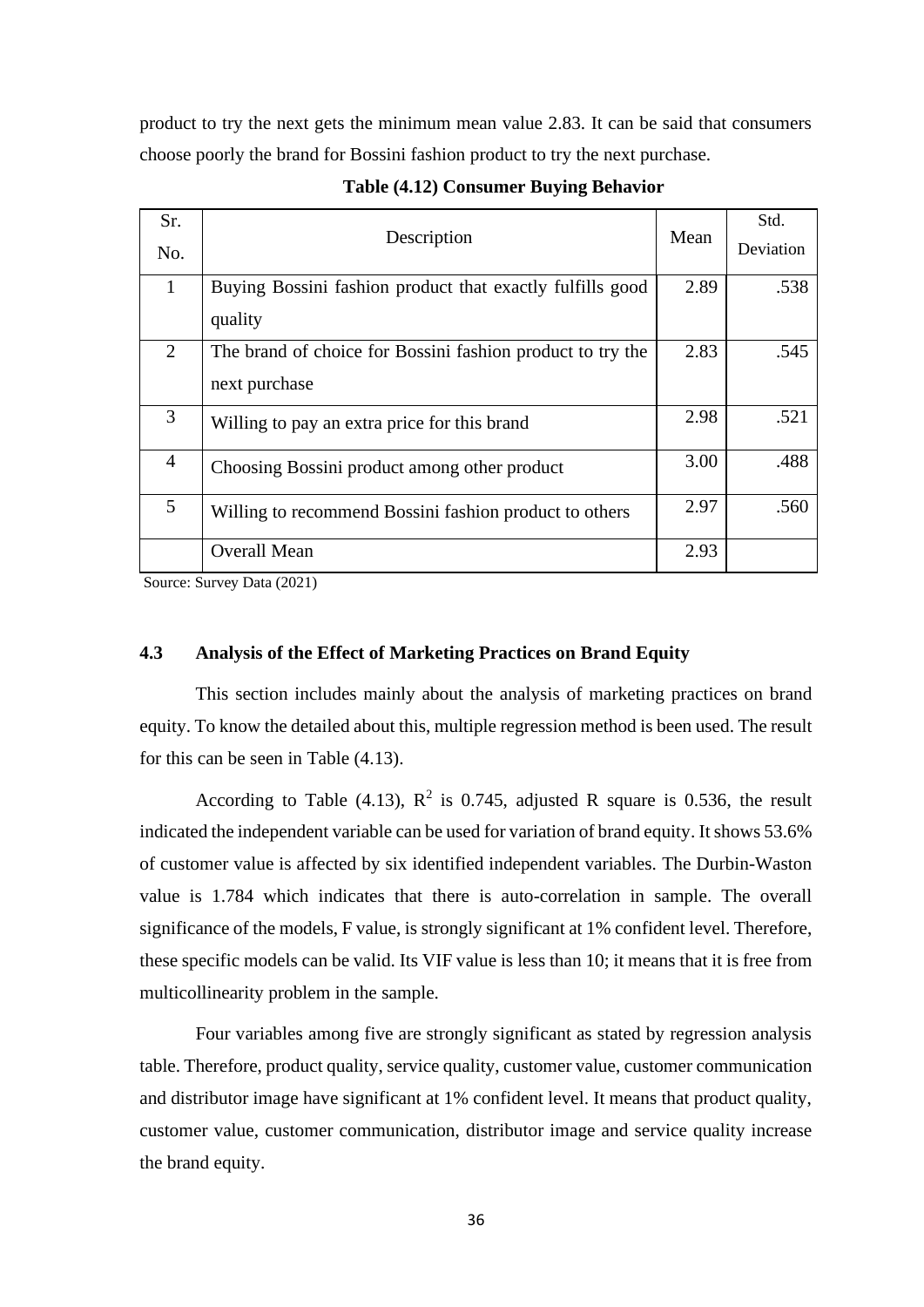product to try the next gets the minimum mean value 2.83. It can be said that consumers choose poorly the brand for Bossini fashion product to try the next purchase.

**Table (4.12) Consumer Buying Behavior**

| Sr. No. | Description | Mean | Std. Deviation |
|---|---|---|---|
| 1 | Buying Bossini fashion product that exactly fulfills good quality | 2.89 | .538 |
| 2 | The brand of choice for Bossini fashion product to try the next purchase | 2.83 | .545 |
| 3 | Willing to pay an extra price for this brand | 2.98 | .521 |
| 4 | Choosing Bossini product among other product | 3.00 | .488 |
| 5 | Willing to recommend Bossini fashion product to others | 2.97 | .560 |
| | Overall Mean | 2.93 | |

Source: Survey Data (2021)

## 4.3 Analysis of the Effect of Marketing Practices on Brand Equity

This section includes mainly about the analysis of marketing practices on brand equity. To know the detailed about this, multiple regression method is been used. The result for this can be seen in Table (4.13).

According to Table (4.13), $R^2$ is 0.745, adjusted R square is 0.536, the result indicated the independent variable can be used for variation of brand equity. It shows 53.6% of customer value is affected by six identified independent variables. The Durbin-Waston value is 1.784 which indicates that there is auto-correlation in sample. The overall significance of the models, F value, is strongly significant at 1% confident level. Therefore, these specific models can be valid. Its VIF value is less than 10; it means that it is free from multicollinearity problem in the sample.

Four variables among five are strongly significant as stated by regression analysis table. Therefore, product quality, service quality, customer value, customer communication and distributor image have significant at 1% confident level. It means that product quality, customer value, customer communication, distributor image and service quality increase the brand equity.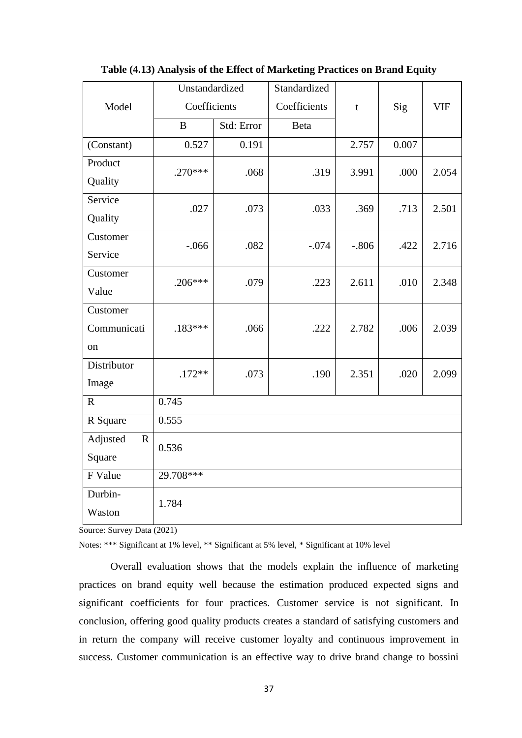**Table (4.13) Analysis of the Effect of Marketing Practices on Brand Equity**

| Model | Unstandardized Coefficients | | Standardized Coefficients | t | Sig | VIF |
|---|---|---|---|---|---|---|
| | B | Std: Error | Beta | | | |
| (Constant) | 0.527 | 0.191 | | 2.757 | 0.007 | |
| Product Quality | .270*** | .068 | .319 | 3.991 | .000 | 2.054 |
| Service Quality | .027 | .073 | .033 | .369 | .713 | 2.501 |
| Customer Service | -.066 | .082 | -.074 | -.806 | .422 | 2.716 |
| Customer Value | .206*** | .079 | .223 | 2.611 | .010 | 2.348 |
| Customer Communication | .183*** | .066 | .222 | 2.782 | .006 | 2.039 |
| Distributor Image | .172** | .073 | .190 | 2.351 | .020 | 2.099 |
| R | 0.745 | | | | | |
| R Square | 0.555 | | | | | |
| Adjusted R Square | 0.536 | | | | | |
| F Value | 29.708*** | | | | | |
| Durbin-Waston | 1.784 | | | | | |

Source: Survey Data (2021)

Notes: *** Significant at 1% level, ** Significant at 5% level, * Significant at 10% level

Overall evaluation shows that the models explain the influence of marketing practices on brand equity well because the estimation produced expected signs and significant coefficients for four practices. Customer service is not significant. In conclusion, offering good quality products creates a standard of satisfying customers and in return the company will receive customer loyalty and continuous improvement in success. Customer communication is an effective way to drive brand change to bossini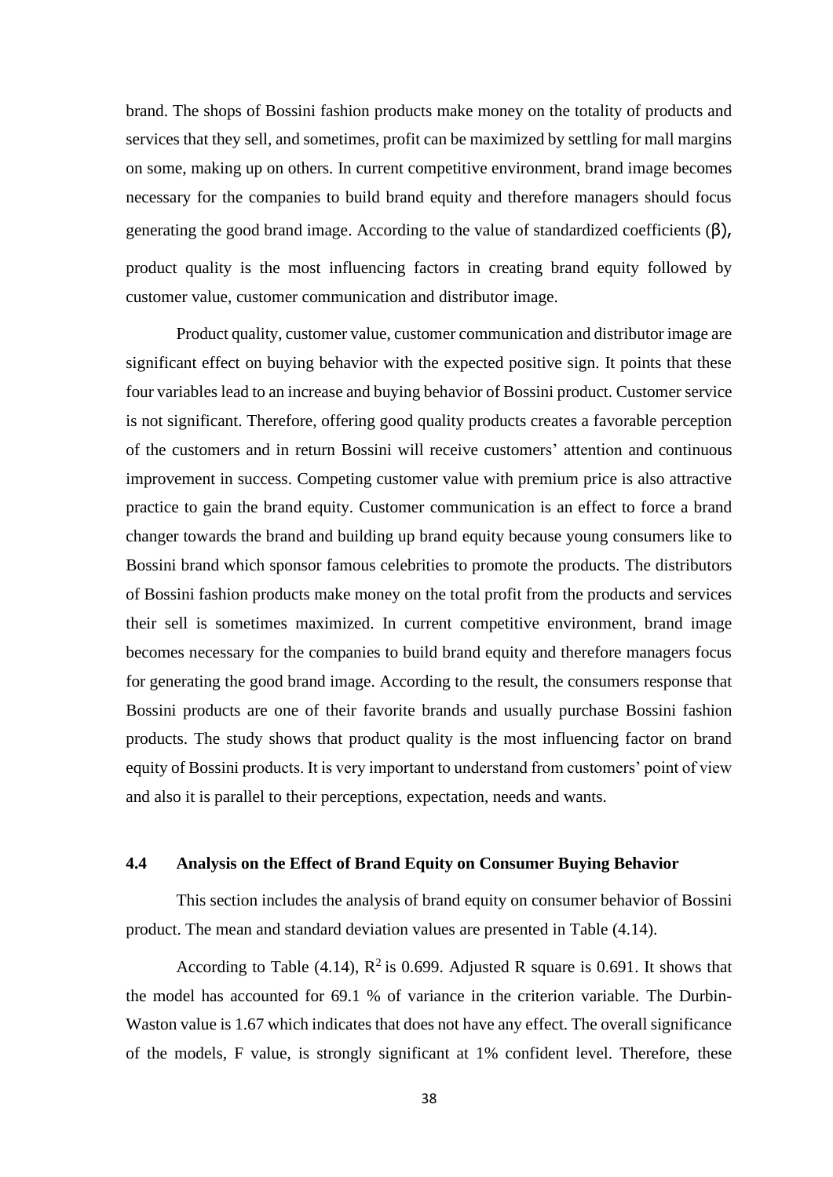brand. The shops of Bossini fashion products make money on the totality of products and services that they sell, and sometimes, profit can be maximized by settling for mall margins on some, making up on others. In current competitive environment, brand image becomes necessary for the companies to build brand equity and therefore managers should focus generating the good brand image. According to the value of standardized coefficients (β), product quality is the most influencing factors in creating brand equity followed by customer value, customer communication and distributor image.

Product quality, customer value, customer communication and distributor image are significant effect on buying behavior with the expected positive sign. It points that these four variables lead to an increase and buying behavior of Bossini product. Customer service is not significant. Therefore, offering good quality products creates a favorable perception of the customers and in return Bossini will receive customers' attention and continuous improvement in success. Competing customer value with premium price is also attractive practice to gain the brand equity. Customer communication is an effect to force a brand changer towards the brand and building up brand equity because young consumers like to Bossini brand which sponsor famous celebrities to promote the products. The distributors of Bossini fashion products make money on the total profit from the products and services their sell is sometimes maximized. In current competitive environment, brand image becomes necessary for the companies to build brand equity and therefore managers focus for generating the good brand image. According to the result, the consumers response that Bossini products are one of their favorite brands and usually purchase Bossini fashion products. The study shows that product quality is the most influencing factor on brand equity of Bossini products. It is very important to understand from customers' point of view and also it is parallel to their perceptions, expectation, needs and wants.

## 4.4 Analysis on the Effect of Brand Equity on Consumer Buying Behavior

This section includes the analysis of brand equity on consumer behavior of Bossini product. The mean and standard deviation values are presented in Table (4.14).

According to Table (4.14), $R^2$ is 0.699. Adjusted R square is 0.691. It shows that the model has accounted for 69.1 % of variance in the criterion variable. The Durbin-Waston value is 1.67 which indicates that does not have any effect. The overall significance of the models, F value, is strongly significant at 1% confident level. Therefore, these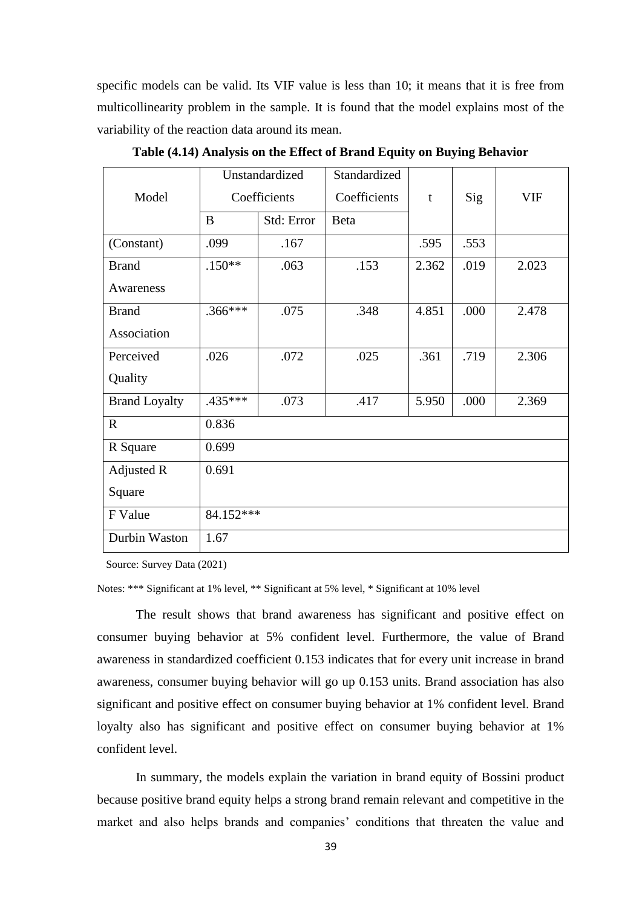specific models can be valid. Its VIF value is less than 10; it means that it is free from multicollinearity problem in the sample. It is found that the model explains most of the variability of the reaction data around its mean.

**Table (4.14) Analysis on the Effect of Brand Equity on Buying Behavior**

| Model | Unstandardized Coefficients | | Standardized Coefficients | t | Sig | VIF |
|---|---|---|---|---|---|---|
| | B | Std: Error | Beta | | | |
| (Constant) | .099 | .167 | | .595 | .553 | |
| Brand Awareness | .150** | .063 | .153 | 2.362 | .019 | 2.023 |
| Brand Association | .366*** | .075 | .348 | 4.851 | .000 | 2.478 |
| Perceived Quality | .026 | .072 | .025 | .361 | .719 | 2.306 |
| Brand Loyalty | .435*** | .073 | .417 | 5.950 | .000 | 2.369 |
| R | 0.836 | | | | | |
| R Square | 0.699 | | | | | |
| Adjusted R Square | 0.691 | | | | | |
| F Value | 84.152*** | | | | | |
| Durbin Waston | 1.67 | | | | | |

Source: Survey Data (2021)

Notes: *** Significant at 1% level, ** Significant at 5% level, * Significant at 10% level

The result shows that brand awareness has significant and positive effect on consumer buying behavior at 5% confident level. Furthermore, the value of Brand awareness in standardized coefficient 0.153 indicates that for every unit increase in brand awareness, consumer buying behavior will go up 0.153 units. Brand association has also significant and positive effect on consumer buying behavior at 1% confident level. Brand loyalty also has significant and positive effect on consumer buying behavior at 1% confident level.

In summary, the models explain the variation in brand equity of Bossini product because positive brand equity helps a strong brand remain relevant and competitive in the market and also helps brands and companies' conditions that threaten the value and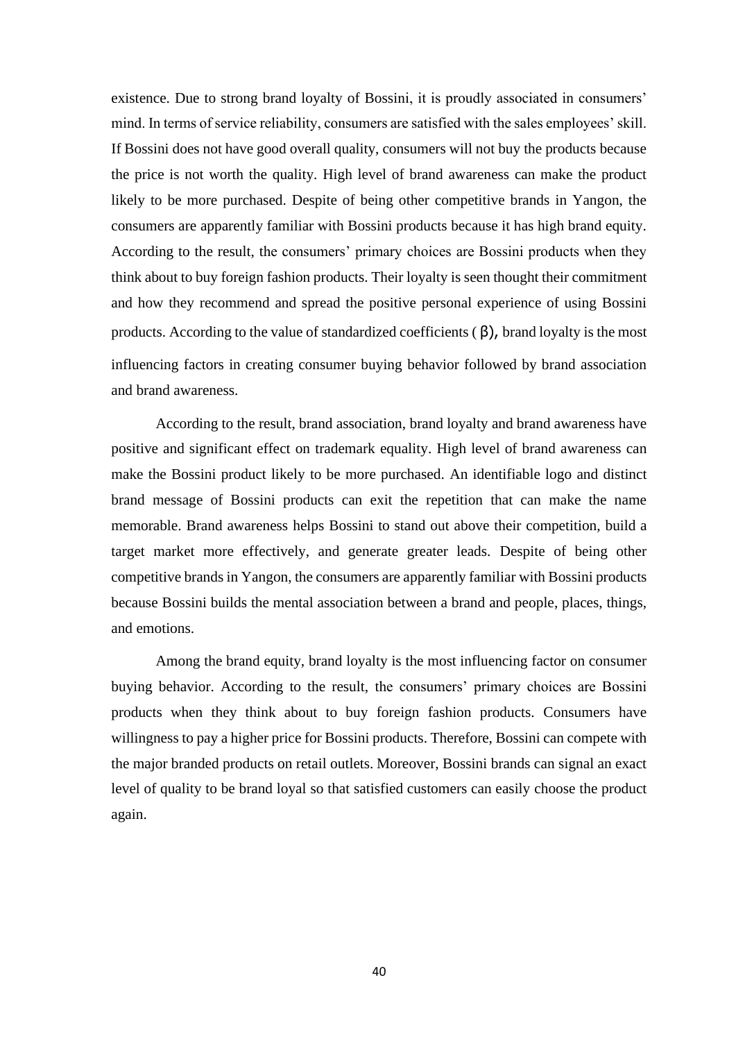existence. Due to strong brand loyalty of Bossini, it is proudly associated in consumers' mind. In terms of service reliability, consumers are satisfied with the sales employees' skill. If Bossini does not have good overall quality, consumers will not buy the products because the price is not worth the quality. High level of brand awareness can make the product likely to be more purchased. Despite of being other competitive brands in Yangon, the consumers are apparently familiar with Bossini products because it has high brand equity. According to the result, the consumers' primary choices are Bossini products when they think about to buy foreign fashion products. Their loyalty is seen thought their commitment and how they recommend and spread the positive personal experience of using Bossini products. According to the value of standardized coefficients ( $\beta$), brand loyalty is the most influencing factors in creating consumer buying behavior followed by brand association and brand awareness.

According to the result, brand association, brand loyalty and brand awareness have positive and significant effect on trademark equality. High level of brand awareness can make the Bossini product likely to be more purchased. An identifiable logo and distinct brand message of Bossini products can exit the repetition that can make the name memorable. Brand awareness helps Bossini to stand out above their competition, build a target market more effectively, and generate greater leads. Despite of being other competitive brands in Yangon, the consumers are apparently familiar with Bossini products because Bossini builds the mental association between a brand and people, places, things, and emotions.

Among the brand equity, brand loyalty is the most influencing factor on consumer buying behavior. According to the result, the consumers' primary choices are Bossini products when they think about to buy foreign fashion products. Consumers have willingness to pay a higher price for Bossini products. Therefore, Bossini can compete with the major branded products on retail outlets. Moreover, Bossini brands can signal an exact level of quality to be brand loyal so that satisfied customers can easily choose the product again.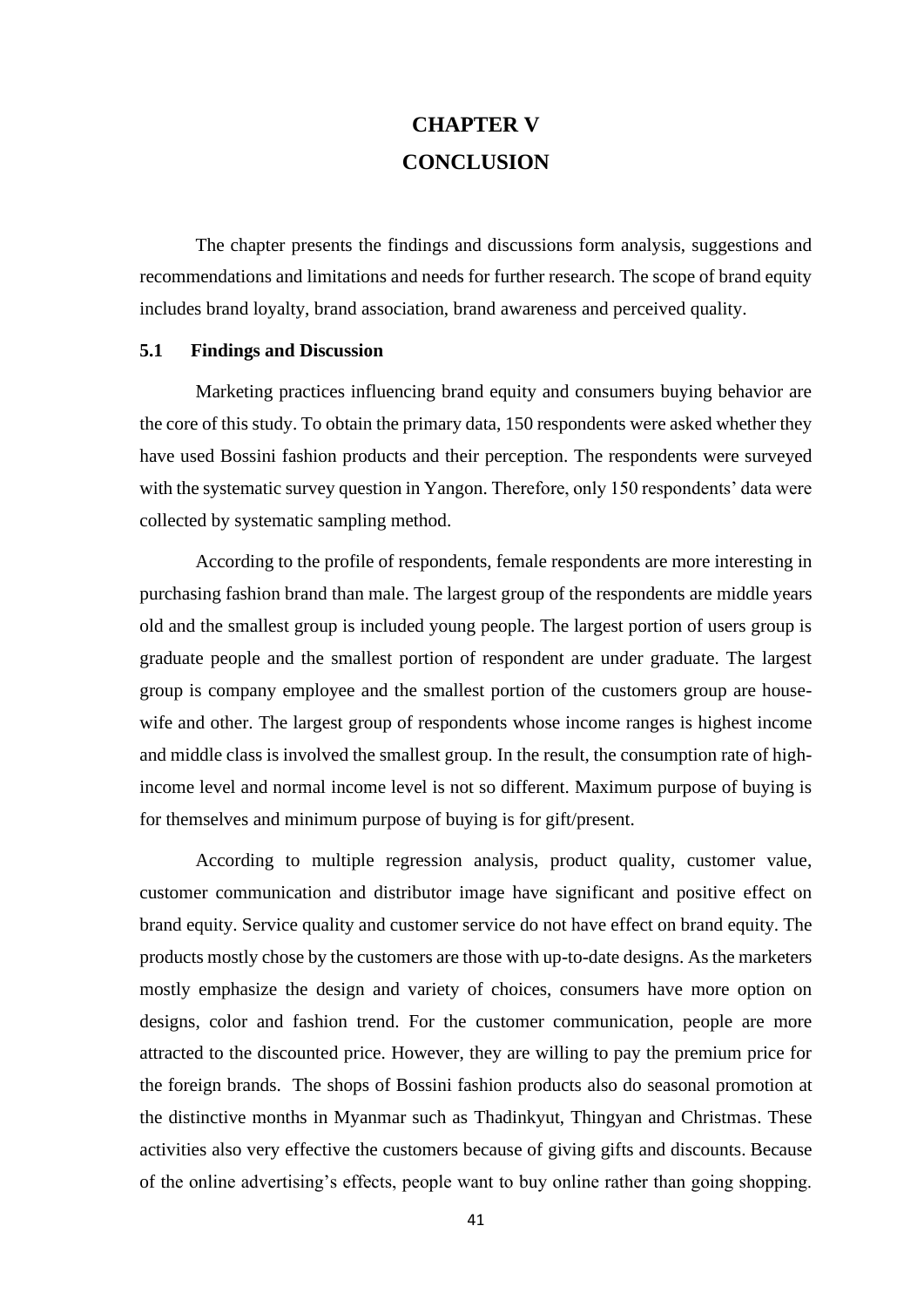# CHAPTER V

# CONCLUSION

The chapter presents the findings and discussions form analysis, suggestions and recommendations and limitations and needs for further research. The scope of brand equity includes brand loyalty, brand association, brand awareness and perceived quality.

## 5.1 Findings and Discussion

Marketing practices influencing brand equity and consumers buying behavior are the core of this study. To obtain the primary data, 150 respondents were asked whether they have used Bossini fashion products and their perception. The respondents were surveyed with the systematic survey question in Yangon. Therefore, only 150 respondents' data were collected by systematic sampling method.

According to the profile of respondents, female respondents are more interesting in purchasing fashion brand than male. The largest group of the respondents are middle years old and the smallest group is included young people. The largest portion of users group is graduate people and the smallest portion of respondent are under graduate. The largest group is company employee and the smallest portion of the customers group are house-wife and other. The largest group of respondents whose income ranges is highest income and middle class is involved the smallest group. In the result, the consumption rate of high-income level and normal income level is not so different. Maximum purpose of buying is for themselves and minimum purpose of buying is for gift/present.

According to multiple regression analysis, product quality, customer value, customer communication and distributor image have significant and positive effect on brand equity. Service quality and customer service do not have effect on brand equity. The products mostly chose by the customers are those with up-to-date designs. As the marketers mostly emphasize the design and variety of choices, consumers have more option on designs, color and fashion trend. For the customer communication, people are more attracted to the discounted price. However, they are willing to pay the premium price for the foreign brands. The shops of Bossini fashion products also do seasonal promotion at the distinctive months in Myanmar such as Thadinkyut, Thingyan and Christmas. These activities also very effective the customers because of giving gifts and discounts. Because of the online advertising's effects, people want to buy online rather than going shopping.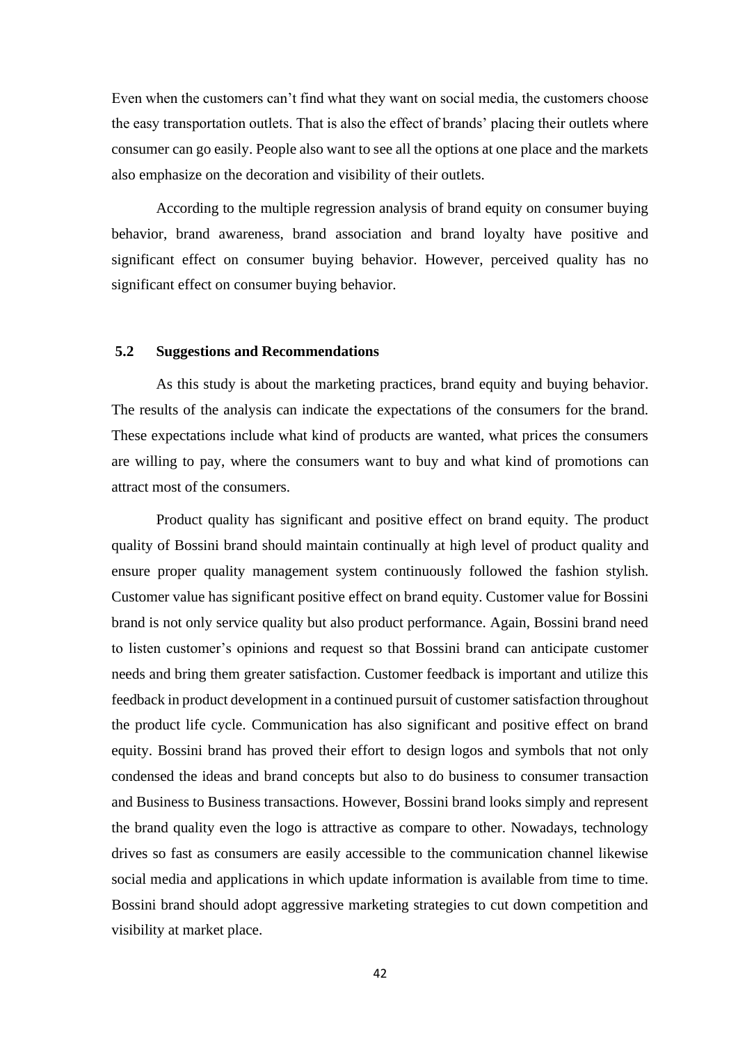Even when the customers can't find what they want on social media, the customers choose the easy transportation outlets. That is also the effect of brands' placing their outlets where consumer can go easily. People also want to see all the options at one place and the markets also emphasize on the decoration and visibility of their outlets.

According to the multiple regression analysis of brand equity on consumer buying behavior, brand awareness, brand association and brand loyalty have positive and significant effect on consumer buying behavior. However, perceived quality has no significant effect on consumer buying behavior.

## 5.2 Suggestions and Recommendations

As this study is about the marketing practices, brand equity and buying behavior. The results of the analysis can indicate the expectations of the consumers for the brand. These expectations include what kind of products are wanted, what prices the consumers are willing to pay, where the consumers want to buy and what kind of promotions can attract most of the consumers.

Product quality has significant and positive effect on brand equity. The product quality of Bossini brand should maintain continually at high level of product quality and ensure proper quality management system continuously followed the fashion stylish. Customer value has significant positive effect on brand equity. Customer value for Bossini brand is not only service quality but also product performance. Again, Bossini brand need to listen customer's opinions and request so that Bossini brand can anticipate customer needs and bring them greater satisfaction. Customer feedback is important and utilize this feedback in product development in a continued pursuit of customer satisfaction throughout the product life cycle. Communication has also significant and positive effect on brand equity. Bossini brand has proved their effort to design logos and symbols that not only condensed the ideas and brand concepts but also to do business to consumer transaction and Business to Business transactions. However, Bossini brand looks simply and represent the brand quality even the logo is attractive as compare to other. Nowadays, technology drives so fast as consumers are easily accessible to the communication channel likewise social media and applications in which update information is available from time to time. Bossini brand should adopt aggressive marketing strategies to cut down competition and visibility at market place.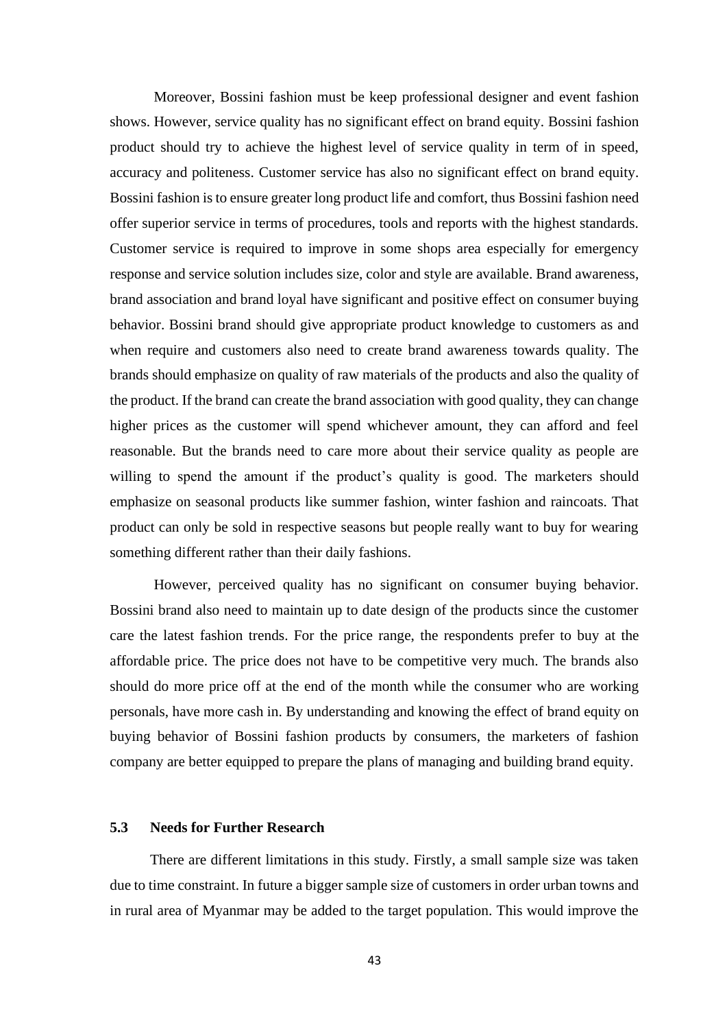Moreover, Bossini fashion must be keep professional designer and event fashion shows. However, service quality has no significant effect on brand equity. Bossini fashion product should try to achieve the highest level of service quality in term of in speed, accuracy and politeness. Customer service has also no significant effect on brand equity. Bossini fashion is to ensure greater long product life and comfort, thus Bossini fashion need offer superior service in terms of procedures, tools and reports with the highest standards. Customer service is required to improve in some shops area especially for emergency response and service solution includes size, color and style are available. Brand awareness, brand association and brand loyal have significant and positive effect on consumer buying behavior. Bossini brand should give appropriate product knowledge to customers as and when require and customers also need to create brand awareness towards quality. The brands should emphasize on quality of raw materials of the products and also the quality of the product. If the brand can create the brand association with good quality, they can change higher prices as the customer will spend whichever amount, they can afford and feel reasonable. But the brands need to care more about their service quality as people are willing to spend the amount if the product's quality is good. The marketers should emphasize on seasonal products like summer fashion, winter fashion and raincoats. That product can only be sold in respective seasons but people really want to buy for wearing something different rather than their daily fashions.

However, perceived quality has no significant on consumer buying behavior. Bossini brand also need to maintain up to date design of the products since the customer care the latest fashion trends. For the price range, the respondents prefer to buy at the affordable price. The price does not have to be competitive very much. The brands also should do more price off at the end of the month while the consumer who are working personals, have more cash in. By understanding and knowing the effect of brand equity on buying behavior of Bossini fashion products by consumers, the marketers of fashion company are better equipped to prepare the plans of managing and building brand equity.

### 5.3 Needs for Further Research

There are different limitations in this study. Firstly, a small sample size was taken due to time constraint. In future a bigger sample size of customers in order urban towns and in rural area of Myanmar may be added to the target population. This would improve the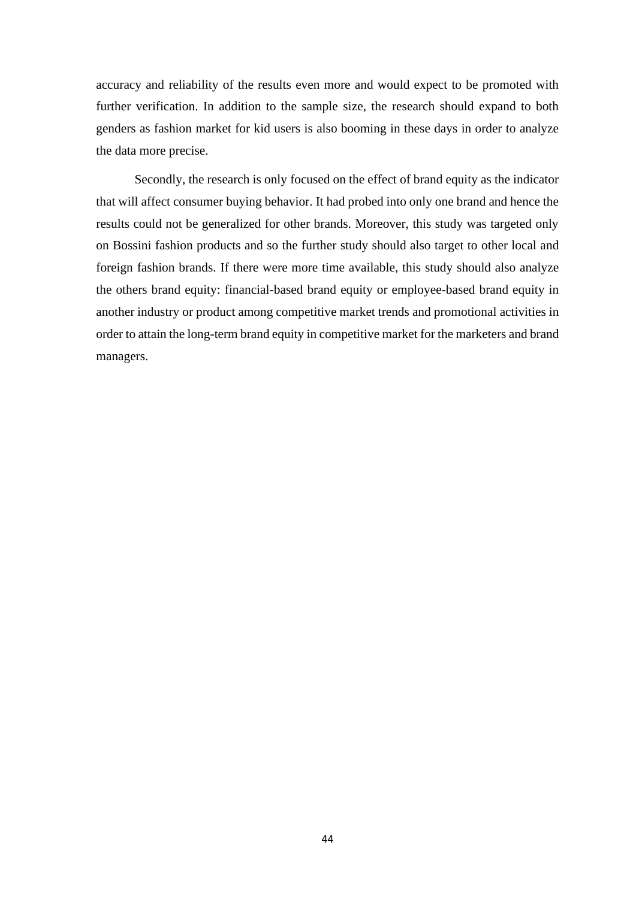accuracy and reliability of the results even more and would expect to be promoted with further verification. In addition to the sample size, the research should expand to both genders as fashion market for kid users is also booming in these days in order to analyze the data more precise.

Secondly, the research is only focused on the effect of brand equity as the indicator that will affect consumer buying behavior. It had probed into only one brand and hence the results could not be generalized for other brands. Moreover, this study was targeted only on Bossini fashion products and so the further study should also target to other local and foreign fashion brands. If there were more time available, this study should also analyze the others brand equity: financial-based brand equity or employee-based brand equity in another industry or product among competitive market trends and promotional activities in order to attain the long-term brand equity in competitive market for the marketers and brand managers.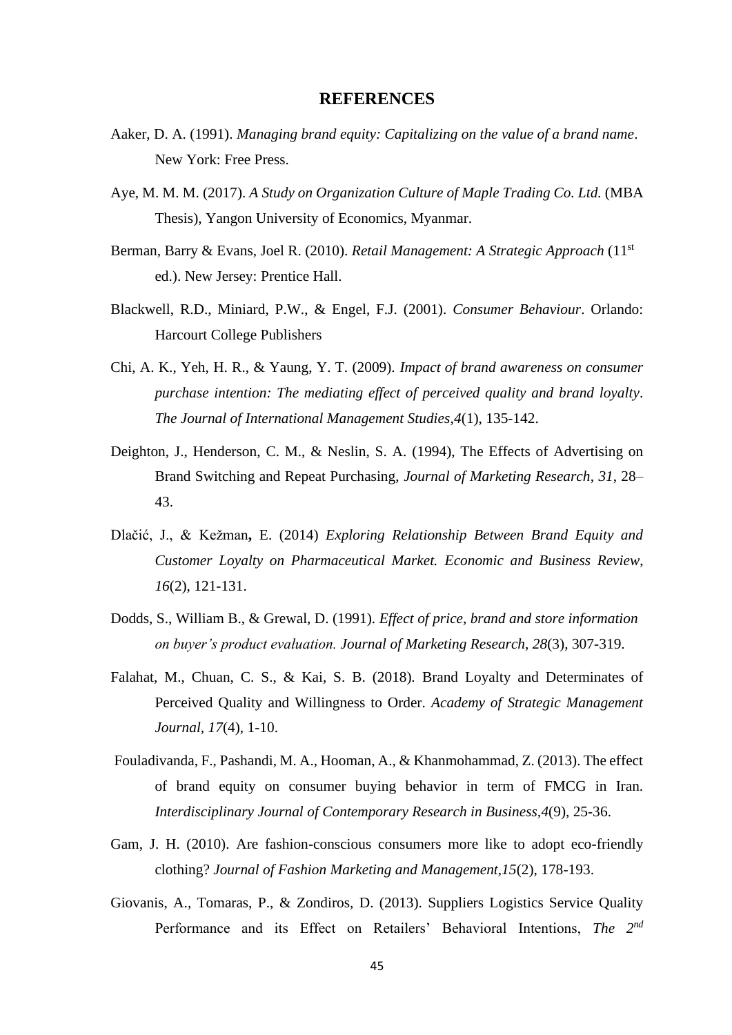# REFERENCES

Aaker, D. A. (1991). *Managing brand equity: Capitalizing on the value of a brand name*. New York: Free Press.

Aye, M. M. M. (2017). *A Study on Organization Culture of Maple Trading Co. Ltd.* (MBA Thesis), Yangon University of Economics, Myanmar.

Berman, Barry & Evans, Joel R. (2010). *Retail Management: A Strategic Approach* (11st ed.). New Jersey: Prentice Hall.

Blackwell, R.D., Miniard, P.W., & Engel, F.J. (2001). *Consumer Behaviour*. Orlando: Harcourt College Publishers

Chi, A. K., Yeh, H. R., & Yaung, Y. T. (2009). *Impact of brand awareness on consumer purchase intention: The mediating effect of perceived quality and brand loyalty*. *The Journal of International Management Studies,4*(1), 135-142.

Deighton, J., Henderson, C. M., & Neslin, S. A. (1994), The Effects of Advertising on Brand Switching and Repeat Purchasing, *Journal of Marketing Research*, *31*, 28–43.

Dlačić, J., & Kežman**,** E. (2014) *Exploring Relationship Between Brand Equity and Customer Loyalty on Pharmaceutical Market. Economic and Business Review*, *16*(2), 121-131.

Dodds, S., William B., & Grewal, D. (1991). *Effect of price, brand and store information on buyer's product evaluation. Journal of Marketing Research*, *28*(3), 307-319.

Falahat, M., Chuan, C. S., & Kai, S. B. (2018). Brand Loyalty and Determinates of Perceived Quality and Willingness to Order. *Academy of Strategic Management Journal*, *17*(4), 1-10.

Fouladivanda, F., Pashandi, M. A., Hooman, A., & Khanmohammad, Z. (2013). The effect of brand equity on consumer buying behavior in term of FMCG in Iran. *Interdisciplinary Journal of Contemporary Research in Business,4*(9), 25-36.

Gam, J. H. (2010). Are fashion-conscious consumers more like to adopt eco-friendly clothing? *Journal of Fashion Marketing and Management,15*(2), 178-193.

Giovanis, A., Tomaras, P., & Zondiros, D. (2013). Suppliers Logistics Service Quality Performance and its Effect on Retailers' Behavioral Intentions, *The 2nd*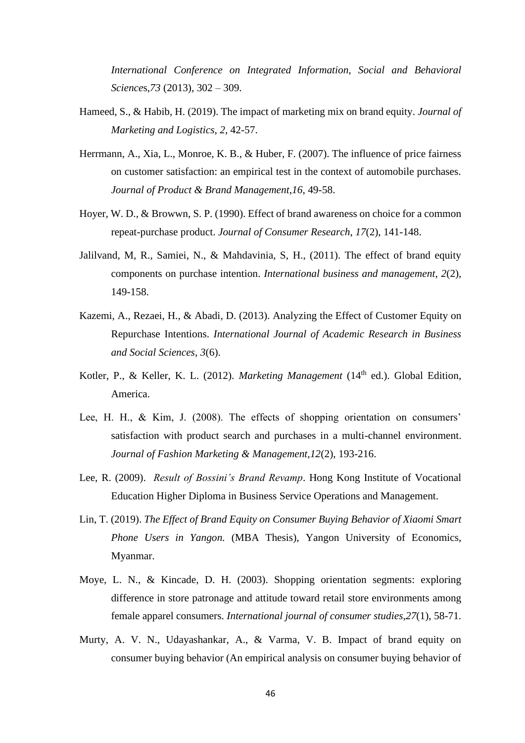*International Conference on Integrated Information, Social and Behavioral Sciences,73* (2013), 302 – 309.

Hameed, S., & Habib, H. (2019). The impact of marketing mix on brand equity. *Journal of Marketing and Logistics*, *2*, 42-57.

Herrmann, A., Xia, L., Monroe, K. B., & Huber, F. (2007). The influence of price fairness on customer satisfaction: an empirical test in the context of automobile purchases. *Journal of Product & Brand Management,16*, 49-58.

Hoyer, W. D., & Browwn, S. P. (1990). Effect of brand awareness on choice for a common repeat-purchase product. *Journal of Consumer Research*, *17*(2), 141-148.

Jalilvand, M, R., Samiei, N., & Mahdavinia, S, H., (2011). The effect of brand equity components on purchase intention. *International business and management*, *2*(2), 149-158.

Kazemi, A., Rezaei, H., & Abadi, D. (2013). Analyzing the Effect of Customer Equity on Repurchase Intentions. *International Journal of Academic Research in Business and Social Sciences*, *3*(6).

Kotler, P., & Keller, K. L. (2012). *Marketing Management* (14th ed.). Global Edition, America.

Lee, H. H., & Kim, J. (2008). The effects of shopping orientation on consumers' satisfaction with product search and purchases in a multi-channel environment. *Journal of Fashion Marketing & Management,12*(2), 193-216.

Lee, R. (2009). *Result of Bossini's Brand Revamp*. Hong Kong Institute of Vocational Education Higher Diploma in Business Service Operations and Management.

Lin, T. (2019). *The Effect of Brand Equity on Consumer Buying Behavior of Xiaomi Smart Phone Users in Yangon.* (MBA Thesis), Yangon University of Economics, Myanmar.

Moye, L. N., & Kincade, D. H. (2003). Shopping orientation segments: exploring difference in store patronage and attitude toward retail store environments among female apparel consumers. *International journal of consumer studies,27*(1), 58-71.

Murty, A. V. N., Udayashankar, A., & Varma, V. B. Impact of brand equity on consumer buying behavior (An empirical analysis on consumer buying behavior of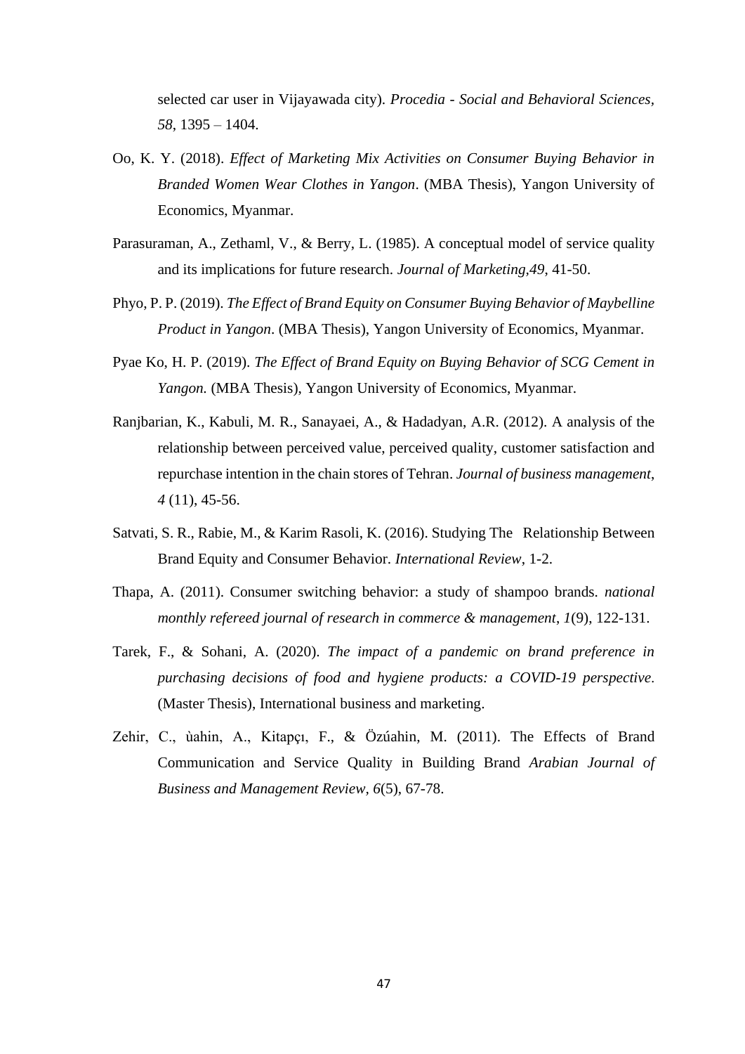selected car user in Vijayawada city). *Procedia - Social and Behavioral Sciences*, *58*, 1395 – 1404.

Oo, K. Y. (2018). *Effect of Marketing Mix Activities on Consumer Buying Behavior in Branded Women Wear Clothes in Yangon*. (MBA Thesis), Yangon University of Economics, Myanmar.

Parasuraman, A., Zethaml, V., & Berry, L. (1985). A conceptual model of service quality and its implications for future research. *Journal of Marketing,49*, 41-50.

Phyo, P. P. (2019). *The Effect of Brand Equity on Consumer Buying Behavior of Maybelline Product in Yangon*. (MBA Thesis), Yangon University of Economics, Myanmar.

Pyae Ko, H. P. (2019). *The Effect of Brand Equity on Buying Behavior of SCG Cement in Yangon.* (MBA Thesis), Yangon University of Economics, Myanmar.

Ranjbarian, K., Kabuli, M. R., Sanayaei, A., & Hadadyan, A.R. (2012). A analysis of the relationship between perceived value, perceived quality, customer satisfaction and repurchase intention in the chain stores of Tehran. *Journal of business management*, *4* (11), 45-56.

Satvati, S. R., Rabie, M., & Karim Rasoli, K. (2016). Studying The Relationship Between Brand Equity and Consumer Behavior. *International Review*, 1-2.

Thapa, A. (2011). Consumer switching behavior: a study of shampoo brands. *national monthly refereed journal of research in commerce & management*, *1*(9), 122-131.

Tarek, F., & Sohani, A. (2020). *The impact of a pandemic on brand preference in purchasing decisions of food and hygiene products: a COVID-19 perspective*. (Master Thesis), International business and marketing.

Zehir, C., ùahin, A., Kitapçı, F., & Özúahin, M. (2011). The Effects of Brand Communication and Service Quality in Building Brand *Arabian Journal of Business and Management Review*, *6*(5), 67-78.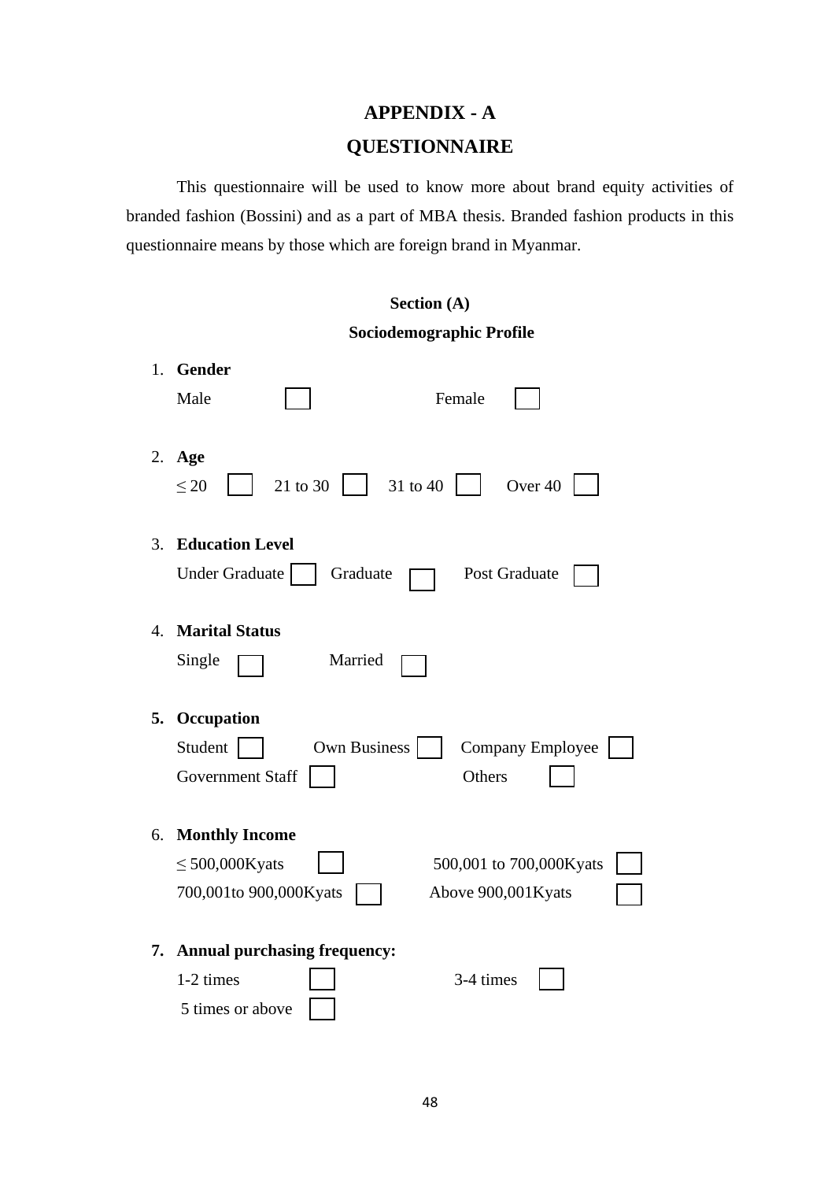# APPENDIX - A

# QUESTIONNAIRE

This questionnaire will be used to know more about brand equity activities of branded fashion (Bossini) and as a part of MBA thesis. Branded fashion products in this questionnaire means by those which are foreign brand in Myanmar.

## Section (A)

## Sociodemographic Profile

1. **Gender**

   Male ☐ Female ☐

2. **Age**

   ≤ 20 ☐ 21 to 30 ☐ 31 to 40 ☐ Over 40 ☐

3. **Education Level**

   Under Graduate ☐ Graduate ☐ Post Graduate ☐

4. **Marital Status**

   Single ☐ Married ☐

5. **Occupation**

   Student ☐ Own Business ☐ Company Employee ☐

   Government Staff ☐ Others ☐

6. **Monthly Income**

   ≤ 500,000Kyats ☐ 500,001 to 700,000Kyats ☐

   700,001to 900,000Kyats ☐ Above 900,001Kyats ☐

7. **Annual purchasing frequency:**

   1-2 times ☐ 3-4 times ☐

   5 times or above ☐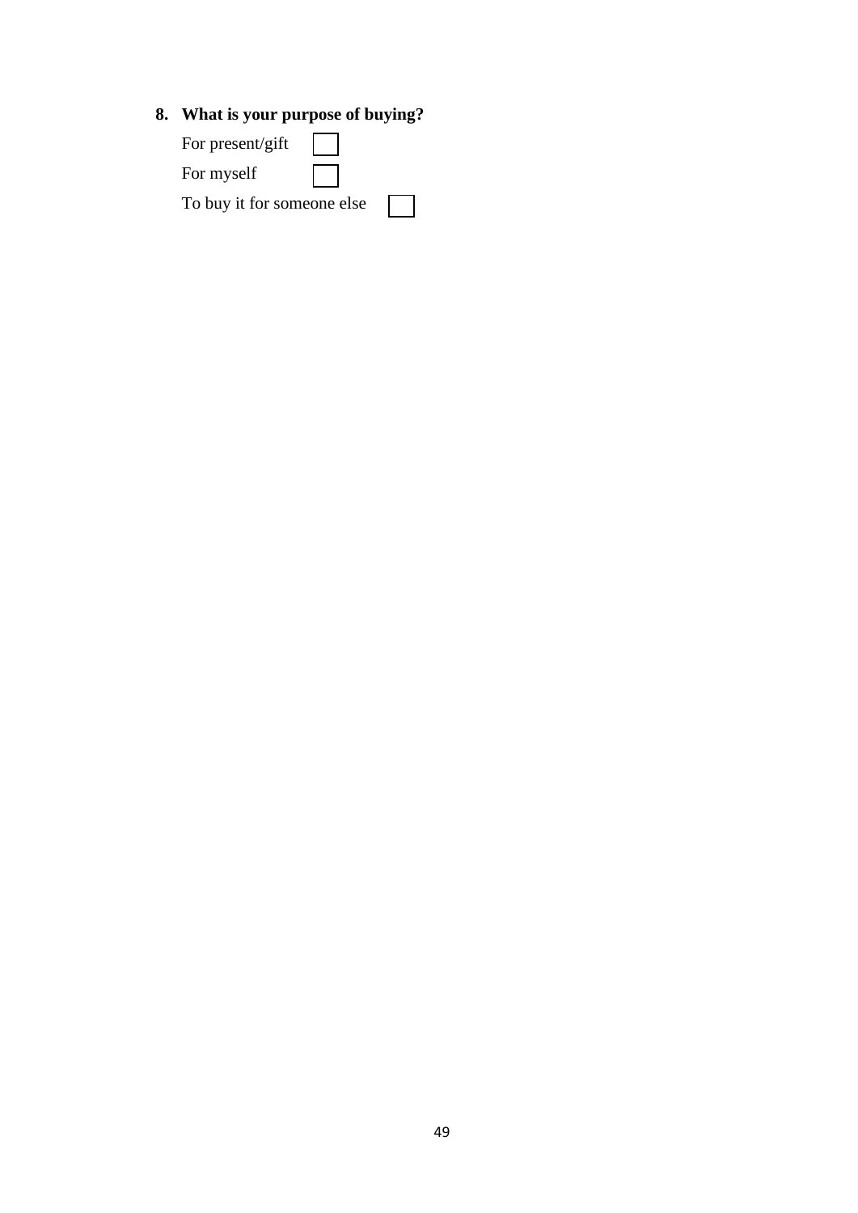**8. What is your purpose of buying?**

For present/gift ☐

For myself ☐

To buy it for someone else ☐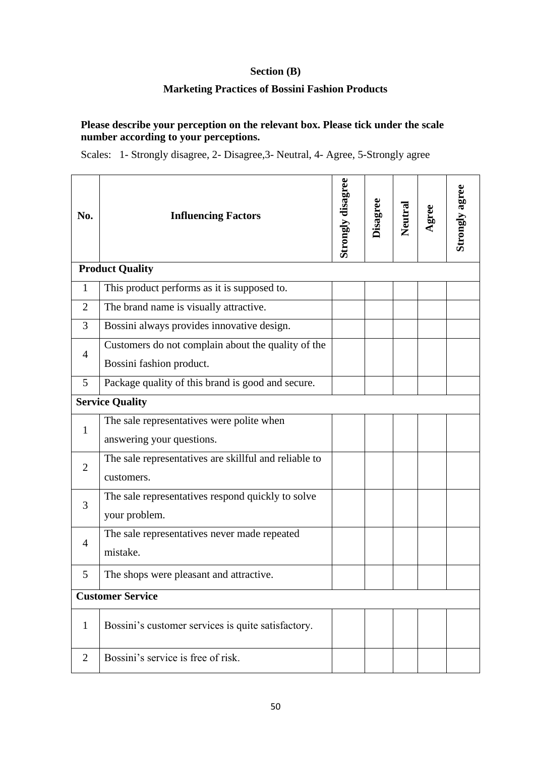**Section (B)**

**Marketing Practices of Bossini Fashion Products**

**Please describe your perception on the relevant box. Please tick under the scale number according to your perceptions.**

Scales: 1- Strongly disagree, 2- Disagree,3- Neutral, 4- Agree, 5-Strongly agree

| No. | Influencing Factors | Strongly disagree | Disagree | Neutral | Agree | Strongly agree |
|---|---|---|---|---|---|---|
| **Product Quality** | | | | | | |
| 1 | This product performs as it is supposed to. | | | | | |
| 2 | The brand name is visually attractive. | | | | | |
| 3 | Bossini always provides innovative design. | | | | | |
| 4 | Customers do not complain about the quality of the Bossini fashion product. | | | | | |
| 5 | Package quality of this brand is good and secure. | | | | | |
| **Service Quality** | | | | | | |
| 1 | The sale representatives were polite when answering your questions. | | | | | |
| 2 | The sale representatives are skillful and reliable to customers. | | | | | |
| 3 | The sale representatives respond quickly to solve your problem. | | | | | |
| 4 | The sale representatives never made repeated mistake. | | | | | |
| 5 | The shops were pleasant and attractive. | | | | | |
| **Customer Service** | | | | | | |
| 1 | Bossini's customer services is quite satisfactory. | | | | | |
| 2 | Bossini's service is free of risk. | | | | | |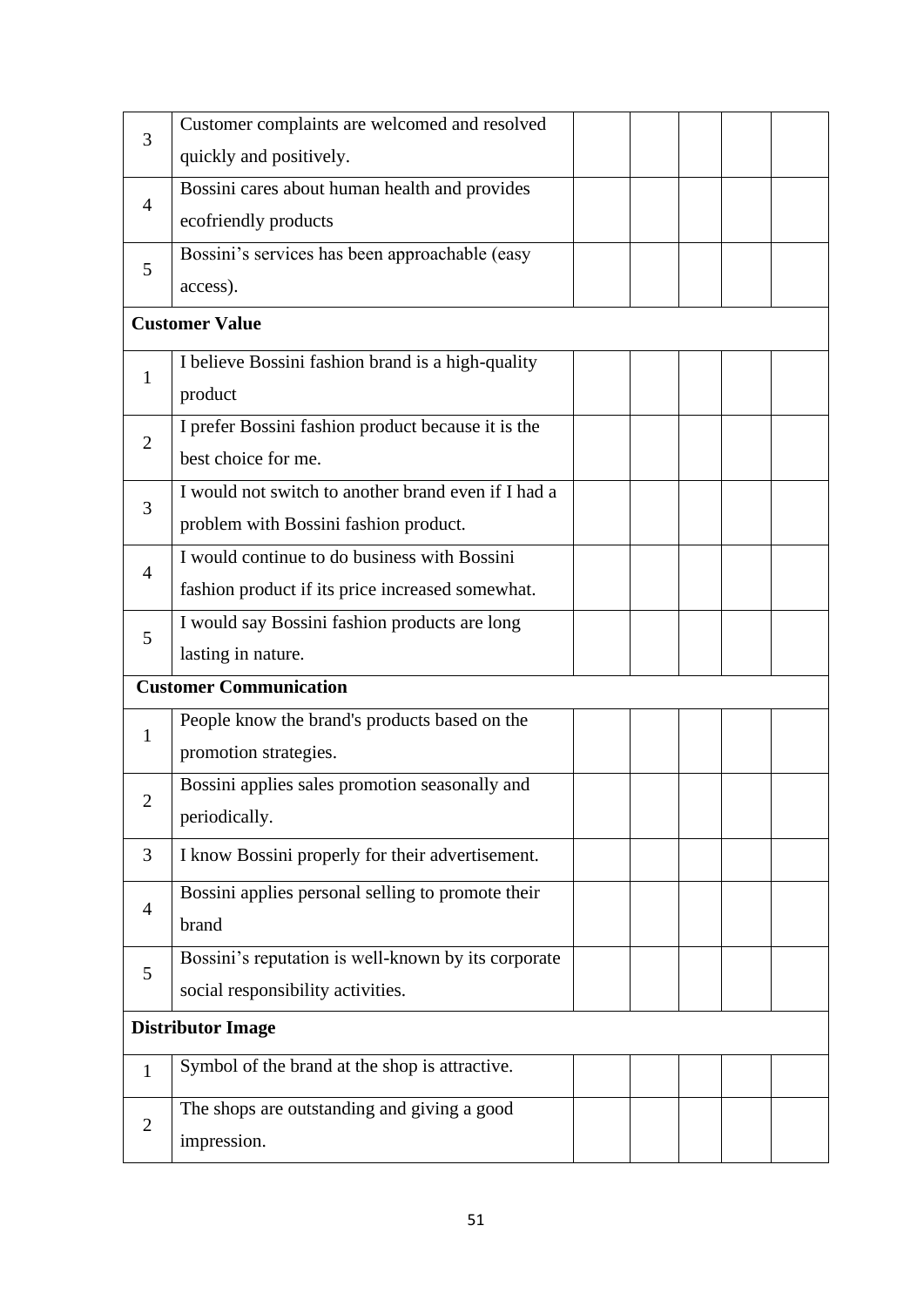| | | | | | | |
|---|---|---|---|---|---|---|
| 3 | Customer complaints are welcomed and resolved quickly and positively. | | | | | |
| 4 | Bossini cares about human health and provides ecofriendly products | | | | | |
| 5 | Bossini's services has been approachable (easy access). | | | | | |
| **Customer Value** | | | | | | |
| 1 | I believe Bossini fashion brand is a high-quality product | | | | | |
| 2 | I prefer Bossini fashion product because it is the best choice for me. | | | | | |
| 3 | I would not switch to another brand even if I had a problem with Bossini fashion product. | | | | | |
| 4 | I would continue to do business with Bossini fashion product if its price increased somewhat. | | | | | |
| 5 | I would say Bossini fashion products are long lasting in nature. | | | | | |
| **Customer Communication** | | | | | | |
| 1 | People know the brand's products based on the promotion strategies. | | | | | |
| 2 | Bossini applies sales promotion seasonally and periodically. | | | | | |
| 3 | I know Bossini properly for their advertisement. | | | | | |
| 4 | Bossini applies personal selling to promote their brand | | | | | |
| 5 | Bossini's reputation is well-known by its corporate social responsibility activities. | | | | | |
| **Distributor Image** | | | | | | |
| 1 | Symbol of the brand at the shop is attractive. | | | | | |
| 2 | The shops are outstanding and giving a good impression. | | | | | |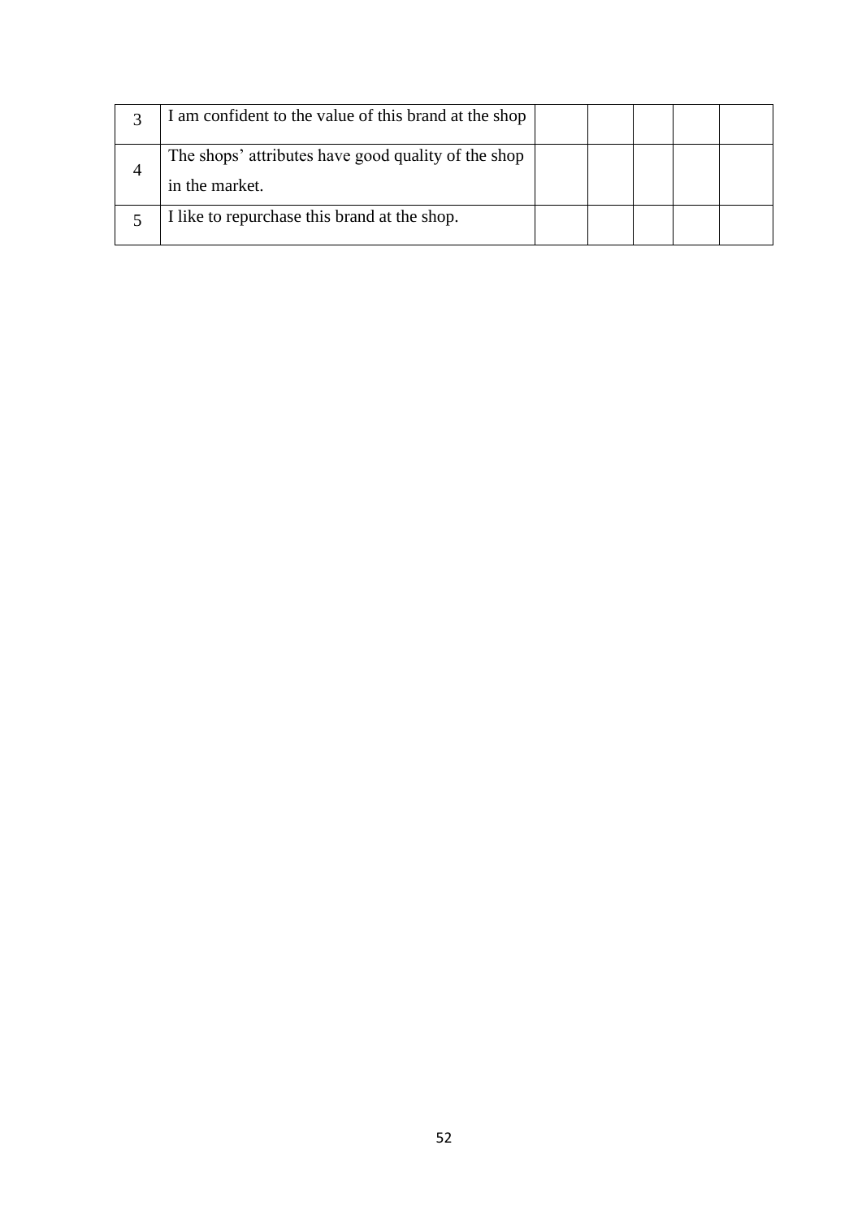| | | | | | | |
|---|---|---|---|---|---|---|
| 3 | I am confident to the value of this brand at the shop | | | | | |
| 4 | The shops' attributes have good quality of the shop in the market. | | | | | |
| 5 | I like to repurchase this brand at the shop. | | | | | |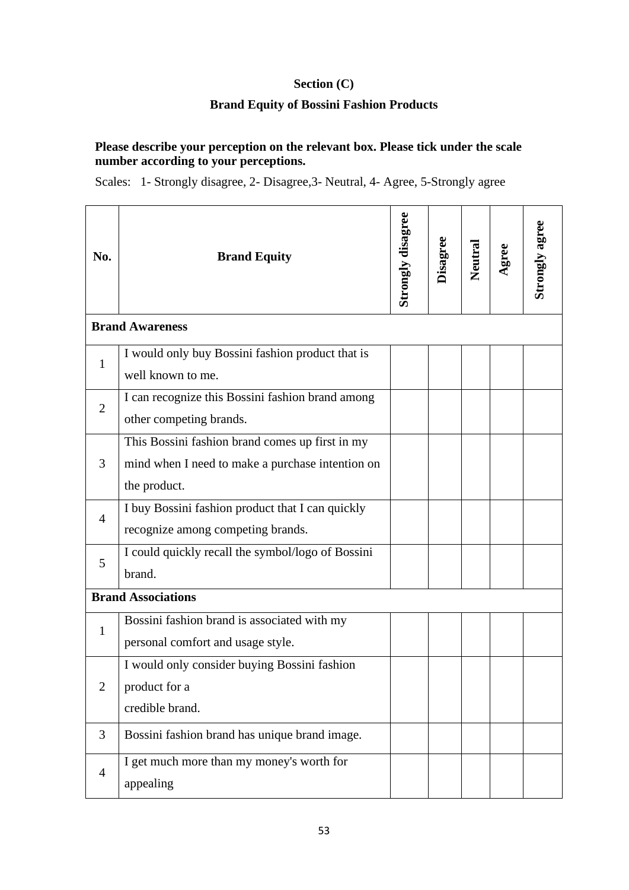### Section (C)

### Brand Equity of Bossini Fashion Products

**Please describe your perception on the relevant box. Please tick under the scale number according to your perceptions.**

Scales: 1- Strongly disagree, 2- Disagree,3- Neutral, 4- Agree, 5-Strongly agree

| No. | Brand Equity | Strongly disagree | Disagree | Neutral | Agree | Strongly agree |
|---|---|---|---|---|---|---|
| **Brand Awareness** | | | | | | |
| 1 | I would only buy Bossini fashion product that is well known to me. | | | | | |
| 2 | I can recognize this Bossini fashion brand among other competing brands. | | | | | |
| 3 | This Bossini fashion brand comes up first in my mind when I need to make a purchase intention on the product. | | | | | |
| 4 | I buy Bossini fashion product that I can quickly recognize among competing brands. | | | | | |
| 5 | I could quickly recall the symbol/logo of Bossini brand. | | | | | |
| **Brand Associations** | | | | | | |
| 1 | Bossini fashion brand is associated with my personal comfort and usage style. | | | | | |
| 2 | I would only consider buying Bossini fashion product for a credible brand. | | | | | |
| 3 | Bossini fashion brand has unique brand image. | | | | | |
| 4 | I get much more than my money's worth for appealing | | | | | |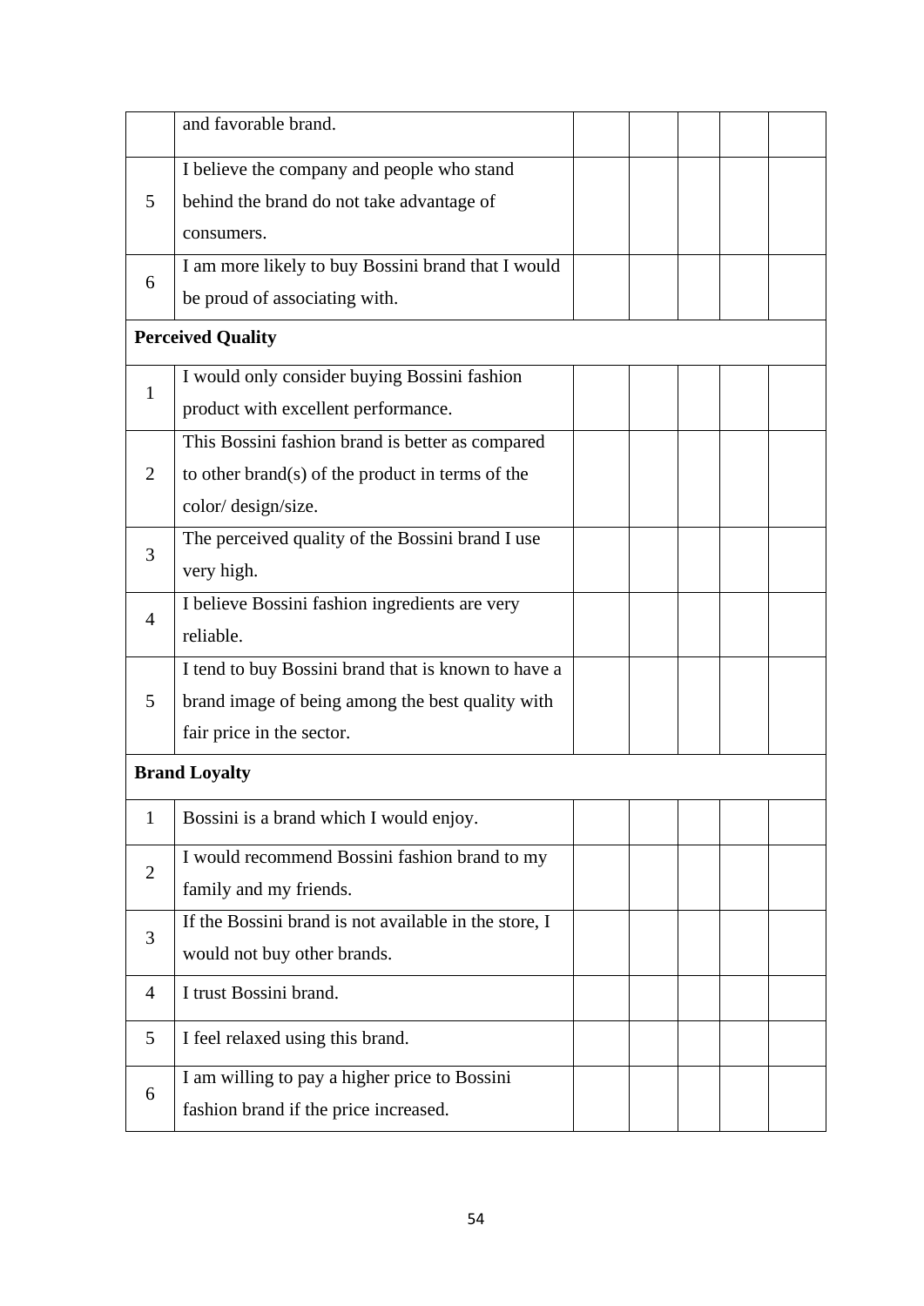| | | | | | | |
|---|---|---|---|---|---|---|
| | and favorable brand. | | | | | |
| 5 | I believe the company and people who stand behind the brand do not take advantage of consumers. | | | | | |
| 6 | I am more likely to buy Bossini brand that I would be proud of associating with. | | | | | |
| **Perceived Quality** | | | | | | |
| 1 | I would only consider buying Bossini fashion product with excellent performance. | | | | | |
| 2 | This Bossini fashion brand is better as compared to other brand(s) of the product in terms of the color/ design/size. | | | | | |
| 3 | The perceived quality of the Bossini brand I use very high. | | | | | |
| 4 | I believe Bossini fashion ingredients are very reliable. | | | | | |
| 5 | I tend to buy Bossini brand that is known to have a brand image of being among the best quality with fair price in the sector. | | | | | |
| **Brand Loyalty** | | | | | | |
| 1 | Bossini is a brand which I would enjoy. | | | | | |
| 2 | I would recommend Bossini fashion brand to my family and my friends. | | | | | |
| 3 | If the Bossini brand is not available in the store, I would not buy other brands. | | | | | |
| 4 | I trust Bossini brand. | | | | | |
| 5 | I feel relaxed using this brand. | | | | | |
| 6 | I am willing to pay a higher price to Bossini fashion brand if the price increased. | | | | | |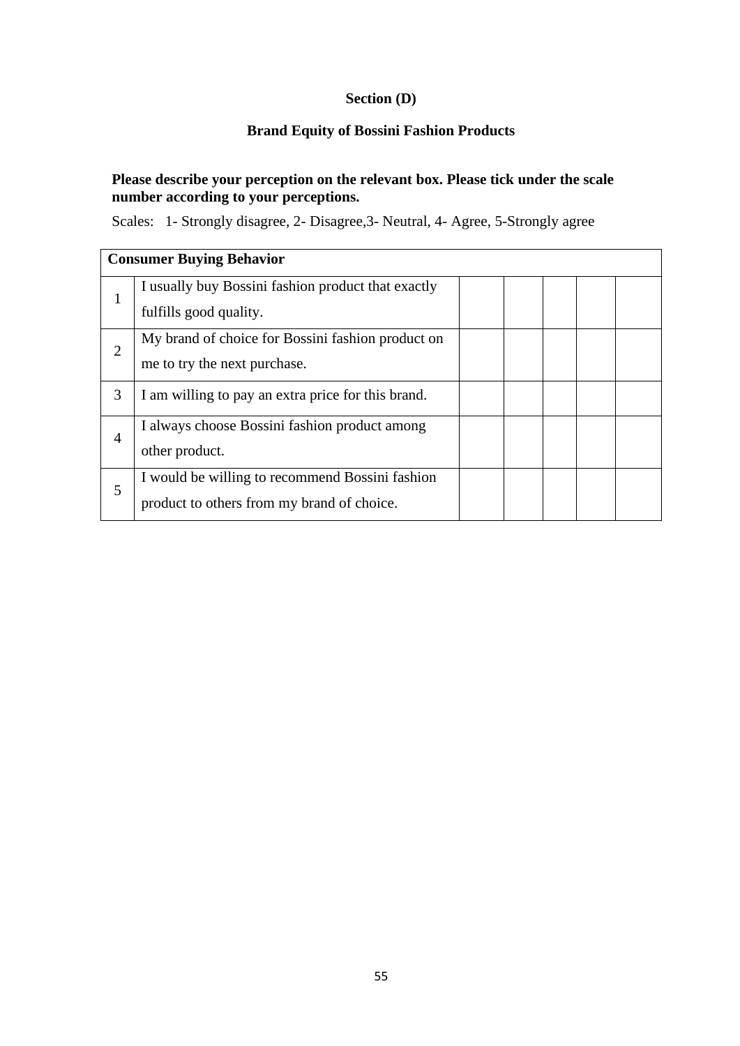**Section (D)**

**Brand Equity of Bossini Fashion Products**

**Please describe your perception on the relevant box. Please tick under the scale number according to your perceptions.**

Scales: 1- Strongly disagree, 2- Disagree,3- Neutral, 4- Agree, 5-Strongly agree

| **Consumer Buying Behavior** | | | | | | |
|---|---|---|---|---|---|---|
| 1 | I usually buy Bossini fashion product that exactly fulfills good quality. | | | | | |
| 2 | My brand of choice for Bossini fashion product on me to try the next purchase. | | | | | |
| 3 | I am willing to pay an extra price for this brand. | | | | | |
| 4 | I always choose Bossini fashion product among other product. | | | | | |
| 5 | I would be willing to recommend Bossini fashion product to others from my brand of choice. | | | | | |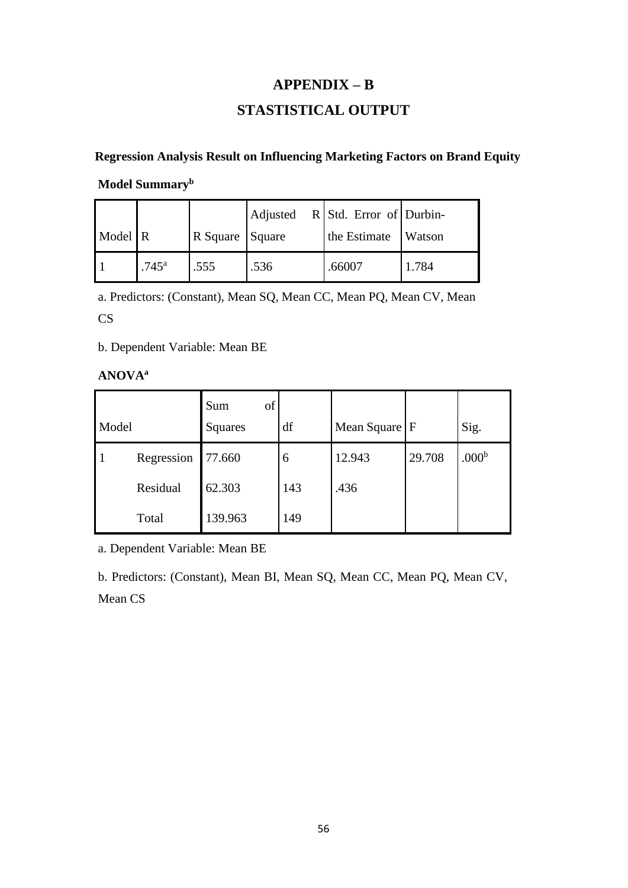# APPENDIX – B

# STASTISTICAL OUTPUT

**Regression Analysis Result on Influencing Marketing Factors on Brand Equity**

**Model Summary[b]**

| Model | R | R Square | Adjusted R Square | Std. Error of the Estimate | Durbin-Watson |
|---|---|---|---|---|---|
| 1 | .745[a] | .555 | .536 | .66007 | 1.784 |

a. Predictors: (Constant), Mean SQ, Mean CC, Mean PQ, Mean CV, Mean CS

b. Dependent Variable: Mean BE

**ANOVA[a]**

| Model | | Sum of Squares | df | Mean Square | F | Sig. |
|---|---|---|---|---|---|---|
| 1 | Regression | 77.660 | 6 | 12.943 | 29.708 | .000[b] |
| | Residual | 62.303 | 143 | .436 | | |
| | Total | 139.963 | 149 | | | |

a. Dependent Variable: Mean BE

b. Predictors: (Constant), Mean BI, Mean SQ, Mean CC, Mean PQ, Mean CV, Mean CS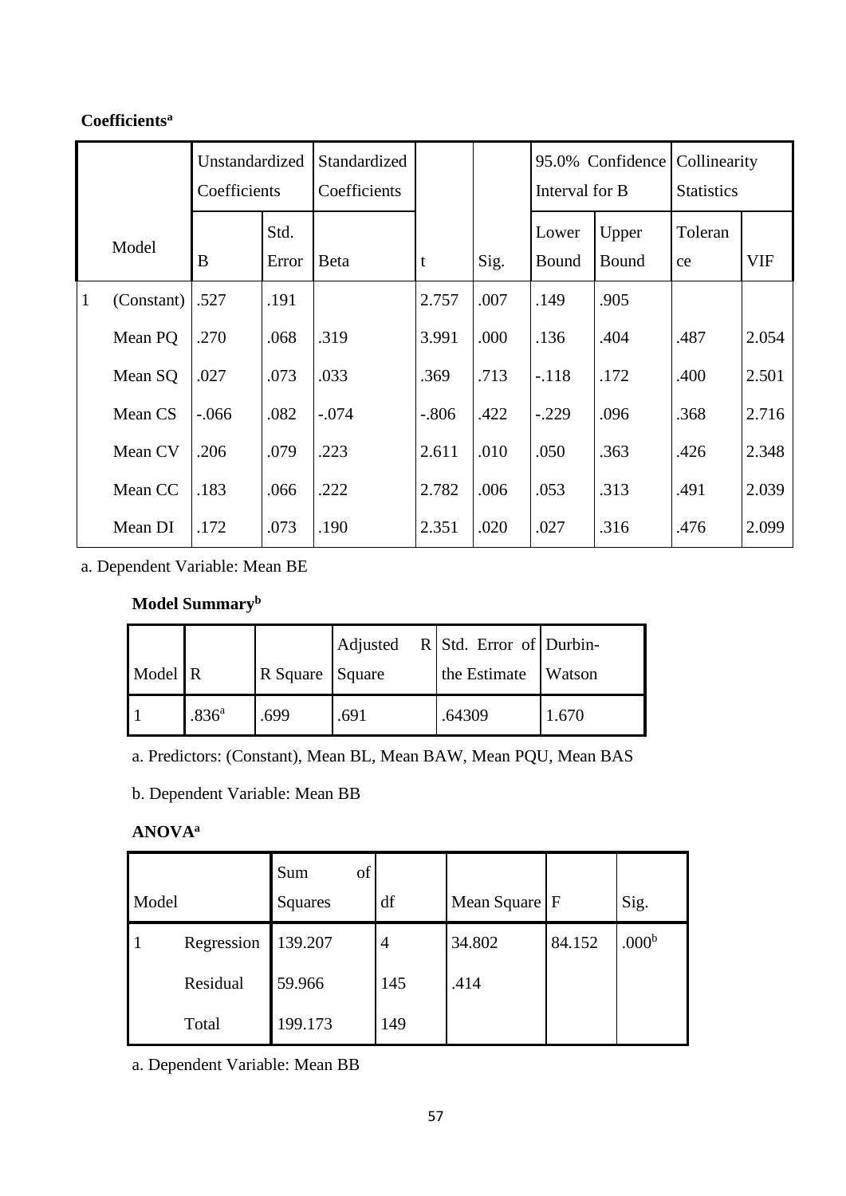**Coefficients[a]**

| Model | | Unstandardized Coefficients | | Standardized Coefficients | t | Sig. | 95.0% Confidence Interval for B | | Collinearity Statistics | |
|---|---|---|---|---|---|---|---|---|---|---|
| | | B | Std. Error | Beta | | | Lower Bound | Upper Bound | Tolerance | VIF |
| 1 | (Constant) | .527 | .191 | | 2.757 | .007 | .149 | .905 | | |
| | Mean PQ | .270 | .068 | .319 | 3.991 | .000 | .136 | .404 | .487 | 2.054 |
| | Mean SQ | .027 | .073 | .033 | .369 | .713 | -.118 | .172 | .400 | 2.501 |
| | Mean CS | -.066 | .082 | -.074 | -.806 | .422 | -.229 | .096 | .368 | 2.716 |
| | Mean CV | .206 | .079 | .223 | 2.611 | .010 | .050 | .363 | .426 | 2.348 |
| | Mean CC | .183 | .066 | .222 | 2.782 | .006 | .053 | .313 | .491 | 2.039 |
| | Mean DI | .172 | .073 | .190 | 2.351 | .020 | .027 | .316 | .476 | 2.099 |

a. Dependent Variable: Mean BE

**Model Summary[b]**

| Model | R | R Square | Adjusted R Square | Std. Error of the Estimate | Durbin-Watson |
|---|---|---|---|---|---|
| 1 | .836[a] | .699 | .691 | .64309 | 1.670 |

a. Predictors: (Constant), Mean BL, Mean BAW, Mean PQU, Mean BAS

b. Dependent Variable: Mean BB

**ANOVA[a]**

| Model | | Sum of Squares | df | Mean Square | F | Sig. |
|---|---|---|---|---|---|---|
| 1 | Regression | 139.207 | 4 | 34.802 | 84.152 | .000[b] |
| | Residual | 59.966 | 145 | .414 | | |
| | Total | 199.173 | 149 | | | |

a. Dependent Variable: Mean BB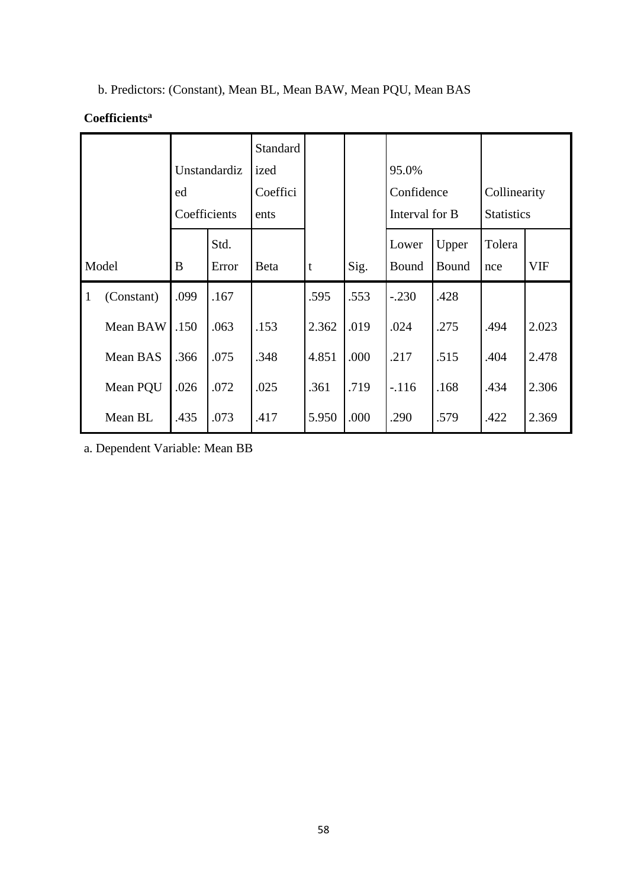b. Predictors: (Constant), Mean BL, Mean BAW, Mean PQU, Mean BAS

**Coefficients[a]**

| Model | | Unstandardized Coefficients | | Standardized Coefficients | t | Sig. | 95.0% Confidence Interval for B | | Collinearity Statistics | |
|---|---|---|---|---|---|---|---|---|---|---|
| | | B | Std. Error | Beta | | | Lower Bound | Upper Bound | Tolerance | VIF |
| 1 | (Constant) | .099 | .167 | | .595 | .553 | -.230 | .428 | | |
| | Mean BAW | .150 | .063 | .153 | 2.362 | .019 | .024 | .275 | .494 | 2.023 |
| | Mean BAS | .366 | .075 | .348 | 4.851 | .000 | .217 | .515 | .404 | 2.478 |
| | Mean PQU | .026 | .072 | .025 | .361 | .719 | -.116 | .168 | .434 | 2.306 |
| | Mean BL | .435 | .073 | .417 | 5.950 | .000 | .290 | .579 | .422 | 2.369 |

a. Dependent Variable: Mean BB